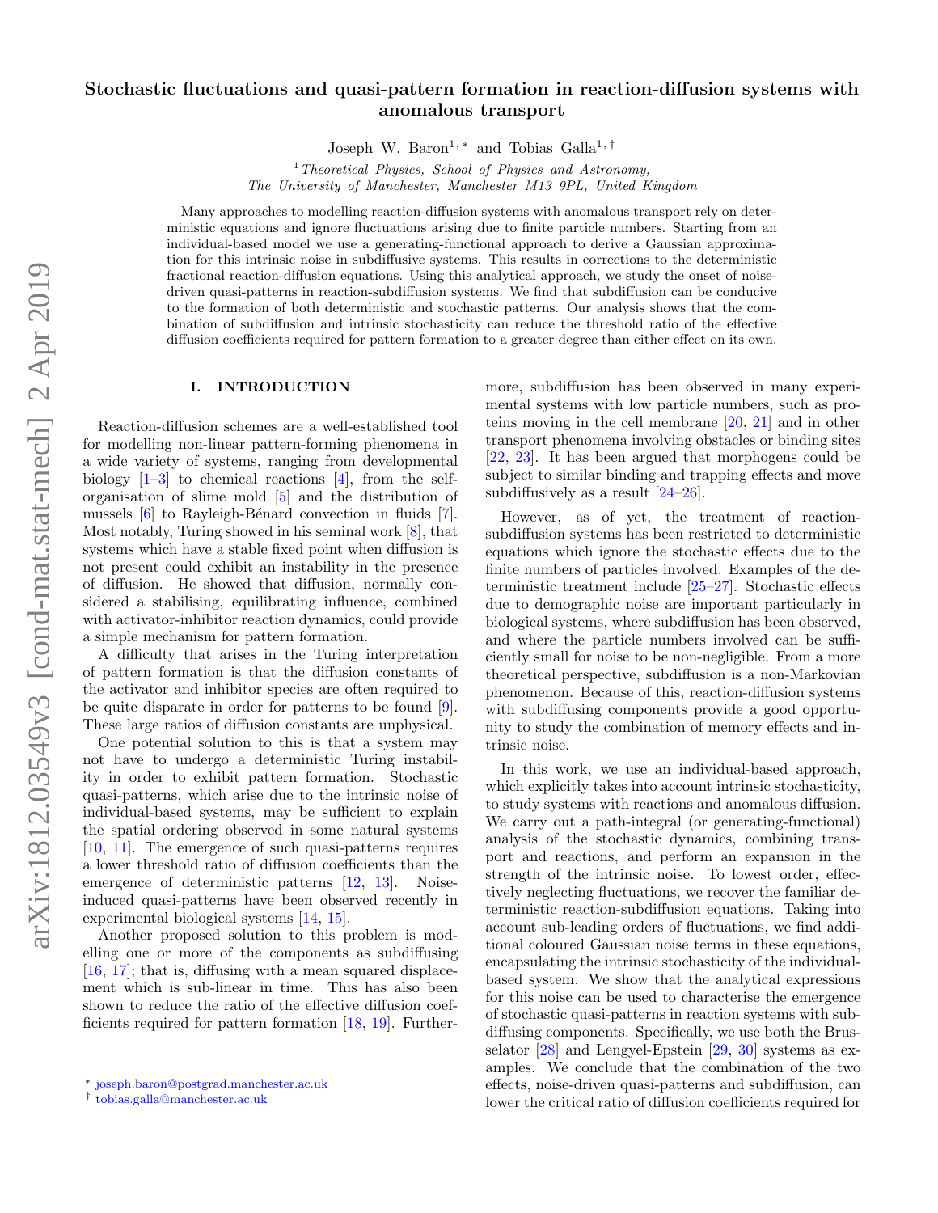# Stochastic fluctuations and quasi-pattern formation in reaction-diffusion systems with anomalous transport

Joseph W. Baron[1,*] and Tobias Galla[1,†]

[1] *Theoretical Physics, School of Physics and Astronomy, The University of Manchester, Manchester M13 9PL, United Kingdom*

Many approaches to modelling reaction-diffusion systems with anomalous transport rely on deterministic equations and ignore fluctuations arising due to finite particle numbers. Starting from an individual-based model we use a generating-functional approach to derive a Gaussian approximation for this intrinsic noise in subdiffusive systems. This results in corrections to the deterministic fractional reaction-diffusion equations. Using this analytical approach, we study the onset of noise-driven quasi-patterns in reaction-subdiffusion systems. We find that subdiffusion can be conducive to the formation of both deterministic and stochastic patterns. Our analysis shows that the combination of subdiffusion and intrinsic stochasticity can reduce the threshold ratio of the effective diffusion coefficients required for pattern formation to a greater degree than either effect on its own.

## I. INTRODUCTION

Reaction-diffusion schemes are a well-established tool for modelling non-linear pattern-forming phenomena in a wide variety of systems, ranging from developmental biology [1–3] to chemical reactions [4], from the self-organisation of slime mold [5] and the distribution of mussels [6] to Rayleigh-Bénard convection in fluids [7]. Most notably, Turing showed in his seminal work [8], that systems which have a stable fixed point when diffusion is not present could exhibit an instability in the presence of diffusion. He showed that diffusion, normally considered a stabilising, equilibrating influence, combined with activator-inhibitor reaction dynamics, could provide a simple mechanism for pattern formation.

A difficulty that arises in the Turing interpretation of pattern formation is that the diffusion constants of the activator and inhibitor species are often required to be quite disparate in order for patterns to be found [9]. These large ratios of diffusion constants are unphysical.

One potential solution to this is that a system may not have to undergo a deterministic Turing instability in order to exhibit pattern formation. Stochastic quasi-patterns, which arise due to the intrinsic noise of individual-based systems, may be sufficient to explain the spatial ordering observed in some natural systems [10, 11]. The emergence of such quasi-patterns requires a lower threshold ratio of diffusion coefficients than the emergence of deterministic patterns [12, 13]. Noise-induced quasi-patterns have been observed recently in experimental biological systems [14, 15].

Another proposed solution to this problem is modelling one or more of the components as subdiffusing [16, 17]; that is, diffusing with a mean squared displacement which is sub-linear in time. This has also been shown to reduce the ratio of the effective diffusion coefficients required for pattern formation [18, 19]. Furthermore, subdiffusion has been observed in many experimental systems with low particle numbers, such as proteins moving in the cell membrane [20, 21] and in other transport phenomena involving obstacles or binding sites [22, 23]. It has been argued that morphogens could be subject to similar binding and trapping effects and move subdiffusively as a result [24–26].

However, as of yet, the treatment of reaction-subdiffusion systems has been restricted to deterministic equations which ignore the stochastic effects due to the finite numbers of particles involved. Examples of the deterministic treatment include [25–27]. Stochastic effects due to demographic noise are important particularly in biological systems, where subdiffusion has been observed, and where the particle numbers involved can be sufficiently small for noise to be non-negligible. From a more theoretical perspective, subdiffusion is a non-Markovian phenomenon. Because of this, reaction-diffusion systems with subdiffusing components provide a good opportunity to study the combination of memory effects and intrinsic noise.

In this work, we use an individual-based approach, which explicitly takes into account intrinsic stochasticity, to study systems with reactions and anomalous diffusion. We carry out a path-integral (or generating-functional) analysis of the stochastic dynamics, combining transport and reactions, and perform an expansion in the strength of the intrinsic noise. To lowest order, effectively neglecting fluctuations, we recover the familiar deterministic reaction-subdiffusion equations. Taking into account sub-leading orders of fluctuations, we find additional coloured Gaussian noise terms in these equations, encapsulating the intrinsic stochasticity of the individual-based system. We show that the analytical expressions for this noise can be used to characterise the emergence of stochastic quasi-patterns in reaction systems with subdiffusing components. Specifically, we use both the Brusselator [28] and Lengyel-Epstein [29, 30] systems as examples. We conclude that the combination of the two effects, noise-driven quasi-patterns and subdiffusion, can lower the critical ratio of diffusion coefficients required for

* joseph.baron@postgrad.manchester.ac.uk
† tobias.galla@manchester.ac.uk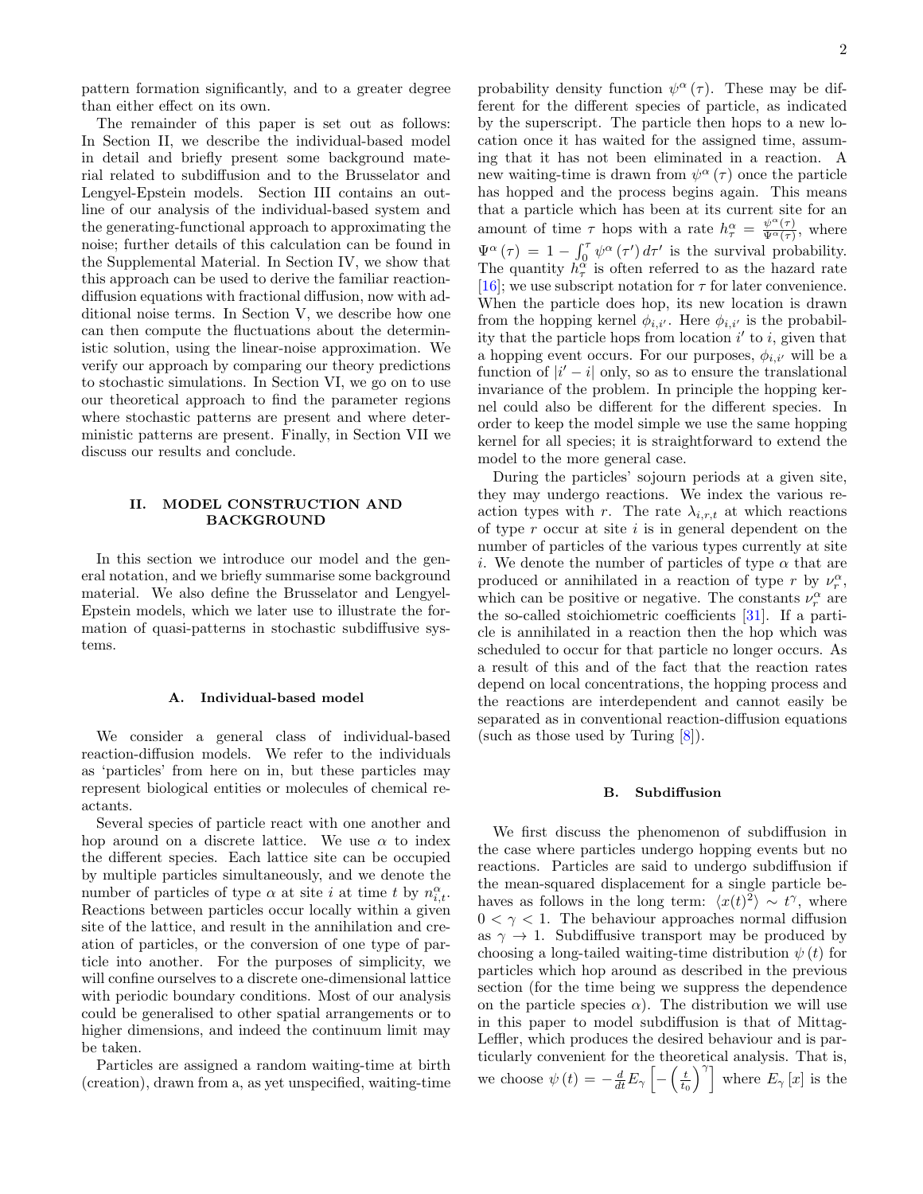pattern formation significantly, and to a greater degree than either effect on its own.

The remainder of this paper is set out as follows: In Section II, we describe the individual-based model in detail and briefly present some background material related to subdiffusion and to the Brusselator and Lengyel-Epstein models. Section III contains an outline of our analysis of the individual-based system and the generating-functional approach to approximating the noise; further details of this calculation can be found in the Supplemental Material. In Section IV, we show that this approach can be used to derive the familiar reaction-diffusion equations with fractional diffusion, now with additional noise terms. In Section V, we describe how one can then compute the fluctuations about the deterministic solution, using the linear-noise approximation. We verify our approach by comparing our theory predictions to stochastic simulations. In Section VI, we go on to use our theoretical approach to find the parameter regions where stochastic patterns are present and where deterministic patterns are present. Finally, in Section VII we discuss our results and conclude.

## II. MODEL CONSTRUCTION AND BACKGROUND

In this section we introduce our model and the general notation, and we briefly summarise some background material. We also define the Brusselator and Lengyel-Epstein models, which we later use to illustrate the formation of quasi-patterns in stochastic subdiffusive systems.

### A. Individual-based model

We consider a general class of individual-based reaction-diffusion models. We refer to the individuals as 'particles' from here on in, but these particles may represent biological entities or molecules of chemical reactants.

Several species of particle react with one another and hop around on a discrete lattice. We use $\alpha$ to index the different species. Each lattice site can be occupied by multiple particles simultaneously, and we denote the number of particles of type $\alpha$ at site $i$ at time $t$ by $n^{\alpha}_{i,t}$. Reactions between particles occur locally within a given site of the lattice, and result in the annihilation and creation of particles, or the conversion of one type of particle into another. For the purposes of simplicity, we will confine ourselves to a discrete one-dimensional lattice with periodic boundary conditions. Most of our analysis could be generalised to other spatial arrangements or to higher dimensions, and indeed the continuum limit may be taken.

Particles are assigned a random waiting-time at birth (creation), drawn from a, as yet unspecified, waiting-time probability density function $\psi^{\alpha}(\tau)$. These may be different for the different species of particle, as indicated by the superscript. The particle then hops to a new location once it has waited for the assigned time, assuming that it has not been eliminated in a reaction. A new waiting-time is drawn from $\psi^{\alpha}(\tau)$ once the particle has hopped and the process begins again. This means that a particle which has been at its current site for an amount of time $\tau$ hops with a rate $h^{\alpha}_{\tau} = \frac{\psi^{\alpha}(\tau)}{\Psi^{\alpha}(\tau)}$, where $\Psi^{\alpha}(\tau) = 1 - \int_0^{\tau} \psi^{\alpha}(\tau')\, d\tau'$ is the survival probability. The quantity $h^{\alpha}_{\tau}$ is often referred to as the hazard rate [16]; we use subscript notation for $\tau$ for later convenience. When the particle does hop, its new location is drawn from the hopping kernel $\phi_{i,i'}$. Here $\phi_{i,i'}$ is the probability that the particle hops from location $i'$ to $i$, given that a hopping event occurs. For our purposes, $\phi_{i,i'}$ will be a function of $|i' - i|$ only, so as to ensure the translational invariance of the problem. In principle the hopping kernel could also be different for the different species. In order to keep the model simple we use the same hopping kernel for all species; it is straightforward to extend the model to the more general case.

During the particles' sojourn periods at a given site, they may undergo reactions. We index the various reaction types with $r$. The rate $\lambda_{i,r,t}$ at which reactions of type $r$ occur at site $i$ is in general dependent on the number of particles of the various types currently at site $i$. We denote the number of particles of type $\alpha$ that are produced or annihilated in a reaction of type $r$ by $\nu^{\alpha}_{r}$, which can be positive or negative. The constants $\nu^{\alpha}_{r}$ are the so-called stoichiometric coefficients [31]. If a particle is annihilated in a reaction then the hop which was scheduled to occur for that particle no longer occurs. As a result of this and of the fact that the reaction rates depend on local concentrations, the hopping process and the reactions are interdependent and cannot easily be separated as in conventional reaction-diffusion equations (such as those used by Turing [8]).

### B. Subdiffusion

We first discuss the phenomenon of subdiffusion in the case where particles undergo hopping events but no reactions. Particles are said to undergo subdiffusion if the mean-squared displacement for a single particle behaves as follows in the long term: $\langle x(t)^2 \rangle \sim t^{\gamma}$, where $0 < \gamma < 1$. The behaviour approaches normal diffusion as $\gamma \to 1$. Subdiffusive transport may be produced by choosing a long-tailed waiting-time distribution $\psi(t)$ for particles which hop around as described in the previous section (for the time being we suppress the dependence on the particle species $\alpha$). The distribution we will use in this paper to model subdiffusion is that of Mittag-Leffler, which produces the desired behaviour and is particularly convenient for the theoretical analysis. That is, we choose $\psi(t) = -\frac{d}{dt} E_{\gamma}\left[ -\left(\frac{t}{t_0}\right)^{\gamma} \right]$ where $E_{\gamma}[x]$ is the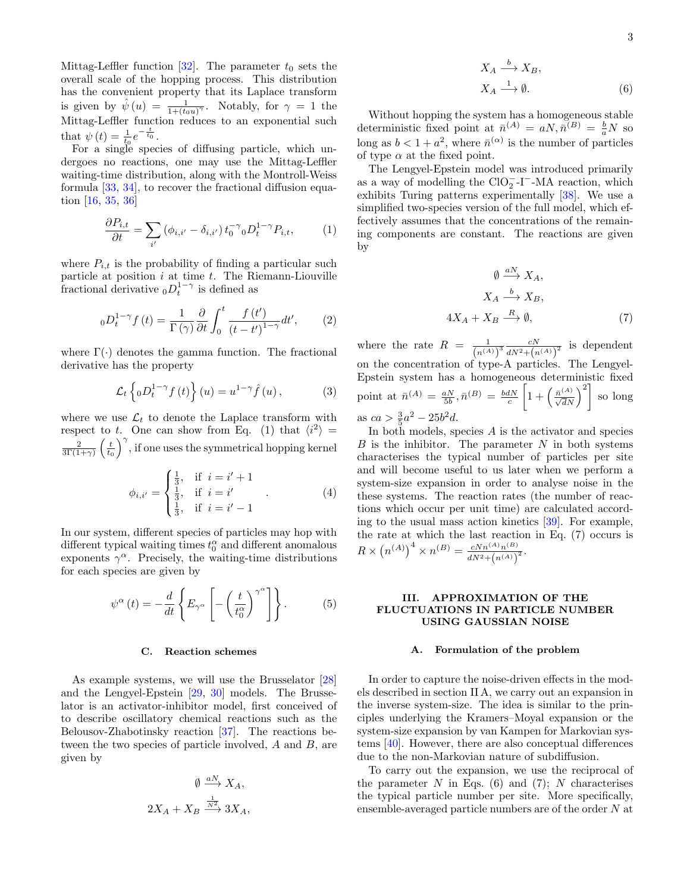Mittag-Leffler function [32]. The parameter $t_0$ sets the overall scale of the hopping process. This distribution has the convenient property that its Laplace transform is given by $\hat{\psi}(u) = \frac{1}{1+(t_0 u)^\gamma}$. Notably, for $\gamma = 1$ the Mittag-Leffler function reduces to an exponential such that $\psi(t) = \frac{1}{t_0} e^{-\frac{t}{t_0}}$.

For a single species of diffusing particle, which undergoes no reactions, one may use the Mittag-Leffler waiting-time distribution, along with the Montroll-Weiss formula [33, 34], to recover the fractional diffusion equation [16, 35, 36]

$$\frac{\partial P_{i,t}}{\partial t} = \sum_{i'} \left(\phi_{i,i'} - \delta_{i,i'}\right) t_0^{-\gamma} {}_0D_t^{1-\gamma} P_{i,t}, \tag{1}$$

where $P_{i,t}$ is the probability of finding a particular such particle at position $i$ at time $t$. The Riemann-Liouville fractional derivative ${}_0D_t^{1-\gamma}$ is defined as

$${}_0D_t^{1-\gamma} f(t) = \frac{1}{\Gamma(\gamma)} \frac{\partial}{\partial t} \int_0^t \frac{f(t')}{(t-t')^{1-\gamma}} dt', \tag{2}$$

where $\Gamma(\cdot)$ denotes the gamma function. The fractional derivative has the property

$$\mathcal{L}_t\left\{ {}_0D_t^{1-\gamma} f(t) \right\}(u) = u^{1-\gamma} \hat{f}(u), \tag{3}$$

where we use $\mathcal{L}_t$ to denote the Laplace transform with respect to $t$. One can show from Eq. (1) that $\langle i^2 \rangle = \frac{2}{3\Gamma(1+\gamma)} \left(\frac{t}{t_0}\right)^\gamma$, if one uses the symmetrical hopping kernel

$$\phi_{i,i'} = \begin{cases} \frac{1}{3}, & \text{if } i = i'+1 \\ \frac{1}{3}, & \text{if } i = i' \\ \frac{1}{3}, & \text{if } i = i'-1 \end{cases}. \tag{4}$$

In our system, different species of particles may hop with different typical waiting times $t_0^\alpha$ and different anomalous exponents $\gamma^\alpha$. Precisely, the waiting-time distributions for each species are given by

$$\psi^\alpha(t) = -\frac{d}{dt}\left\{ E_{\gamma^\alpha}\left[ -\left(\frac{t}{t_0^\alpha}\right)^{\gamma^\alpha} \right] \right\}. \tag{5}$$

### C. Reaction schemes

As example systems, we will use the Brusselator [28] and the Lengyel-Epstein [29, 30] models. The Brusselator is an activator-inhibitor model, first conceived of to describe oscillatory chemical reactions such as the Belousov-Zhabotinsky reaction [37]. The reactions between the two species of particle involved, $A$ and $B$, are given by

$$\begin{aligned} \emptyset &\xrightarrow{aN} X_A, \\ 2X_A + X_B &\xrightarrow{\frac{1}{N^2}} 3X_A, \\ X_A &\xrightarrow{b} X_B, \\ X_A &\xrightarrow{1} \emptyset. \end{aligned} \tag{6}$$

Without hopping the system has a homogeneous stable deterministic fixed point at $\bar{n}^{(A)} = aN, \bar{n}^{(B)} = \frac{b}{a}N$ so long as $b < 1 + a^2$, where $\bar{n}^{(\alpha)}$ is the number of particles of type $\alpha$ at the fixed point.

The Lengyel-Epstein model was introduced primarily as a way of modelling the $ClO_2^-$-$I^-$-MA reaction, which exhibits Turing patterns experimentally [38]. We use a simplified two-species version of the full model, which effectively assumes that the concentrations of the remaining components are constant. The reactions are given by

$$\begin{aligned} \emptyset &\xrightarrow{aN} X_A, \\ X_A &\xrightarrow{b} X_B, \\ 4X_A + X_B &\xrightarrow{R} \emptyset, \end{aligned} \tag{7}$$

where the rate $R = \frac{1}{\left(n^{(A)}\right)^3} \frac{cN}{dN^2 + \left(n^{(A)}\right)^2}$ is dependent on the concentration of type-A particles. The Lengyel-Epstein system has a homogeneous deterministic fixed point at $\bar{n}^{(A)} = \frac{aN}{5b}, \bar{n}^{(B)} = \frac{bdN}{c}\left[1 + \left(\frac{\bar{n}^{(A)}}{\sqrt{d}N}\right)^2\right]$ so long as $ca > \frac{3}{5}a^2 - 25b^2 d$.

In both models, species $A$ is the activator and species $B$ is the inhibitor. The parameter $N$ in both systems characterises the typical number of particles per site and will become useful to us later when we perform a system-size expansion in order to analyse noise in the these systems. The reaction rates (the number of reactions which occur per unit time) are calculated according to the usual mass action kinetics [39]. For example, the rate at which the last reaction in Eq. (7) occurs is $R \times \left(n^{(A)}\right)^4 \times n^{(B)} = \frac{cNn^{(A)}n^{(B)}}{dN^2 + \left(n^{(A)}\right)^2}$.

## III. APPROXIMATION OF THE FLUCTUATIONS IN PARTICLE NUMBER USING GAUSSIAN NOISE

### A. Formulation of the problem

In order to capture the noise-driven effects in the models described in section II A, we carry out an expansion in the inverse system-size. The idea is similar to the principles underlying the Kramers–Moyal expansion or the system-size expansion by van Kampen for Markovian systems [40]. However, there are also conceptual differences due to the non-Markovian nature of subdiffusion.

To carry out the expansion, we use the reciprocal of the parameter $N$ in Eqs. (6) and (7); $N$ characterises the typical particle number per site. More specifically, ensemble-averaged particle numbers are of the order $N$ at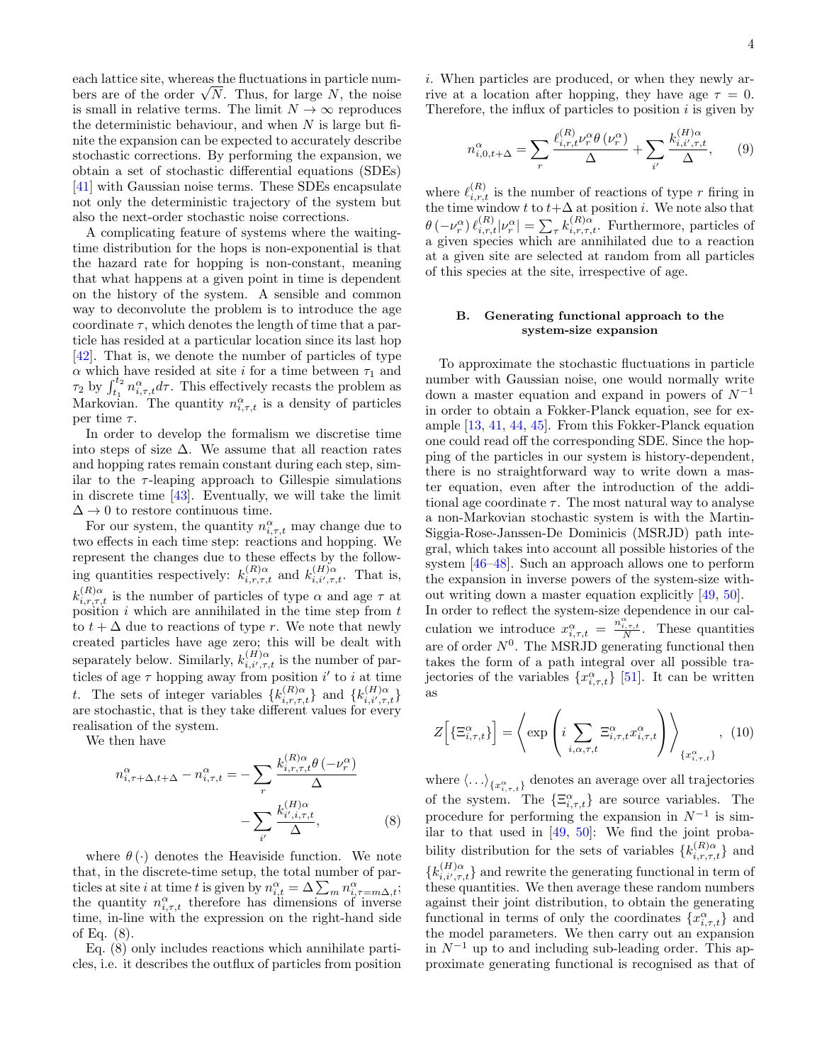each lattice site, whereas the fluctuations in particle numbers are of the order $\sqrt{N}$. Thus, for large $N$, the noise is small in relative terms. The limit $N \to \infty$ reproduces the deterministic behaviour, and when $N$ is large but finite the expansion can be expected to accurately describe stochastic corrections. By performing the expansion, we obtain a set of stochastic differential equations (SDEs) [41] with Gaussian noise terms. These SDEs encapsulate not only the deterministic trajectory of the system but also the next-order stochastic noise corrections.

A complicating feature of systems where the waiting-time distribution for the hops is non-exponential is that the hazard rate for hopping is non-constant, meaning that what happens at a given point in time is dependent on the history of the system. A sensible and common way to deconvolute the problem is to introduce the age coordinate $\tau$, which denotes the length of time that a particle has resided at a particular location since its last hop [42]. That is, we denote the number of particles of type $\alpha$ which have resided at site $i$ for a time between $\tau_1$ and $\tau_2$ by $\int_{t_1}^{t_2} n^{\alpha}_{i,\tau,t} d\tau$. This effectively recasts the problem as Markovian. The quantity $n^{\alpha}_{i,\tau,t}$ is a density of particles per time $\tau$.

In order to develop the formalism we discretise time into steps of size $\Delta$. We assume that all reaction rates and hopping rates remain constant during each step, similar to the $\tau$-leaping approach to Gillespie simulations in discrete time [43]. Eventually, we will take the limit $\Delta \to 0$ to restore continuous time.

For our system, the quantity $n^{\alpha}_{i,\tau,t}$ may change due to two effects in each time step: reactions and hopping. We represent the changes due to these effects by the following quantities respectively: $k^{(R)\alpha}_{i,r,\tau,t}$ and $k^{(H)\alpha}_{i,i',\tau,t}$. That is, $k^{(R)\alpha}_{i,r,\tau,t}$ is the number of particles of type $\alpha$ and age $\tau$ at position $i$ which are annihilated in the time step from $t$ to $t+\Delta$ due to reactions of type $r$. We note that newly created particles have age zero; this will be dealt with separately below. Similarly, $k^{(H)\alpha}_{i,i',\tau,t}$ is the number of particles of age $\tau$ hopping away from position $i'$ to $i$ at time $t$. The sets of integer variables $\{k^{(R)\alpha}_{i,r,\tau,t}\}$ and $\{k^{(H)\alpha}_{i,i',\tau,t}\}$ are stochastic, that is they take different values for every realisation of the system.

We then have

$$
n^{\alpha}_{i,\tau+\Delta,t+\Delta} - n^{\alpha}_{i,\tau,t} = -\sum_r \frac{k^{(R)\alpha}_{i,r,\tau,t}\theta\left(-\nu^{\alpha}_r\right)}{\Delta} - \sum_{i'} \frac{k^{(H)\alpha}_{i',i,\tau,t}}{\Delta}, \tag{8}
$$

where $\theta\left(\cdot\right)$ denotes the Heaviside function. We note that, in the discrete-time setup, the total number of particles at site $i$ at time $t$ is given by $n^{\alpha}_{i,t} = \Delta \sum_m n^{\alpha}_{i,\tau=m\Delta,t}$; the quantity $n^{\alpha}_{i,\tau,t}$ therefore has dimensions of inverse time, in-line with the expression on the right-hand side of Eq. (8).

Eq. (8) only includes reactions which annihilate particles, i.e. it describes the outflux of particles from position $i$. When particles are produced, or when they newly arrive at a location after hopping, they have age $\tau = 0$. Therefore, the influx of particles to position $i$ is given by

$$
n^{\alpha}_{i,0,t+\Delta} = \sum_r \frac{\ell^{(R)}_{i,r,t}\nu^{\alpha}_r \theta\left(\nu^{\alpha}_r\right)}{\Delta} + \sum_{i'} \frac{k^{(H)\alpha}_{i,i',\tau,t}}{\Delta}, \tag{9}
$$

where $\ell^{(R)}_{i,r,t}$ is the number of reactions of type $r$ firing in the time window $t$ to $t+\Delta$ at position $i$. We note also that $\theta\left(-\nu^{\alpha}_r\right)\ell^{(R)}_{i,r,t}|\nu^{\alpha}_r| = \sum_\tau k^{(R)\alpha}_{i,r,\tau,t}$. Furthermore, particles of a given species which are annihilated due to a reaction at a given site are selected at random from all particles of this species at the site, irrespective of age.

### B. Generating functional approach to the system-size expansion

To approximate the stochastic fluctuations in particle number with Gaussian noise, one would normally write down a master equation and expand in powers of $N^{-1}$ in order to obtain a Fokker-Planck equation, see for example [13, 41, 44, 45]. From this Fokker-Planck equation one could read off the corresponding SDE. Since the hopping of the particles in our system is history-dependent, there is no straightforward way to write down a master equation, even after the introduction of the additional age coordinate $\tau$. The most natural way to analyse a non-Markovian stochastic system is with the Martin-Siggia-Rose-Janssen-De Dominicis (MSRJD) path integral, which takes into account all possible histories of the system [46–48]. Such an approach allows one to perform the expansion in inverse powers of the system-size without writing down a master equation explicitly [49, 50]. In order to reflect the system-size dependence in our calculation we introduce $x^{\alpha}_{i,\tau,t} = \frac{n^{\alpha}_{i,\tau,t}}{N}$. These quantities are of order $N^0$. The MSRJD generating functional then takes the form of a path integral over all possible trajectories of the variables $\{x^{\alpha}_{i,\tau,t}\}$ [51]. It can be written as

$$
Z\Big[\{\Xi^{\alpha}_{i,\tau,t}\}\Big] = \left\langle \exp\left( i \sum_{i,\alpha,\tau,t} \Xi^{\alpha}_{i,\tau,t} x^{\alpha}_{i,\tau,t} \right) \right\rangle_{\{x^{\alpha}_{i,\tau,t}\}}, \tag{10}
$$

where $\langle \ldots \rangle_{\{x^{\alpha}_{i,\tau,t}\}}$ denotes an average over all trajectories of the system. The $\{\Xi^{\alpha}_{i,\tau,t}\}$ are source variables. The procedure for performing the expansion in $N^{-1}$ is similar to that used in [49, 50]: We find the joint probability distribution for the sets of variables $\{k^{(R)\alpha}_{i,r,\tau,t}\}$ and $\{k^{(H)\alpha}_{i,i',\tau,t}\}$ and rewrite the generating functional in term of these quantities. We then average these random numbers against their joint distribution, to obtain the generating functional in terms of only the coordinates $\{x^{\alpha}_{i,\tau,t}\}$ and the model parameters. We then carry out an expansion in $N^{-1}$ up to and including sub-leading order. This approximate generating functional is recognised as that of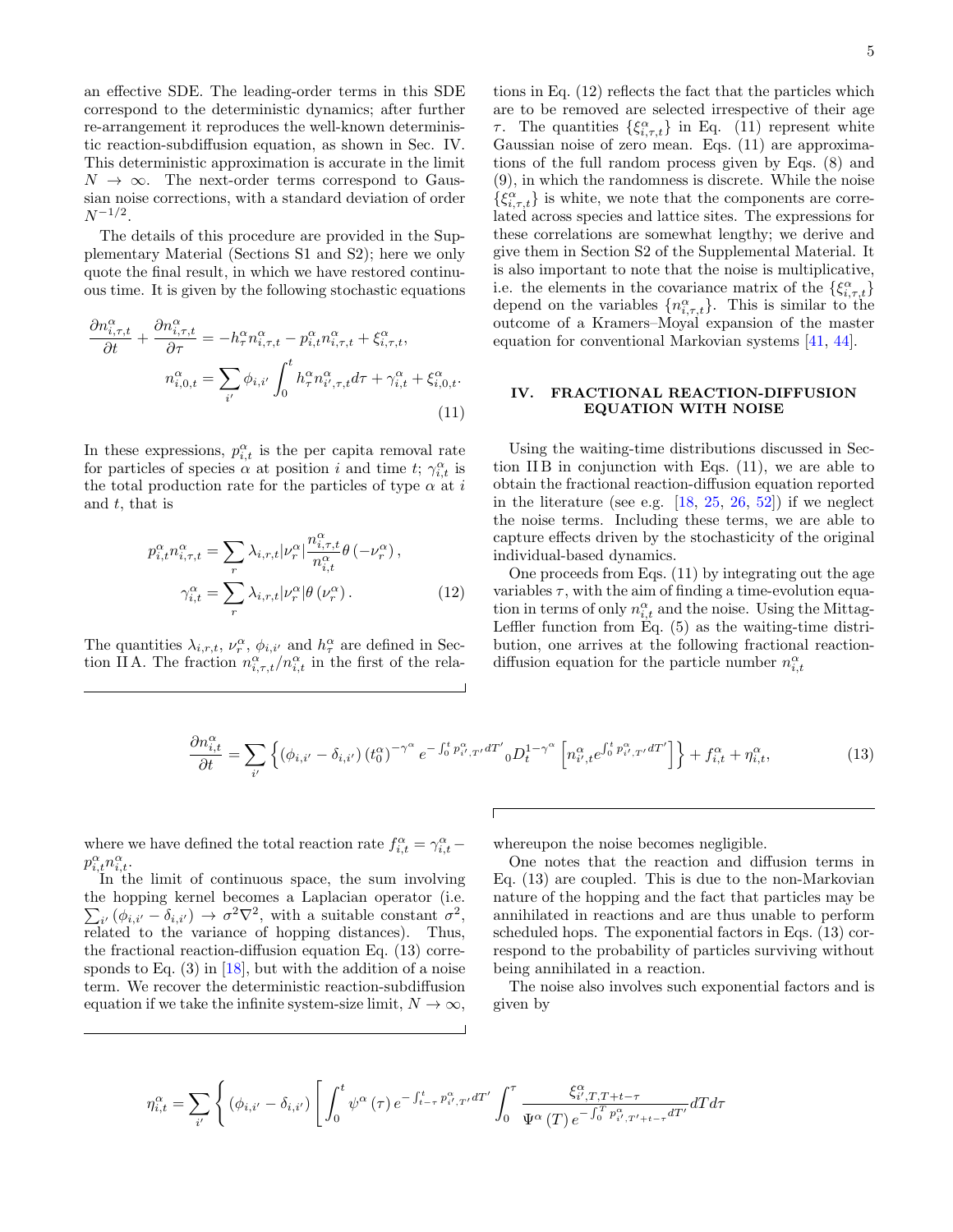an effective SDE. The leading-order terms in this SDE correspond to the deterministic dynamics; after further re-arrangement it reproduces the well-known deterministic reaction-subdiffusion equation, as shown in Sec. IV. This deterministic approximation is accurate in the limit $N \to \infty$. The next-order terms correspond to Gaussian noise corrections, with a standard deviation of order $N^{-1/2}$.

The details of this procedure are provided in the Supplementary Material (Sections S1 and S2); here we only quote the final result, in which we have restored continuous time. It is given by the following stochastic equations

$$
\begin{aligned}
\frac{\partial n^\alpha_{i,\tau,t}}{\partial t} + \frac{\partial n^\alpha_{i,\tau,t}}{\partial \tau} &= -h^\alpha_\tau n^\alpha_{i,\tau,t} - p^\alpha_{i,t} n^\alpha_{i,\tau,t} + \xi^\alpha_{i,\tau,t}, \\
n^\alpha_{i,0,t} &= \sum_{i'} \phi_{i,i'} \int_0^t h^\alpha_\tau n^\alpha_{i',\tau,t} d\tau + \gamma^\alpha_{i,t} + \xi^\alpha_{i,0,t}.
\end{aligned} \tag{11}
$$

In these expressions, $p^\alpha_{i,t}$ is the per capita removal rate for particles of species $\alpha$ at position $i$ and time $t$; $\gamma^\alpha_{i,t}$ is the total production rate for the particles of type $\alpha$ at $i$ and $t$, that is

$$
\begin{aligned}
p^\alpha_{i,t} n^\alpha_{i,\tau,t} &= \sum_r \lambda_{i,r,t} |\nu^\alpha_r| \frac{n^\alpha_{i,\tau,t}}{n^\alpha_{i,t}} \theta\left(-\nu^\alpha_r\right), \\
\gamma^\alpha_{i,t} &= \sum_r \lambda_{i,r,t} |\nu^\alpha_r| \theta\left(\nu^\alpha_r\right).
\end{aligned} \tag{12}
$$

The quantities $\lambda_{i,r,t}$, $\nu^\alpha_r$, $\phi_{i,i'}$ and $h^\alpha_\tau$ are defined in Section II A. The fraction $n^\alpha_{i,\tau,t}/n^\alpha_{i,t}$ in the first of the relations in Eq. (12) reflects the fact that the particles which are to be removed are selected irrespective of their age $\tau$. The quantities $\{\xi^\alpha_{i,\tau,t}\}$ in Eq. (11) represent white Gaussian noise of zero mean. Eqs. (11) are approximations of the full random process given by Eqs. (8) and (9), in which the randomness is discrete. While the noise $\{\xi^\alpha_{i,\tau,t}\}$ is white, we note that the components are correlated across species and lattice sites. The expressions for these correlations are somewhat lengthy; we derive and give them in Section S2 of the Supplemental Material. It is also important to note that the noise is multiplicative, i.e. the elements in the covariance matrix of the $\{\xi^\alpha_{i,\tau,t}\}$ depend on the variables $\{n^\alpha_{i,\tau,t}\}$. This is similar to the outcome of a Kramers–Moyal expansion of the master equation for conventional Markovian systems [41, 44].

## IV. FRACTIONAL REACTION-DIFFUSION EQUATION WITH NOISE

Using the waiting-time distributions discussed in Section II B in conjunction with Eqs. (11), we are able to obtain the fractional reaction-diffusion equation reported in the literature (see e.g. [18, 25, 26, 52]) if we neglect the noise terms. Including these terms, we are able to capture effects driven by the stochasticity of the original individual-based dynamics.

One proceeds from Eqs. (11) by integrating out the age variables $\tau$, with the aim of finding a time-evolution equation in terms of only $n^\alpha_{i,t}$ and the noise. Using the Mittag-Leffler function from Eq. (5) as the waiting-time distribution, one arrives at the following fractional reaction-diffusion equation for the particle number $n^\alpha_{i,t}$

$$
\frac{\partial n^\alpha_{i,t}}{\partial t} = \sum_{i'} \left\{ \left(\phi_{i,i'} - \delta_{i,i'}\right) \left(t^\alpha_0\right)^{-\gamma^\alpha} e^{-\int_0^t p^\alpha_{i',T'} dT'} \, {}_0D_t^{1-\gamma^\alpha} \left[ n^\alpha_{i',t} e^{\int_0^t p^\alpha_{i',T'} dT'} \right] \right\} + f^\alpha_{i,t} + \eta^\alpha_{i,t}, \tag{13}
$$

where we have defined the total reaction rate $f^\alpha_{i,t} = \gamma^\alpha_{i,t} - p^\alpha_{i,t} n^\alpha_{i,t}$.

In the limit of continuous space, the sum involving the hopping kernel becomes a Laplacian operator (i.e. $\sum_{i'} \left(\phi_{i,i'} - \delta_{i,i'}\right) \to \sigma^2 \nabla^2$, with a suitable constant $\sigma^2$, related to the variance of hopping distances). Thus, the fractional reaction-diffusion equation Eq. (13) corresponds to Eq. (3) in [18], but with the addition of a noise term. We recover the deterministic reaction-subdiffusion equation if we take the infinite system-size limit, $N \to \infty$, whereupon the noise becomes negligible.

One notes that the reaction and diffusion terms in Eq. (13) are coupled. This is due to the non-Markovian nature of the hopping and the fact that particles may be annihilated in reactions and are thus unable to perform scheduled hops. The exponential factors in Eqs. (13) correspond to the probability of particles surviving without being annihilated in a reaction.

The noise also involves such exponential factors and is given by

$$
\eta^\alpha_{i,t} = \sum_{i'} \left\{ \left(\phi_{i,i'} - \delta_{i,i'}\right) \left[ \int_0^t \psi^\alpha\left(\tau\right) e^{-\int_{t-\tau}^t p^\alpha_{i',T'} dT'} \int_0^\tau \frac{\xi^\alpha_{i',T,T+t-\tau}}{\Psi^\alpha\left(T\right) e^{-\int_0^T p^\alpha_{i',T'+t-\tau} dT'}} dT d\tau \right.\right.
$$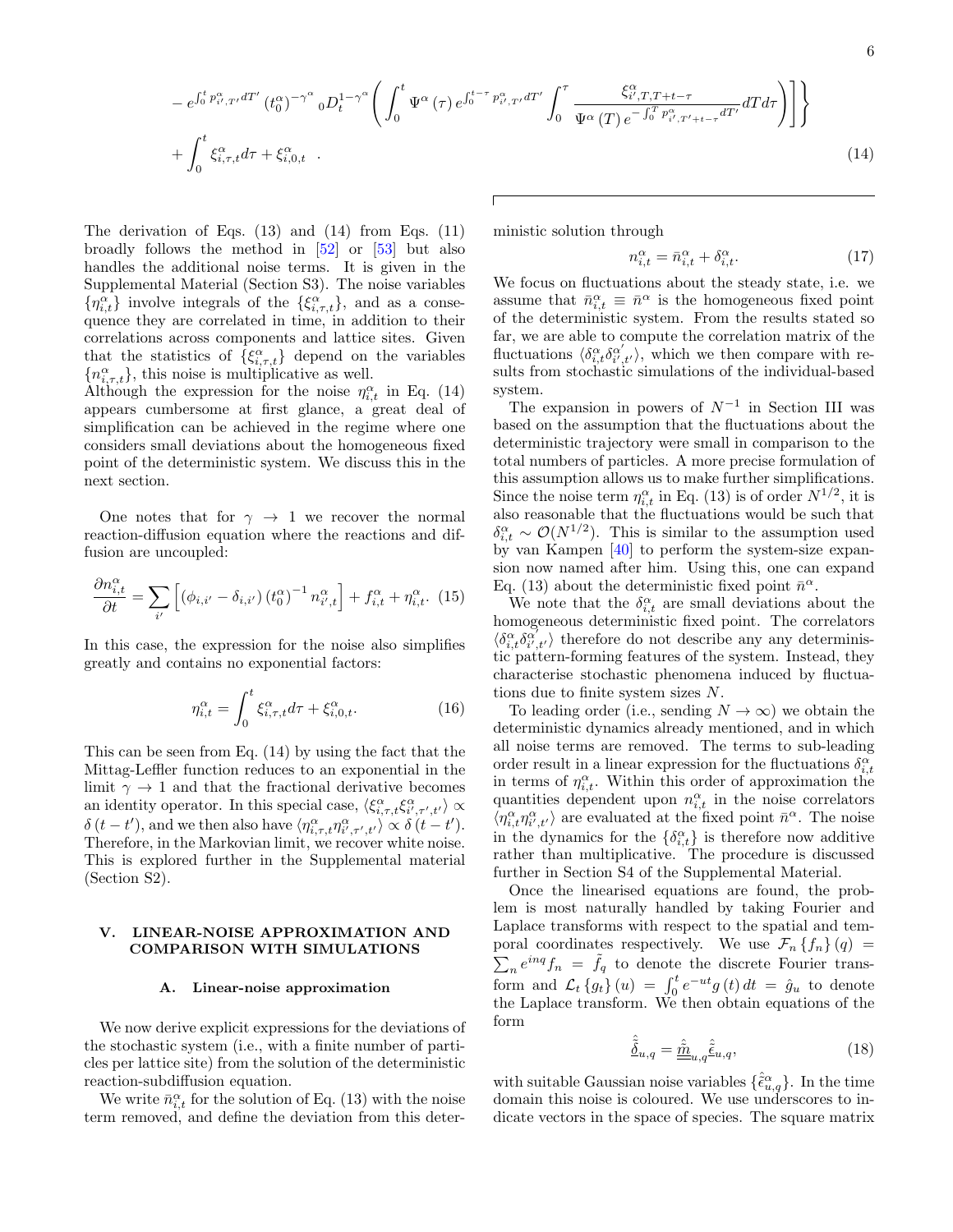$$- e^{\int_0^t p^\alpha_{i',T'} dT'} \left(t_0^\alpha\right)^{-\gamma^\alpha} {}_0D_t^{1-\gamma^\alpha} \left( \int_0^t \Psi^\alpha(\tau) e^{\int_0^{t-\tau} p^\alpha_{i',T'} dT'} \int_0^\tau \frac{\xi^\alpha_{i',T,T+t-\tau}}{\Psi^\alpha(T) e^{-\int_0^T p^\alpha_{i',T'+t-\tau} dT'}} dT d\tau \right) \Bigg] \Bigg\}$$

$$+ \int_0^t \xi^\alpha_{i,\tau,t} d\tau + \xi^\alpha_{i,0,t} \quad . \tag{14}$$

The derivation of Eqs. (13) and (14) from Eqs. (11) broadly follows the method in [52] or [53] but also handles the additional noise terms. It is given in the Supplemental Material (Section S3). The noise variables $\{\eta^\alpha_{i,t}\}$ involve integrals of the $\{\xi^\alpha_{i,\tau,t}\}$, and as a consequence they are correlated in time, in addition to their correlations across components and lattice sites. Given that the statistics of $\{\xi^\alpha_{i,\tau,t}\}$ depend on the variables $\{n^\alpha_{i,\tau,t}\}$, this noise is multiplicative as well.
Although the expression for the noise $\eta^\alpha_{i,t}$ in Eq. (14) appears cumbersome at first glance, a great deal of simplification can be achieved in the regime where one considers small deviations about the homogeneous fixed point of the deterministic system. We discuss this in the next section.

One notes that for $\gamma \to 1$ we recover the normal reaction-diffusion equation where the reactions and diffusion are uncoupled:

$$\frac{\partial n^\alpha_{i,t}}{\partial t} = \sum_{i'} \left[ \left(\phi_{i,i'} - \delta_{i,i'}\right) \left(t_0^\alpha\right)^{-1} n^\alpha_{i',t} \right] + f^\alpha_{i,t} + \eta^\alpha_{i,t}. \tag{15}$$

In this case, the expression for the noise also simplifies greatly and contains no exponential factors:

$$\eta^\alpha_{i,t} = \int_0^t \xi^\alpha_{i,\tau,t} d\tau + \xi^\alpha_{i,0,t}. \tag{16}$$

This can be seen from Eq. (14) by using the fact that the Mittag-Leffler function reduces to an exponential in the limit $\gamma \to 1$ and that the fractional derivative becomes an identity operator. In this special case, $\langle \xi^\alpha_{i,\tau,t} \xi^\alpha_{i',\tau',t'} \rangle \propto \delta(t-t')$, and we then also have $\langle \eta^\alpha_{i,\tau,t} \eta^\alpha_{i',\tau',t'} \rangle \propto \delta(t-t')$. Therefore, in the Markovian limit, we recover white noise. This is explored further in the Supplemental material (Section S2).

## V. LINEAR-NOISE APPROXIMATION AND COMPARISON WITH SIMULATIONS

### A. Linear-noise approximation

We now derive explicit expressions for the deviations of the stochastic system (i.e., with a finite number of particles per lattice site) from the solution of the deterministic reaction-subdiffusion equation.

We write $\bar{n}^\alpha_{i,t}$ for the solution of Eq. (13) with the noise term removed, and define the deviation from this deterministic solution through

$$n^\alpha_{i,t} = \bar{n}^\alpha_{i,t} + \delta^\alpha_{i,t}. \tag{17}$$

We focus on fluctuations about the steady state, i.e. we assume that $\bar{n}^\alpha_{i,t} \equiv \bar{n}^\alpha$ is the homogeneous fixed point of the deterministic system. From the results stated so far, we are able to compute the correlation matrix of the fluctuations $\langle \delta^\alpha_{i,t} \delta^{\alpha'}_{i',t'} \rangle$, which we then compare with results from stochastic simulations of the individual-based system.

The expansion in powers of $N^{-1}$ in Section III was based on the assumption that the fluctuations about the deterministic trajectory were small in comparison to the total numbers of particles. A more precise formulation of this assumption allows us to make further simplifications. Since the noise term $\eta^\alpha_{i,t}$ in Eq. (13) is of order $N^{1/2}$, it is also reasonable that the fluctuations would be such that $\delta^\alpha_{i,t} \sim \mathcal{O}(N^{1/2})$. This is similar to the assumption used by van Kampen [40] to perform the system-size expansion now named after him. Using this, one can expand Eq. (13) about the deterministic fixed point $\bar{n}^\alpha$.

We note that the $\delta^\alpha_{i,t}$ are small deviations about the homogeneous deterministic fixed point. The correlators $\langle \delta^\alpha_{i,t} \delta^{\alpha'}_{i',t'} \rangle$ therefore do not describe any any deterministic pattern-forming features of the system. Instead, they characterise stochastic phenomena induced by fluctuations due to finite system sizes $N$.

To leading order (i.e., sending $N \to \infty$) we obtain the deterministic dynamics already mentioned, and in which all noise terms are removed. The terms to sub-leading order result in a linear expression for the fluctuations $\delta^\alpha_{i,t}$ in terms of $\eta^\alpha_{i,t}$. Within this order of approximation the quantities dependent upon $n^\alpha_{i,t}$ in the noise correlators $\langle \eta^\alpha_{i,t} \eta^\alpha_{i',t'} \rangle$ are evaluated at the fixed point $\bar{n}^\alpha$. The noise in the dynamics for the $\{\delta^\alpha_{i,t}\}$ is therefore now additive rather than multiplicative. The procedure is discussed further in Section S4 of the Supplemental Material.

Once the linearised equations are found, the problem is most naturally handled by taking Fourier and Laplace transforms with respect to the spatial and temporal coordinates respectively. We use $\mathcal{F}_n\{f_n\}(q) = \sum_n e^{inq} f_n = \tilde{f}_q$ to denote the discrete Fourier transform and $\mathcal{L}_t\{g_t\}(u) = \int_0^t e^{-ut} g(t)\, dt = \hat{g}_u$ to denote the Laplace transform. We then obtain equations of the form

$$\underline{\hat{\tilde{\delta}}}_{u,q} = \underline{\underline{\hat{\tilde{m}}}}_{u,q} \underline{\hat{\tilde{\epsilon}}}_{u,q}, \tag{18}$$

with suitable Gaussian noise variables $\{\hat{\tilde{\epsilon}}^\alpha_{u,q}\}$. In the time domain this noise is coloured. We use underscores to indicate vectors in the space of species. The square matrix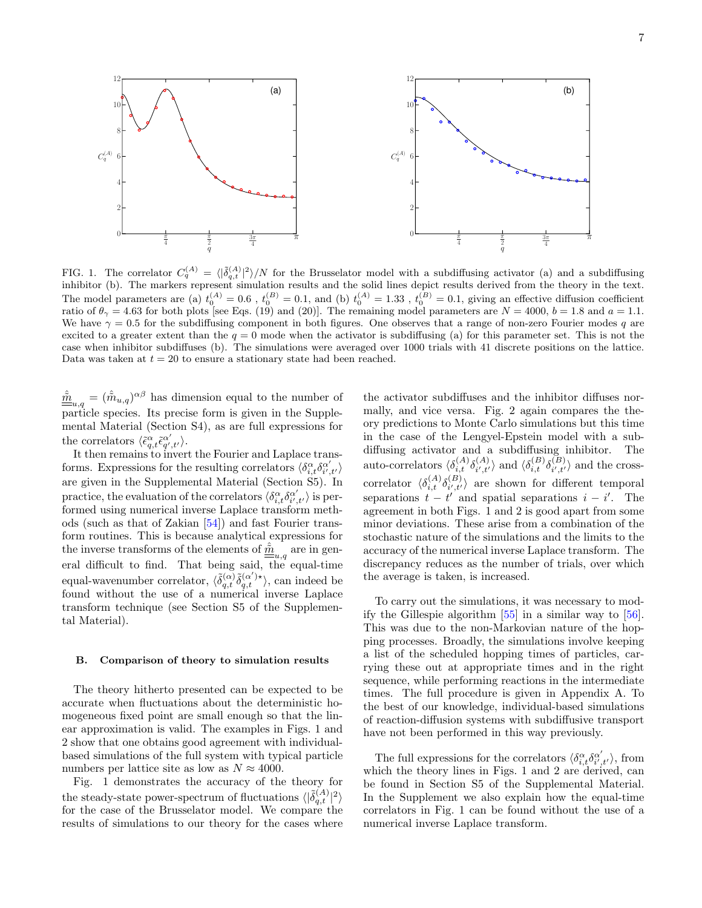FIG. 1. The correlator $C_q^{(A)} = \langle|\tilde{\delta}_{q,t}^{(A)}|^2\rangle/N$ for the Brusselator model with a subdiffusing activator (a) and a subdiffusing inhibitor (b). The markers represent simulation results and the solid lines depict results derived from the theory in the text. The model parameters are (a) $t_0^{(A)} = 0.6$ , $t_0^{(B)} = 0.1$, and (b) $t_0^{(A)} = 1.33$ , $t_0^{(B)} = 0.1$, giving an effective diffusion coefficient ratio of $\theta_\gamma = 4.63$ for both plots [see Eqs. (19) and (20)]. The remaining model parameters are $N = 4000$, $b = 1.8$ and $a = 1.1$. We have $\gamma = 0.5$ for the subdiffusing component in both figures. One observes that a range of non-zero Fourier modes $q$ are excited to a greater extent than the $q = 0$ mode when the activator is subdiffusing (a) for this parameter set. This is not the case when inhibitor subdiffuses (b). The simulations were averaged over 1000 trials with 41 discrete positions on the lattice. Data was taken at $t = 20$ to ensure a stationary state had been reached.

$\underline{\underline{\hat{\tilde{m}}}}_{u,q} = (\hat{\tilde{m}}_{u,q})^{\alpha\beta}$ has dimension equal to the number of particle species. Its precise form is given in the Supplemental Material (Section S4), as are full expressions for the correlators $\langle\tilde{\epsilon}_{q,t}^{\alpha}\tilde{\epsilon}_{q',t'}^{\alpha'}\rangle$.

It then remains to invert the Fourier and Laplace transforms. Expressions for the resulting correlators $\langle\delta_{i,t}^{\alpha}\delta_{i',t'}^{\alpha'}\rangle$ are given in the Supplemental Material (Section S5). In practice, the evaluation of the correlators $\langle\delta_{i,t}^{\alpha}\delta_{i',t'}^{\alpha'}\rangle$ is performed using numerical inverse Laplace transform methods (such as that of Zakian [54]) and fast Fourier transform routines. This is because analytical expressions for the inverse transforms of the elements of $\underline{\underline{\hat{\tilde{m}}}}_{u,q}$ are in general difficult to find. That being said, the equal-time equal-wavenumber correlator, $\langle\tilde{\delta}_{q,t}^{(\alpha)}\tilde{\delta}_{q,t}^{(\alpha')\star}\rangle$, can indeed be found without the use of a numerical inverse Laplace transform technique (see Section S5 of the Supplemental Material).

### B. Comparison of theory to simulation results

The theory hitherto presented can be expected to be accurate when fluctuations about the deterministic homogeneous fixed point are small enough so that the linear approximation is valid. The examples in Figs. 1 and 2 show that one obtains good agreement with individual-based simulations of the full system with typical particle numbers per lattice site as low as $N \approx 4000$.

Fig. 1 demonstrates the accuracy of the theory for the steady-state power-spectrum of fluctuations $\langle|\tilde{\delta}_{q,t}^{(A)}|^2\rangle$ for the case of the Brusselator model. We compare the results of simulations to our theory for the cases where the activator subdiffuses and the inhibitor diffuses normally, and vice versa. Fig. 2 again compares the theory predictions to Monte Carlo simulations but this time in the case of the Lengyel-Epstein model with a subdiffusing activator and a subdiffusing inhibitor. The auto-correlators $\langle\delta_{i,t}^{(A)}\delta_{i',t'}^{(A)}\rangle$ and $\langle\delta_{i,t}^{(B)}\delta_{i',t'}^{(B)}\rangle$ and the cross-correlator $\langle\delta_{i,t}^{(A)}\delta_{i',t'}^{(B)}\rangle$ are shown for different temporal separations $t - t'$ and spatial separations $i - i'$. The agreement in both Figs. 1 and 2 is good apart from some minor deviations. These arise from a combination of the stochastic nature of the simulations and the limits to the accuracy of the numerical inverse Laplace transform. The discrepancy reduces as the number of trials, over which the average is taken, is increased.

To carry out the simulations, it was necessary to modify the Gillespie algorithm [55] in a similar way to [56]. This was due to the non-Markovian nature of the hopping processes. Broadly, the simulations involve keeping a list of the scheduled hopping times of particles, carrying these out at appropriate times and in the right sequence, while performing reactions in the intermediate times. The full procedure is given in Appendix A. To the best of our knowledge, individual-based simulations of reaction-diffusion systems with subdiffusive transport have not been performed in this way previously.

The full expressions for the correlators $\langle\delta_{i,t}^{\alpha}\delta_{i',t'}^{\alpha'}\rangle$, from which the theory lines in Figs. 1 and 2 are derived, can be found in Section S5 of the Supplemental Material. In the Supplement we also explain how the equal-time correlators in Fig. 1 can be found without the use of a numerical inverse Laplace transform.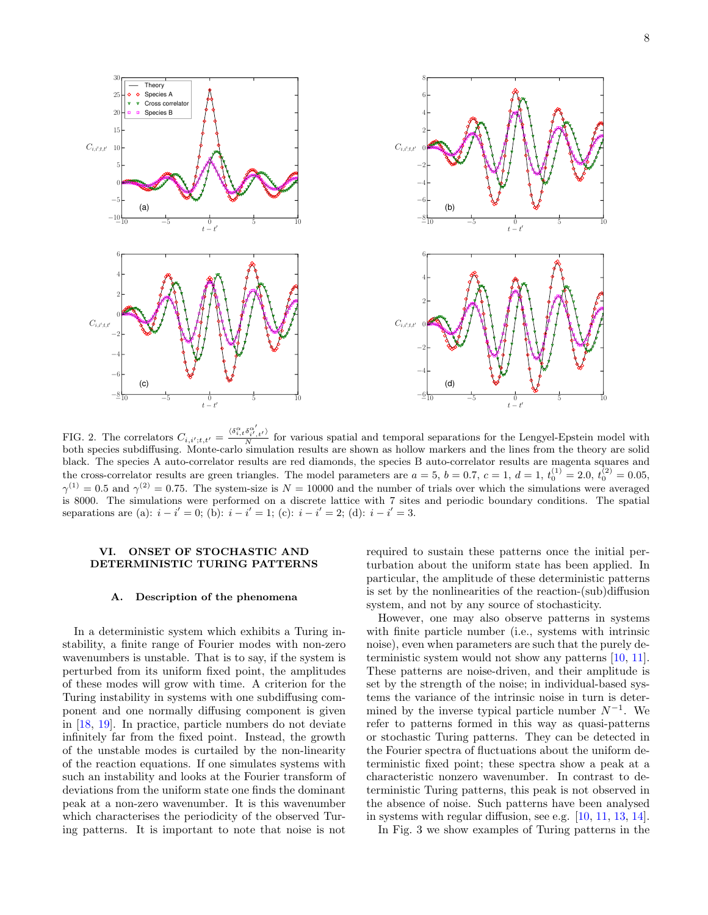FIG. 2. The correlators $C_{i,i';t,t'} = \frac{\langle \delta^{\alpha}_{i,t} \delta^{\alpha'}_{i',t'} \rangle}{N}$ for various spatial and temporal separations for the Lengyel-Epstein model with both species subdiffusing. Monte-carlo simulation results are shown as hollow markers and the lines from the theory are solid black. The species A auto-correlator results are red diamonds, the species B auto-correlator results are magenta squares and the cross-correlator results are green triangles. The model parameters are $a = 5$, $b = 0.7$, $c = 1$, $d = 1$, $t_0^{(1)} = 2.0$, $t_0^{(2)} = 0.05$, $\gamma^{(1)} = 0.5$ and $\gamma^{(2)} = 0.75$. The system-size is $N = 10000$ and the number of trials over which the simulations were averaged is 8000. The simulations were performed on a discrete lattice with 7 sites and periodic boundary conditions. The spatial separations are (a): $i - i' = 0$; (b): $i - i' = 1$; (c): $i - i' = 2$; (d): $i - i' = 3$.

## VI. ONSET OF STOCHASTIC AND DETERMINISTIC TURING PATTERNS

### A. Description of the phenomena

In a deterministic system which exhibits a Turing instability, a finite range of Fourier modes with non-zero wavenumbers is unstable. That is to say, if the system is perturbed from its uniform fixed point, the amplitudes of these modes will grow with time. A criterion for the Turing instability in systems with one subdiffusing component and one normally diffusing component is given in [18, 19]. In practice, particle numbers do not deviate infinitely far from the fixed point. Instead, the growth of the unstable modes is curtailed by the non-linearity of the reaction equations. If one simulates systems with such an instability and looks at the Fourier transform of deviations from the uniform state one finds the dominant peak at a non-zero wavenumber. It is this wavenumber which characterises the periodicity of the observed Turing patterns. It is important to note that noise is not required to sustain these patterns once the initial perturbation about the uniform state has been applied. In particular, the amplitude of these deterministic patterns is set by the nonlinearities of the reaction-(sub)diffusion system, and not by any source of stochasticity.

However, one may also observe patterns in systems with finite particle number (i.e., systems with intrinsic noise), even when parameters are such that the purely deterministic system would not show any patterns [10, 11]. These patterns are noise-driven, and their amplitude is set by the strength of the noise; in individual-based systems the variance of the intrinsic noise in turn is determined by the inverse typical particle number $N^{-1}$. We refer to patterns formed in this way as quasi-patterns or stochastic Turing patterns. They can be detected in the Fourier spectra of fluctuations about the uniform deterministic fixed point; these spectra show a peak at a characteristic nonzero wavenumber. In contrast to deterministic Turing patterns, this peak is not observed in the absence of noise. Such patterns have been analysed in systems with regular diffusion, see e.g. [10, 11, 13, 14].

In Fig. 3 we show examples of Turing patterns in the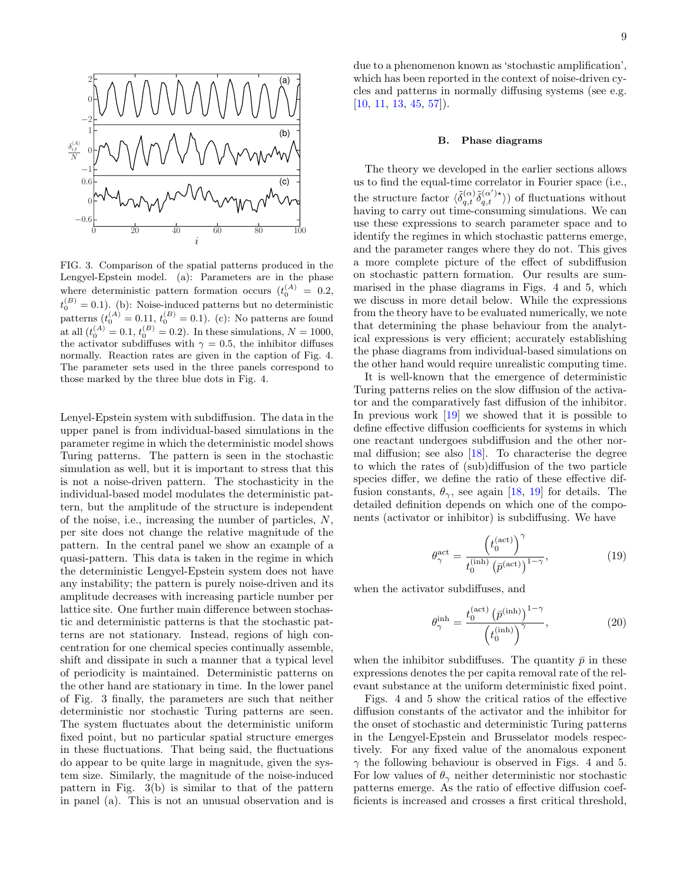FIG. 3. Comparison of the spatial patterns produced in the Lengyel-Epstein model. (a): Parameters are in the phase where deterministic pattern formation occurs ($t_0^{(A)} = 0.2$, $t_0^{(B)} = 0.1$). (b): Noise-induced patterns but no deterministic patterns ($t_0^{(A)} = 0.11$, $t_0^{(B)} = 0.1$). (c): No patterns are found at all ($t_0^{(A)} = 0.1$, $t_0^{(B)} = 0.2$). In these simulations, $N = 1000$, the activator subdiffuses with $\gamma = 0.5$, the inhibitor diffuses normally. Reaction rates are given in the caption of Fig. 4. The parameter sets used in the three panels correspond to those marked by the three blue dots in Fig. 4.

Lenyel-Epstein system with subdiffusion. The data in the upper panel is from individual-based simulations in the parameter regime in which the deterministic model shows Turing patterns. The pattern is seen in the stochastic simulation as well, but it is important to stress that this is not a noise-driven pattern. The stochasticity in the individual-based model modulates the deterministic pattern, but the amplitude of the structure is independent of the noise, i.e., increasing the number of particles, $N$, per site does not change the relative magnitude of the pattern. In the central panel we show an example of a quasi-pattern. This data is taken in the regime in which the deterministic Lengyel-Epstein system does not have any instability; the pattern is purely noise-driven and its amplitude decreases with increasing particle number per lattice site. One further main difference between stochastic and deterministic patterns is that the stochastic patterns are not stationary. Instead, regions of high concentration for one chemical species continually assemble, shift and dissipate in such a manner that a typical level of periodicity is maintained. Deterministic patterns on the other hand are stationary in time. In the lower panel of Fig. 3 finally, the parameters are such that neither deterministic nor stochastic Turing patterns are seen. The system fluctuates about the deterministic uniform fixed point, but no particular spatial structure emerges in these fluctuations. That being said, the fluctuations do appear to be quite large in magnitude, given the system size. Similarly, the magnitude of the noise-induced pattern in Fig. 3(b) is similar to that of the pattern in panel (a). This is not an unusual observation and is due to a phenomenon known as 'stochastic amplification', which has been reported in the context of noise-driven cycles and patterns in normally diffusing systems (see e.g. [10, 11, 13, 45, 57]).

### B. Phase diagrams

The theory we developed in the earlier sections allows us to find the equal-time correlator in Fourier space (i.e., the structure factor $\langle \tilde{\delta}_{q,t}^{(\alpha)} \tilde{\delta}_{q,t}^{(\alpha')\star} \rangle$) of fluctuations without having to carry out time-consuming simulations. We can use these expressions to search parameter space and to identify the regimes in which stochastic patterns emerge, and the parameter ranges where they do not. This gives a more complete picture of the effect of subdiffusion on stochastic pattern formation. Our results are summarised in the phase diagrams in Figs. 4 and 5, which we discuss in more detail below. While the expressions from the theory have to be evaluated numerically, we note that determining the phase behaviour from the analytical expressions is very efficient; accurately establishing the phase diagrams from individual-based simulations on the other hand would require unrealistic computing time.

It is well-known that the emergence of deterministic Turing patterns relies on the slow diffusion of the activator and the comparatively fast diffusion of the inhibitor. In previous work [19] we showed that it is possible to define effective diffusion coefficients for systems in which one reactant undergoes subdiffusion and the other normal diffusion; see also [18]. To characterise the degree to which the rates of (sub)diffusion of the two particle species differ, we define the ratio of these effective diffusion constants, $\theta_\gamma$, see again [18, 19] for details. The detailed definition depends on which one of the components (activator or inhibitor) is subdiffusing. We have

$$\theta_\gamma^{\mathrm{act}} = \frac{\left(t_0^{(\mathrm{act})}\right)^\gamma}{t_0^{(\mathrm{inh})} \left(\bar{p}^{(\mathrm{act})}\right)^{1-\gamma}}, \tag{19}$$

when the activator subdiffuses, and

$$\theta_\gamma^{\mathrm{inh}} = \frac{t_0^{(\mathrm{act})} \left(\bar{p}^{(\mathrm{inh})}\right)^{1-\gamma}}{\left(t_0^{(\mathrm{inh})}\right)^\gamma}, \tag{20}$$

when the inhibitor subdiffuses. The quantity $\bar{p}$ in these expressions denotes the per capita removal rate of the relevant substance at the uniform deterministic fixed point.

Figs. 4 and 5 show the critical ratios of the effective diffusion constants of the activator and the inhibitor for the onset of stochastic and deterministic Turing patterns in the Lengyel-Epstein and Brusselator models respectively. For any fixed value of the anomalous exponent $\gamma$ the following behaviour is observed in Figs. 4 and 5. For low values of $\theta_\gamma$ neither deterministic nor stochastic patterns emerge. As the ratio of effective diffusion coefficients is increased and crosses a first critical threshold,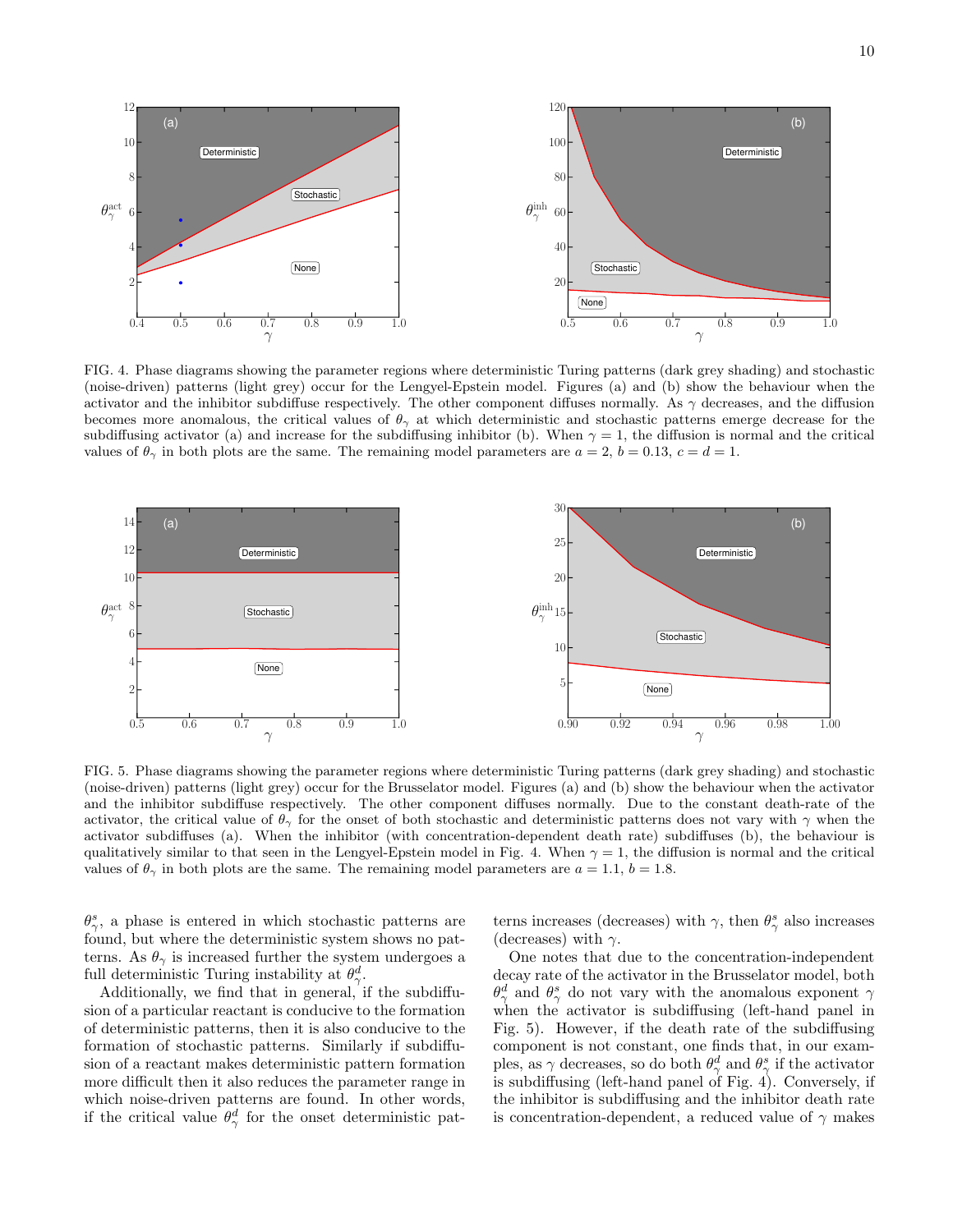FIG. 4. Phase diagrams showing the parameter regions where deterministic Turing patterns (dark grey shading) and stochastic (noise-driven) patterns (light grey) occur for the Lengyel-Epstein model. Figures (a) and (b) show the behaviour when the activator and the inhibitor subdiffuse respectively. The other component diffuses normally. As $\gamma$ decreases, and the diffusion becomes more anomalous, the critical values of $\theta_\gamma$ at which deterministic and stochastic patterns emerge decrease for the subdiffusing activator (a) and increase for the subdiffusing inhibitor (b). When $\gamma = 1$, the diffusion is normal and the critical values of $\theta_\gamma$ in both plots are the same. The remaining model parameters are $a = 2$, $b = 0.13$, $c = d = 1$.

FIG. 5. Phase diagrams showing the parameter regions where deterministic Turing patterns (dark grey shading) and stochastic (noise-driven) patterns (light grey) occur for the Brusselator model. Figures (a) and (b) show the behaviour when the activator and the inhibitor subdiffuse respectively. The other component diffuses normally. Due to the constant death-rate of the activator, the critical value of $\theta_\gamma$ for the onset of both stochastic and deterministic patterns does not vary with $\gamma$ when the activator subdiffuses (a). When the inhibitor (with concentration-dependent death rate) subdiffuses (b), the behaviour is qualitatively similar to that seen in the Lengyel-Epstein model in Fig. 4. When $\gamma = 1$, the diffusion is normal and the critical values of $\theta_\gamma$ in both plots are the same. The remaining model parameters are $a = 1.1$, $b = 1.8$.

$\theta_\gamma^s$, a phase is entered in which stochastic patterns are found, but where the deterministic system shows no patterns. As $\theta_\gamma$ is increased further the system undergoes a full deterministic Turing instability at $\theta_\gamma^d$.

Additionally, we find that in general, if the subdiffusion of a particular reactant is conducive to the formation of deterministic patterns, then it is also conducive to the formation of stochastic patterns. Similarly if subdiffusion of a reactant makes deterministic pattern formation more difficult then it also reduces the parameter range in which noise-driven patterns are found. In other words, if the critical value $\theta_\gamma^d$ for the onset deterministic patterns increases (decreases) with $\gamma$, then $\theta_\gamma^s$ also increases (decreases) with $\gamma$.

One notes that due to the concentration-independent decay rate of the activator in the Brusselator model, both $\theta_\gamma^d$ and $\theta_\gamma^s$ do not vary with the anomalous exponent $\gamma$ when the activator is subdiffusing (left-hand panel in Fig. 5). However, if the death rate of the subdiffusing component is not constant, one finds that, in our examples, as $\gamma$ decreases, so do both $\theta_\gamma^d$ and $\theta_\gamma^s$ if the activator is subdiffusing (left-hand panel of Fig. 4). Conversely, if the inhibitor is subdiffusing and the inhibitor death rate is concentration-dependent, a reduced value of $\gamma$ makes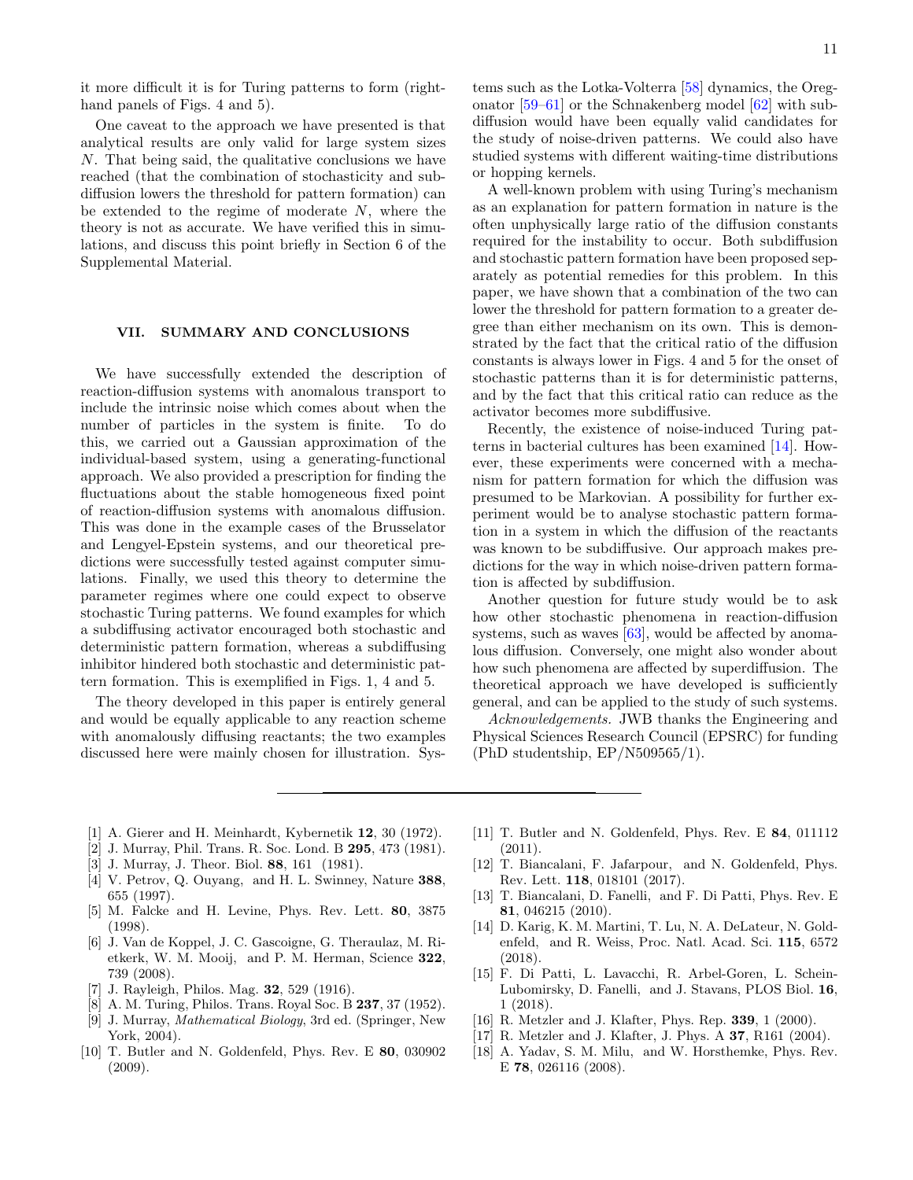it more difficult it is for Turing patterns to form (right-hand panels of Figs. 4 and 5).

One caveat to the approach we have presented is that analytical results are only valid for large system sizes $N$. That being said, the qualitative conclusions we have reached (that the combination of stochasticity and subdiffusion lowers the threshold for pattern formation) can be extended to the regime of moderate $N$, where the theory is not as accurate. We have verified this in simulations, and discuss this point briefly in Section 6 of the Supplemental Material.

## VII. SUMMARY AND CONCLUSIONS

We have successfully extended the description of reaction-diffusion systems with anomalous transport to include the intrinsic noise which comes about when the number of particles in the system is finite. To do this, we carried out a Gaussian approximation of the individual-based system, using a generating-functional approach. We also provided a prescription for finding the fluctuations about the stable homogeneous fixed point of reaction-diffusion systems with anomalous diffusion. This was done in the example cases of the Brusselator and Lengyel-Epstein systems, and our theoretical predictions were successfully tested against computer simulations. Finally, we used this theory to determine the parameter regimes where one could expect to observe stochastic Turing patterns. We found examples for which a subdiffusing activator encouraged both stochastic and deterministic pattern formation, whereas a subdiffusing inhibitor hindered both stochastic and deterministic pattern formation. This is exemplified in Figs. 1, 4 and 5.

The theory developed in this paper is entirely general and would be equally applicable to any reaction scheme with anomalously diffusing reactants; the two examples discussed here were mainly chosen for illustration. Systems such as the Lotka-Volterra [58] dynamics, the Oregonator [59–61] or the Schnakenberg model [62] with subdiffusion would have been equally valid candidates for the study of noise-driven patterns. We could also have studied systems with different waiting-time distributions or hopping kernels.

A well-known problem with using Turing's mechanism as an explanation for pattern formation in nature is the often unphysically large ratio of the diffusion constants required for the instability to occur. Both subdiffusion and stochastic pattern formation have been proposed separately as potential remedies for this problem. In this paper, we have shown that a combination of the two can lower the threshold for pattern formation to a greater degree than either mechanism on its own. This is demonstrated by the fact that the critical ratio of the diffusion constants is always lower in Figs. 4 and 5 for the onset of stochastic patterns than it is for deterministic patterns, and by the fact that this critical ratio can reduce as the activator becomes more subdiffusive.

Recently, the existence of noise-induced Turing patterns in bacterial cultures has been examined [14]. However, these experiments were concerned with a mechanism for pattern formation for which the diffusion was presumed to be Markovian. A possibility for further experiment would be to analyse stochastic pattern formation in a system in which the diffusion of the reactants was known to be subdiffusive. Our approach makes predictions for the way in which noise-driven pattern formation is affected by subdiffusion.

Another question for future study would be to ask how other stochastic phenomena in reaction-diffusion systems, such as waves [63], would be affected by anomalous diffusion. Conversely, one might also wonder about how such phenomena are affected by superdiffusion. The theoretical approach we have developed is sufficiently general, and can be applied to the study of such systems.

*Acknowledgements.* JWB thanks the Engineering and Physical Sciences Research Council (EPSRC) for funding (PhD studentship, EP/N509565/1).

---

[1] A. Gierer and H. Meinhardt, Kybernetik **12**, 30 (1972).

[2] J. Murray, Phil. Trans. R. Soc. Lond. B **295**, 473 (1981).

[3] J. Murray, J. Theor. Biol. **88**, 161 (1981).

[4] V. Petrov, Q. Ouyang, and H. L. Swinney, Nature **388**, 655 (1997).

[5] M. Falcke and H. Levine, Phys. Rev. Lett. **80**, 3875 (1998).

[6] J. Van de Koppel, J. C. Gascoigne, G. Theraulaz, M. Rietkerk, W. M. Mooij, and P. M. Herman, Science **322**, 739 (2008).

[7] J. Rayleigh, Philos. Mag. **32**, 529 (1916).

[8] A. M. Turing, Philos. Trans. Royal Soc. B **237**, 37 (1952).

[9] J. Murray, *Mathematical Biology*, 3rd ed. (Springer, New York, 2004).

[10] T. Butler and N. Goldenfeld, Phys. Rev. E **80**, 030902 (2009).

[11] T. Butler and N. Goldenfeld, Phys. Rev. E **84**, 011112 (2011).

[12] T. Biancalani, F. Jafarpour, and N. Goldenfeld, Phys. Rev. Lett. **118**, 018101 (2017).

[13] T. Biancalani, D. Fanelli, and F. Di Patti, Phys. Rev. E **81**, 046215 (2010).

[14] D. Karig, K. M. Martini, T. Lu, N. A. DeLateur, N. Goldenfeld, and R. Weiss, Proc. Natl. Acad. Sci. **115**, 6572 (2018).

[15] F. Di Patti, L. Lavacchi, R. Arbel-Goren, L. Schein-Lubomirsky, D. Fanelli, and J. Stavans, PLOS Biol. **16**, 1 (2018).

[16] R. Metzler and J. Klafter, Phys. Rep. **339**, 1 (2000).

[17] R. Metzler and J. Klafter, J. Phys. A **37**, R161 (2004).

[18] A. Yadav, S. M. Milu, and W. Horsthemke, Phys. Rev. E **78**, 026116 (2008).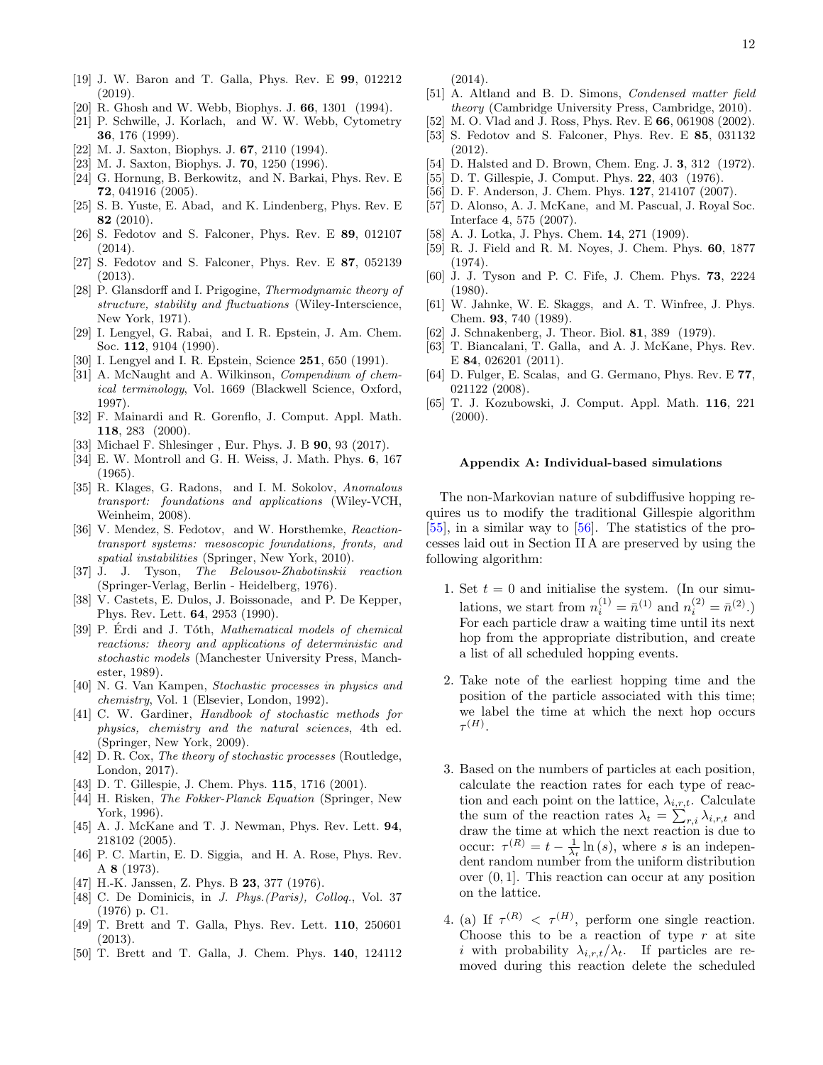[19] J. W. Baron and T. Galla, Phys. Rev. E **99**, 012212 (2019).

[20] R. Ghosh and W. Webb, Biophys. J. **66**, 1301 (1994).

[21] P. Schwille, J. Korlach, and W. W. Webb, Cytometry **36**, 176 (1999).

[22] M. J. Saxton, Biophys. J. **67**, 2110 (1994).

[23] M. J. Saxton, Biophys. J. **70**, 1250 (1996).

[24] G. Hornung, B. Berkowitz, and N. Barkai, Phys. Rev. E **72**, 041916 (2005).

[25] S. B. Yuste, E. Abad, and K. Lindenberg, Phys. Rev. E **82** (2010).

[26] S. Fedotov and S. Falconer, Phys. Rev. E **89**, 012107 (2014).

[27] S. Fedotov and S. Falconer, Phys. Rev. E **87**, 052139 (2013).

[28] P. Glansdorff and I. Prigogine, *Thermodynamic theory of structure, stability and fluctuations* (Wiley-Interscience, New York, 1971).

[29] I. Lengyel, G. Rabai, and I. R. Epstein, J. Am. Chem. Soc. **112**, 9104 (1990).

[30] I. Lengyel and I. R. Epstein, Science **251**, 650 (1991).

[31] A. McNaught and A. Wilkinson, *Compendium of chemical terminology*, Vol. 1669 (Blackwell Science, Oxford, 1997).

[32] F. Mainardi and R. Gorenflo, J. Comput. Appl. Math. **118**, 283 (2000).

[33] Michael F. Shlesinger , Eur. Phys. J. B **90**, 93 (2017).

[34] E. W. Montroll and G. H. Weiss, J. Math. Phys. **6**, 167 (1965).

[35] R. Klages, G. Radons, and I. M. Sokolov, *Anomalous transport: foundations and applications* (Wiley-VCH, Weinheim, 2008).

[36] V. Mendez, S. Fedotov, and W. Horsthemke, *Reaction-transport systems: mesoscopic foundations, fronts, and spatial instabilities* (Springer, New York, 2010).

[37] J. J. Tyson, *The Belousov-Zhabotinskii reaction* (Springer-Verlag, Berlin - Heidelberg, 1976).

[38] V. Castets, E. Dulos, J. Boissonade, and P. De Kepper, Phys. Rev. Lett. **64**, 2953 (1990).

[39] P. Érdi and J. Tóth, *Mathematical models of chemical reactions: theory and applications of deterministic and stochastic models* (Manchester University Press, Manchester, 1989).

[40] N. G. Van Kampen, *Stochastic processes in physics and chemistry*, Vol. 1 (Elsevier, London, 1992).

[41] C. W. Gardiner, *Handbook of stochastic methods for physics, chemistry and the natural sciences*, 4th ed. (Springer, New York, 2009).

[42] D. R. Cox, *The theory of stochastic processes* (Routledge, London, 2017).

[43] D. T. Gillespie, J. Chem. Phys. **115**, 1716 (2001).

[44] H. Risken, *The Fokker-Planck Equation* (Springer, New York, 1996).

[45] A. J. McKane and T. J. Newman, Phys. Rev. Lett. **94**, 218102 (2005).

[46] P. C. Martin, E. D. Siggia, and H. A. Rose, Phys. Rev. A **8** (1973).

[47] H.-K. Janssen, Z. Phys. B **23**, 377 (1976).

[48] C. De Dominicis, in *J. Phys.(Paris), Colloq.*, Vol. 37 (1976) p. C1.

[49] T. Brett and T. Galla, Phys. Rev. Lett. **110**, 250601 (2013).

[50] T. Brett and T. Galla, J. Chem. Phys. **140**, 124112 (2014).

[51] A. Altland and B. D. Simons, *Condensed matter field theory* (Cambridge University Press, Cambridge, 2010).

[52] M. O. Vlad and J. Ross, Phys. Rev. E **66**, 061908 (2002).

[53] S. Fedotov and S. Falconer, Phys. Rev. E **85**, 031132 (2012).

[54] D. Halsted and D. Brown, Chem. Eng. J. **3**, 312 (1972).

[55] D. T. Gillespie, J. Comput. Phys. **22**, 403 (1976).

[56] D. F. Anderson, J. Chem. Phys. **127**, 214107 (2007).

[57] D. Alonso, A. J. McKane, and M. Pascual, J. Royal Soc. Interface **4**, 575 (2007).

[58] A. J. Lotka, J. Phys. Chem. **14**, 271 (1909).

[59] R. J. Field and R. M. Noyes, J. Chem. Phys. **60**, 1877 (1974).

[60] J. J. Tyson and P. C. Fife, J. Chem. Phys. **73**, 2224 (1980).

[61] W. Jahnke, W. E. Skaggs, and A. T. Winfree, J. Phys. Chem. **93**, 740 (1989).

[62] J. Schnakenberg, J. Theor. Biol. **81**, 389 (1979).

[63] T. Biancalani, T. Galla, and A. J. McKane, Phys. Rev. E **84**, 026201 (2011).

[64] D. Fulger, E. Scalas, and G. Germano, Phys. Rev. E **77**, 021122 (2008).

[65] T. J. Kozubowski, J. Comput. Appl. Math. **116**, 221 (2000).

## Appendix A: Individual-based simulations

The non-Markovian nature of subdiffusive hopping requires us to modify the traditional Gillespie algorithm [55], in a similar way to [56]. The statistics of the processes laid out in Section II A are preserved by using the following algorithm:

1. Set $t = 0$ and initialise the system. (In our simulations, we start from $n_i^{(1)} = \bar{n}^{(1)}$ and $n_i^{(2)} = \bar{n}^{(2)}$.) For each particle draw a waiting time until its next hop from the appropriate distribution, and create a list of all scheduled hopping events.

2. Take note of the earliest hopping time and the position of the particle associated with this time; we label the time at which the next hop occurs $\tau^{(H)}$.

3. Based on the numbers of particles at each position, calculate the reaction rates for each type of reaction and each point on the lattice, $\lambda_{i,r,t}$. Calculate the sum of the reaction rates $\lambda_t = \sum_{r,i} \lambda_{i,r,t}$ and draw the time at which the next reaction is due to occur: $\tau^{(R)} = t - \frac{1}{\lambda_t} \ln(s)$, where $s$ is an independent random number from the uniform distribution over $(0, 1]$. This reaction can occur at any position on the lattice.

4. (a) If $\tau^{(R)} < \tau^{(H)}$, perform one single reaction. Choose this to be a reaction of type $r$ at site $i$ with probability $\lambda_{i,r,t}/\lambda_t$. If particles are removed during this reaction delete the scheduled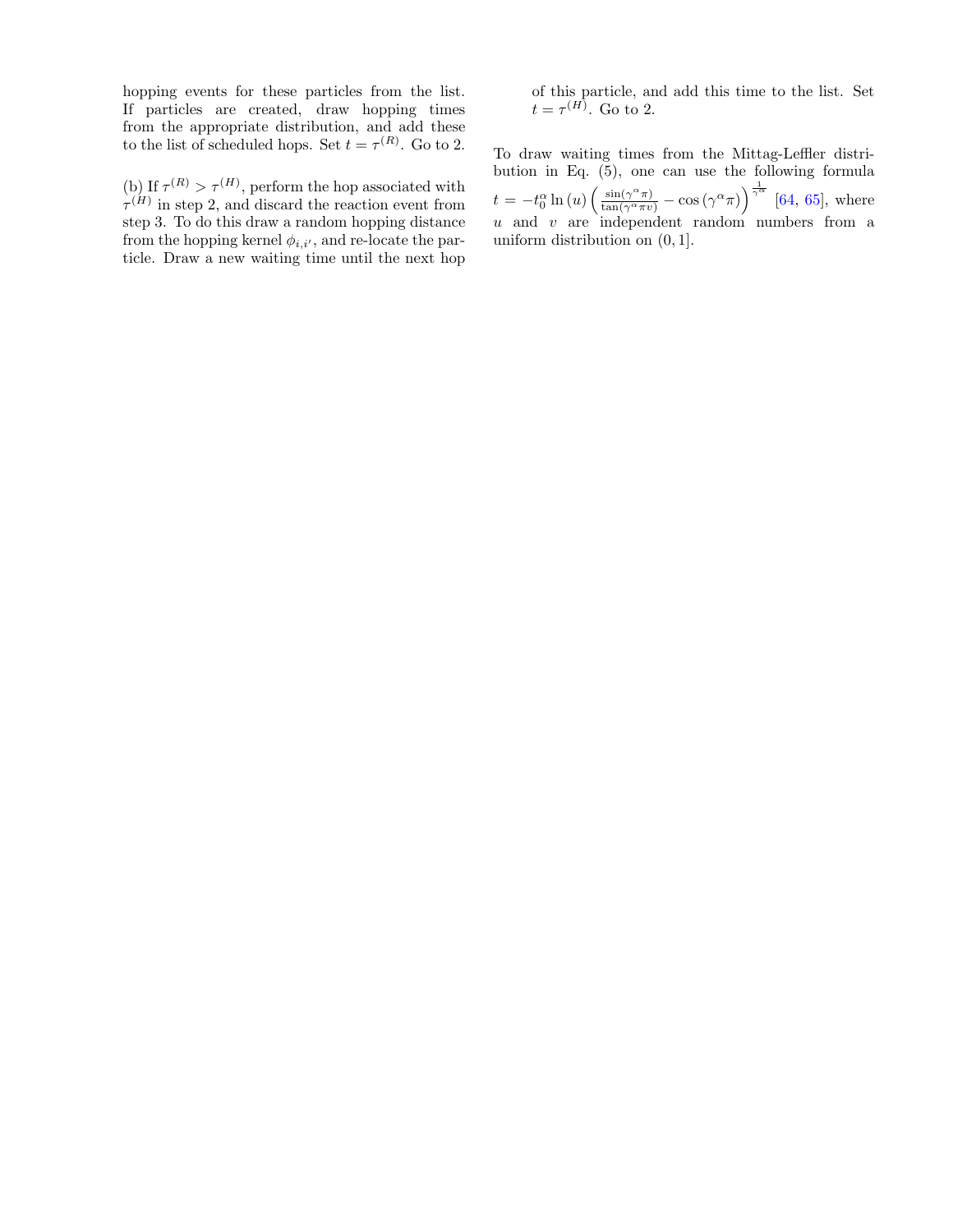hopping events for these particles from the list. If particles are created, draw hopping times from the appropriate distribution, and add these to the list of scheduled hops. Set $t = \tau^{(R)}$. Go to 2.

(b) If $\tau^{(R)} > \tau^{(H)}$, perform the hop associated with $\tau^{(H)}$ in step 2, and discard the reaction event from step 3. To do this draw a random hopping distance from the hopping kernel $\phi_{i,i'}$, and re-locate the particle. Draw a new waiting time until the next hop of this particle, and add this time to the list. Set $t = \tau^{(H)}$. Go to 2.

To draw waiting times from the Mittag-Leffler distribution in Eq. (5), one can use the following formula $t = -t_0^{\alpha} \ln(u) \left( \frac{\sin(\gamma^{\alpha}\pi)}{\tan(\gamma^{\alpha}\pi v)} - \cos(\gamma^{\alpha}\pi) \right)^{\frac{1}{\gamma^{\alpha}}}$ [64, 65], where $u$ and $v$ are independent random numbers from a uniform distribution on $(0, 1]$.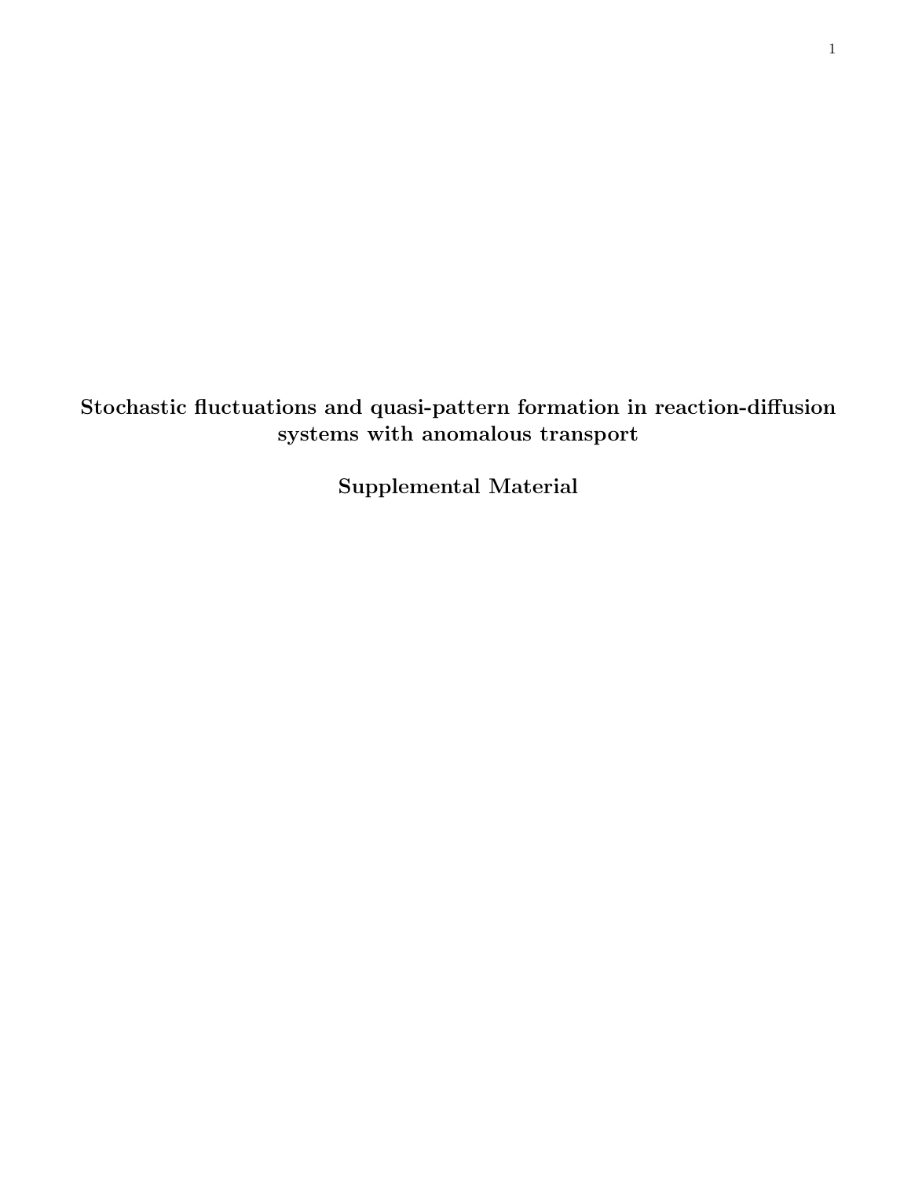# Stochastic fluctuations and quasi-pattern formation in reaction-diffusion systems with anomalous transport

## Supplemental Material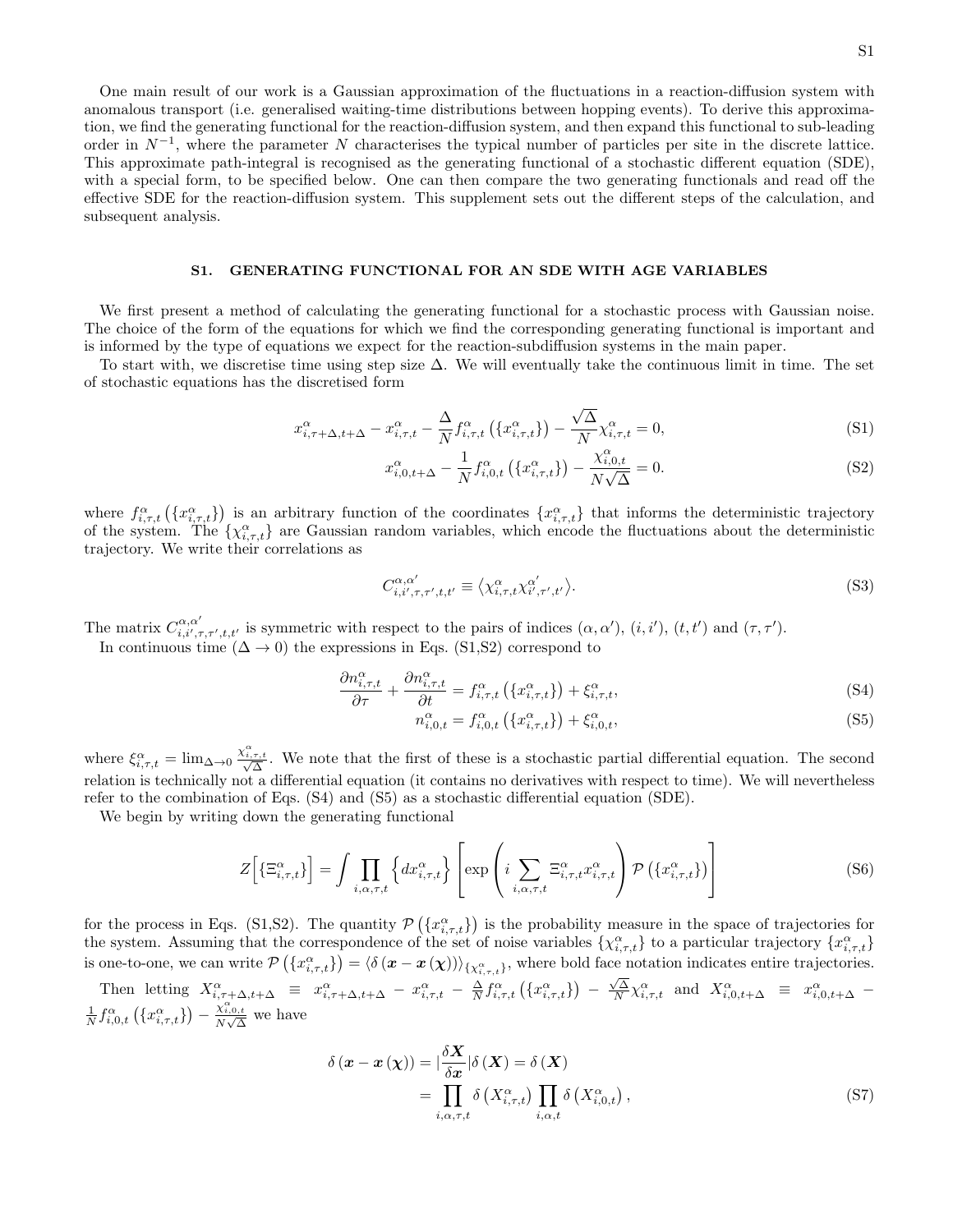One main result of our work is a Gaussian approximation of the fluctuations in a reaction-diffusion system with anomalous transport (i.e. generalised waiting-time distributions between hopping events). To derive this approximation, we find the generating functional for the reaction-diffusion system, and then expand this functional to sub-leading order in $N^{-1}$, where the parameter $N$ characterises the typical number of particles per site in the discrete lattice. This approximate path-integral is recognised as the generating functional of a stochastic different equation (SDE), with a special form, to be specified below. One can then compare the two generating functionals and read off the effective SDE for the reaction-diffusion system. This supplement sets out the different steps of the calculation, and subsequent analysis.

## S1. GENERATING FUNCTIONAL FOR AN SDE WITH AGE VARIABLES

We first present a method of calculating the generating functional for a stochastic process with Gaussian noise. The choice of the form of the equations for which we find the corresponding generating functional is important and is informed by the type of equations we expect for the reaction-subdiffusion systems in the main paper.

To start with, we discretise time using step size $\Delta$. We will eventually take the continuous limit in time. The set of stochastic equations has the discretised form

$$x^{\alpha}_{i,\tau+\Delta,t+\Delta} - x^{\alpha}_{i,\tau,t} - \frac{\Delta}{N} f^{\alpha}_{i,\tau,t}\left(\{x^{\alpha}_{i,\tau,t}\}\right) - \frac{\sqrt{\Delta}}{N}\chi^{\alpha}_{i,\tau,t} = 0, \tag{S1}$$

$$x^{\alpha}_{i,0,t+\Delta} - \frac{1}{N} f^{\alpha}_{i,0,t}\left(\{x^{\alpha}_{i,\tau,t}\}\right) - \frac{\chi^{\alpha}_{i,0,t}}{N\sqrt{\Delta}} = 0. \tag{S2}$$

where $f^{\alpha}_{i,\tau,t}\left(\{x^{\alpha}_{i,\tau,t}\}\right)$ is an arbitrary function of the coordinates $\{x^{\alpha}_{i,\tau,t}\}$ that informs the deterministic trajectory of the system. The $\{\chi^{\alpha}_{i,\tau,t}\}$ are Gaussian random variables, which encode the fluctuations about the deterministic trajectory. We write their correlations as

$$C^{\alpha,\alpha'}_{i,i',\tau,\tau',t,t'} \equiv \langle \chi^{\alpha}_{i,\tau,t}\chi^{\alpha'}_{i',\tau',t'}\rangle. \tag{S3}$$

The matrix $C^{\alpha,\alpha'}_{i,i',\tau,\tau',t,t'}$ is symmetric with respect to the pairs of indices $(\alpha,\alpha')$, $(i,i')$, $(t,t')$ and $(\tau,\tau')$.

In continuous time ($\Delta \to 0$) the expressions in Eqs. (S1,S2) correspond to

$$\frac{\partial n^{\alpha}_{i,\tau,t}}{\partial \tau} + \frac{\partial n^{\alpha}_{i,\tau,t}}{\partial t} = f^{\alpha}_{i,\tau,t}\left(\{x^{\alpha}_{i,\tau,t}\}\right) + \xi^{\alpha}_{i,\tau,t}, \tag{S4}$$

$$n^{\alpha}_{i,0,t} = f^{\alpha}_{i,0,t}\left(\{x^{\alpha}_{i,\tau,t}\}\right) + \xi^{\alpha}_{i,0,t}, \tag{S5}$$

where $\xi^{\alpha}_{i,\tau,t} = \lim_{\Delta\to 0}\frac{\chi^{\alpha}_{i,\tau,t}}{\sqrt{\Delta}}$. We note that the first of these is a stochastic partial differential equation. The second relation is technically not a differential equation (it contains no derivatives with respect to time). We will nevertheless refer to the combination of Eqs. (S4) and (S5) as a stochastic differential equation (SDE).

We begin by writing down the generating functional

$$Z\Big[\{\Xi^{\alpha}_{i,\tau,t}\}\Big] = \int \prod_{i,\alpha,\tau,t}\Big\{dx^{\alpha}_{i,\tau,t}\Big\}\left[\exp\left(i\sum_{i,\alpha,\tau,t}\Xi^{\alpha}_{i,\tau,t}x^{\alpha}_{i,\tau,t}\right)\mathcal{P}\left(\{x^{\alpha}_{i,\tau,t}\}\right)\right] \tag{S6}$$

for the process in Eqs. (S1,S2). The quantity $\mathcal{P}\left(\{x^{\alpha}_{i,\tau,t}\}\right)$ is the probability measure in the space of trajectories for the system. Assuming that the correspondence of the set of noise variables $\{\chi^{\alpha}_{i,\tau,t}\}$ to a particular trajectory $\{x^{\alpha}_{i,\tau,t}\}$ is one-to-one, we can write $\mathcal{P}\left(\{x^{\alpha}_{i,\tau,t}\}\right) = \langle\delta\left(\boldsymbol{x}-\boldsymbol{x}\left(\boldsymbol{\chi}\right)\right)\rangle_{\{\chi^{\alpha}_{i,\tau,t}\}}$, where bold face notation indicates entire trajectories.

Then letting $X^{\alpha}_{i,\tau+\Delta,t+\Delta} \equiv x^{\alpha}_{i,\tau+\Delta,t+\Delta} - x^{\alpha}_{i,\tau,t} - \frac{\Delta}{N} f^{\alpha}_{i,\tau,t}\left(\{x^{\alpha}_{i,\tau,t}\}\right) - \frac{\sqrt{\Delta}}{N}\chi^{\alpha}_{i,\tau,t}$ and $X^{\alpha}_{i,0,t+\Delta} \equiv x^{\alpha}_{i,0,t+\Delta} - \frac{1}{N} f^{\alpha}_{i,0,t}\left(\{x^{\alpha}_{i,\tau,t}\}\right) - \frac{\chi^{\alpha}_{i,0,t}}{N\sqrt{\Delta}}$ we have

$$\begin{aligned}\delta\left(\boldsymbol{x}-\boldsymbol{x}\left(\boldsymbol{\chi}\right)\right) &= \Big|\frac{\delta\boldsymbol{X}}{\delta\boldsymbol{x}}\Big|\delta\left(\boldsymbol{X}\right) = \delta\left(\boldsymbol{X}\right)\\ &= \prod_{i,\alpha,\tau,t}\delta\left(X^{\alpha}_{i,\tau,t}\right)\prod_{i,\alpha,t}\delta\left(X^{\alpha}_{i,0,t}\right),\end{aligned} \tag{S7}$$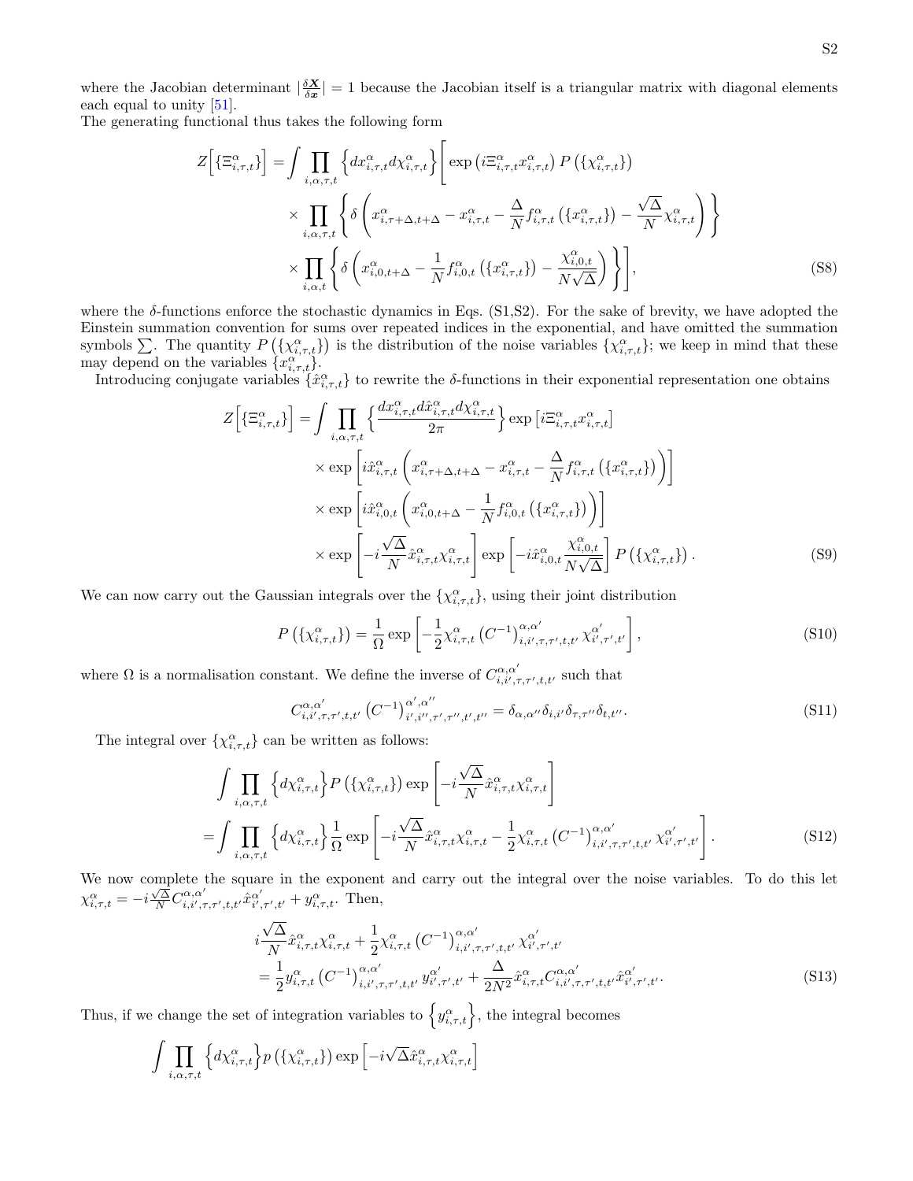where the Jacobian determinant $|\frac{\delta \boldsymbol{X}}{\delta \boldsymbol{x}}| = 1$ because the Jacobian itself is a triangular matrix with diagonal elements each equal to unity [51].

The generating functional thus takes the following form

$$
\begin{aligned}
Z\Big[\{\Xi^\alpha_{i,\tau,t}\}\Big] =& \int \prod_{i,\alpha,\tau,t} \Big\{dx^\alpha_{i,\tau,t} d\chi^\alpha_{i,\tau,t}\Big\} \Bigg[ \exp\left(i\Xi^\alpha_{i,\tau,t} x^\alpha_{i,\tau,t}\right) P\left(\{\chi^\alpha_{i,\tau,t}\}\right) \\
&\times \prod_{i,\alpha,\tau,t} \left\{ \delta\left( x^\alpha_{i,\tau+\Delta,t+\Delta} - x^\alpha_{i,\tau,t} - \frac{\Delta}{N} f^\alpha_{i,\tau,t}\left(\{x^\alpha_{i,\tau,t}\}\right) - \frac{\sqrt{\Delta}}{N}\chi^\alpha_{i,\tau,t} \right) \right\} \\
&\times \prod_{i,\alpha,t} \left\{ \delta\left( x^\alpha_{i,0,t+\Delta} - \frac{1}{N} f^\alpha_{i,0,t}\left(\{x^\alpha_{i,\tau,t}\}\right) - \frac{\chi^\alpha_{i,0,t}}{N\sqrt{\Delta}} \right) \right\} \Bigg],
\end{aligned}
\tag{S8}
$$

where the $\delta$-functions enforce the stochastic dynamics in Eqs. (S1,S2). For the sake of brevity, we have adopted the Einstein summation convention for sums over repeated indices in the exponential, and have omitted the summation symbols $\sum$. The quantity $P\left(\{\chi^\alpha_{i,\tau,t}\}\right)$ is the distribution of the noise variables $\{\chi^\alpha_{i,\tau,t}\}$; we keep in mind that these may depend on the variables $\{x^\alpha_{i,\tau,t}\}$.

Introducing conjugate variables $\{\hat{x}^\alpha_{i,\tau,t}\}$ to rewrite the $\delta$-functions in their exponential representation one obtains

$$
\begin{aligned}
Z\Big[\{\Xi^\alpha_{i,\tau,t}\}\Big] =& \int \prod_{i,\alpha,\tau,t} \left\{ \frac{dx^\alpha_{i,\tau,t} d\hat{x}^\alpha_{i,\tau,t} d\chi^\alpha_{i,\tau,t}}{2\pi} \right\} \exp\left[i\Xi^\alpha_{i,\tau,t} x^\alpha_{i,\tau,t}\right] \\
&\times \exp\left[ i\hat{x}^\alpha_{i,\tau,t}\left( x^\alpha_{i,\tau+\Delta,t+\Delta} - x^\alpha_{i,\tau,t} - \frac{\Delta}{N} f^\alpha_{i,\tau,t}\left(\{x^\alpha_{i,\tau,t}\}\right) \right) \right] \\
&\times \exp\left[ i\hat{x}^\alpha_{i,0,t}\left( x^\alpha_{i,0,t+\Delta} - \frac{1}{N} f^\alpha_{i,0,t}\left(\{x^\alpha_{i,\tau,t}\}\right) \right) \right] \\
&\times \exp\left[ -i\frac{\sqrt{\Delta}}{N}\hat{x}^\alpha_{i,\tau,t}\chi^\alpha_{i,\tau,t} \right] \exp\left[ -i\hat{x}^\alpha_{i,0,t}\frac{\chi^\alpha_{i,0,t}}{N\sqrt{\Delta}} \right] P\left(\{\chi^\alpha_{i,\tau,t}\}\right).
\end{aligned}
\tag{S9}
$$

We can now carry out the Gaussian integrals over the $\{\chi^\alpha_{i,\tau,t}\}$, using their joint distribution

$$
P\left(\{\chi^\alpha_{i,\tau,t}\}\right) = \frac{1}{\Omega}\exp\left[ -\frac{1}{2}\chi^\alpha_{i,\tau,t}\left(C^{-1}\right)^{\alpha,\alpha'}_{i,i',\tau,\tau',t,t'}\chi^{\alpha'}_{i',\tau',t'} \right],
\tag{S10}
$$

where $\Omega$ is a normalisation constant. We define the inverse of $C^{\alpha,\alpha'}_{i,i',\tau,\tau',t,t'}$ such that

$$
C^{\alpha,\alpha'}_{i,i',\tau,\tau',t,t'}\left(C^{-1}\right)^{\alpha',\alpha''}_{i',i'',\tau',\tau'',t',t''} = \delta_{\alpha,\alpha''}\delta_{i,i'}\delta_{\tau,\tau''}\delta_{t,t''}.
\tag{S11}
$$

The integral over $\{\chi^\alpha_{i,\tau,t}\}$ can be written as follows:

$$
\begin{aligned}
&\int \prod_{i,\alpha,\tau,t} \Big\{d\chi^\alpha_{i,\tau,t}\Big\} P\left(\{\chi^\alpha_{i,\tau,t}\}\right) \exp\left[ -i\frac{\sqrt{\Delta}}{N}\hat{x}^\alpha_{i,\tau,t}\chi^\alpha_{i,\tau,t} \right] \\
=&\int \prod_{i,\alpha,\tau,t} \Big\{d\chi^\alpha_{i,\tau,t}\Big\} \frac{1}{\Omega} \exp\left[ -i\frac{\sqrt{\Delta}}{N}\hat{x}^\alpha_{i,\tau,t}\chi^\alpha_{i,\tau,t} - \frac{1}{2}\chi^\alpha_{i,\tau,t}\left(C^{-1}\right)^{\alpha,\alpha'}_{i,i',\tau,\tau',t,t'}\chi^{\alpha'}_{i',\tau',t'} \right].
\end{aligned}
\tag{S12}
$$

We now complete the square in the exponent and carry out the integral over the noise variables. To do this let $\chi^\alpha_{i,\tau,t} = -i\frac{\sqrt{\Delta}}{N}C^{\alpha,\alpha'}_{i,i',\tau,\tau',t,t'}\hat{x}^{\alpha'}_{i',\tau',t'} + y^\alpha_{i,\tau,t}$. Then,

$$
\begin{aligned}
&i\frac{\sqrt{\Delta}}{N}\hat{x}^\alpha_{i,\tau,t}\chi^\alpha_{i,\tau,t} + \frac{1}{2}\chi^\alpha_{i,\tau,t}\left(C^{-1}\right)^{\alpha,\alpha'}_{i,i',\tau,\tau',t,t'}\chi^{\alpha'}_{i',\tau',t'} \\
&= \frac{1}{2}y^\alpha_{i,\tau,t}\left(C^{-1}\right)^{\alpha,\alpha'}_{i,i',\tau,\tau',t,t'}y^{\alpha'}_{i',\tau',t'} + \frac{\Delta}{2N^2}\hat{x}^\alpha_{i,\tau,t}C^{\alpha,\alpha'}_{i,i',\tau,\tau',t,t'}\hat{x}^{\alpha'}_{i',\tau',t'}.
\end{aligned}
\tag{S13}
$$

Thus, if we change the set of integration variables to $\left\{y^\alpha_{i,\tau,t}\right\}$, the integral becomes

$$
\int \prod_{i,\alpha,\tau,t} \Big\{d\chi^\alpha_{i,\tau,t}\Big\} p\left(\{\chi^\alpha_{i,\tau,t}\}\right) \exp\left[ -i\sqrt{\Delta}\hat{x}^\alpha_{i,\tau,t}\chi^\alpha_{i,\tau,t} \right]
$$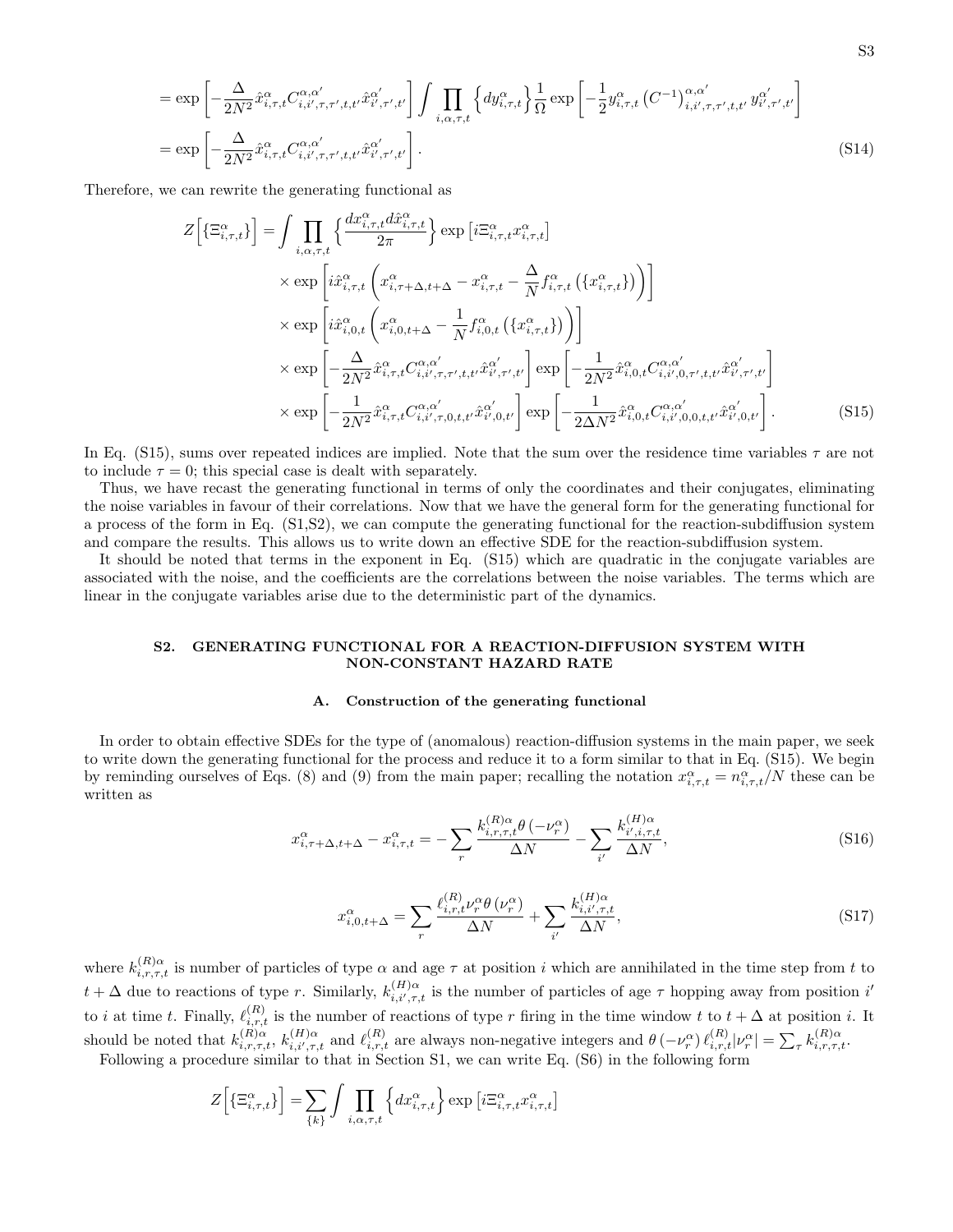$$
\begin{aligned}
&= \exp\left[-\frac{\Delta}{2N^2}\hat{x}^{\alpha}_{i,\tau,t}C^{\alpha,\alpha'}_{i,i',\tau,\tau',t,t'}\hat{x}^{\alpha'}_{i',\tau',t'}\right]\int\prod_{i,\alpha,\tau,t}\left\{dy^{\alpha}_{i,\tau,t}\right\}\frac{1}{\Omega}\exp\left[-\frac{1}{2}y^{\alpha}_{i,\tau,t}\left(C^{-1}\right)^{\alpha,\alpha'}_{i,i',\tau,\tau',t,t'}y^{\alpha'}_{i',\tau',t'}\right] \\
&= \exp\left[-\frac{\Delta}{2N^2}\hat{x}^{\alpha}_{i,\tau,t}C^{\alpha,\alpha'}_{i,i',\tau,\tau',t,t'}\hat{x}^{\alpha'}_{i',\tau',t'}\right]. \qquad \text{(S14)}
\end{aligned}
$$

Therefore, we can rewrite the generating functional as

$$
\begin{aligned}
Z\Big[\{\Xi^{\alpha}_{i,\tau,t}\}\Big] =& \int\prod_{i,\alpha,\tau,t}\left\{\frac{dx^{\alpha}_{i,\tau,t}d\hat{x}^{\alpha}_{i,\tau,t}}{2\pi}\right\}\exp\left[i\Xi^{\alpha}_{i,\tau,t}x^{\alpha}_{i,\tau,t}\right] \\
&\times\exp\left[i\hat{x}^{\alpha}_{i,\tau,t}\left(x^{\alpha}_{i,\tau+\Delta,t+\Delta}-x^{\alpha}_{i,\tau,t}-\frac{\Delta}{N}f^{\alpha}_{i,\tau,t}\left(\{x^{\alpha}_{i,\tau,t}\}\right)\right)\right] \\
&\times\exp\left[i\hat{x}^{\alpha}_{i,0,t}\left(x^{\alpha}_{i,0,t+\Delta}-\frac{1}{N}f^{\alpha}_{i,0,t}\left(\{x^{\alpha}_{i,\tau,t}\}\right)\right)\right] \\
&\times\exp\left[-\frac{\Delta}{2N^2}\hat{x}^{\alpha}_{i,\tau,t}C^{\alpha,\alpha'}_{i,i',\tau,\tau',t,t'}\hat{x}^{\alpha'}_{i',\tau',t'}\right]\exp\left[-\frac{1}{2N^2}\hat{x}^{\alpha}_{i,0,t}C^{\alpha,\alpha'}_{i,i',0,\tau',t,t'}\hat{x}^{\alpha'}_{i',\tau',t'}\right] \\
&\times\exp\left[-\frac{1}{2N^2}\hat{x}^{\alpha}_{i,\tau,t}C^{\alpha,\alpha'}_{i,i',\tau,0,t,t'}\hat{x}^{\alpha'}_{i',0,t'}\right]\exp\left[-\frac{1}{2\Delta N^2}\hat{x}^{\alpha}_{i,0,t}C^{\alpha,\alpha'}_{i,i',0,0,t,t'}\hat{x}^{\alpha'}_{i',0,t'}\right]. \qquad \text{(S15)}
\end{aligned}
$$

In Eq. (S15), sums over repeated indices are implied. Note that the sum over the residence time variables $\tau$ are not to include $\tau = 0$; this special case is dealt with separately.

Thus, we have recast the generating functional in terms of only the coordinates and their conjugates, eliminating the noise variables in favour of their correlations. Now that we have the general form for the generating functional for a process of the form in Eq. (S1,S2), we can compute the generating functional for the reaction-subdiffusion system and compare the results. This allows us to write down an effective SDE for the reaction-subdiffusion system.

It should be noted that terms in the exponent in Eq. (S15) which are quadratic in the conjugate variables are associated with the noise, and the coefficients are the correlations between the noise variables. The terms which are linear in the conjugate variables arise due to the deterministic part of the dynamics.

## S2. GENERATING FUNCTIONAL FOR A REACTION-DIFFUSION SYSTEM WITH NON-CONSTANT HAZARD RATE

### A. Construction of the generating functional

In order to obtain effective SDEs for the type of (anomalous) reaction-diffusion systems in the main paper, we seek to write down the generating functional for the process and reduce it to a form similar to that in Eq. (S15). We begin by reminding ourselves of Eqs. (8) and (9) from the main paper; recalling the notation $x^{\alpha}_{i,\tau,t} = n^{\alpha}_{i,\tau,t}/N$ these can be written as

$$
x^{\alpha}_{i,\tau+\Delta,t+\Delta} - x^{\alpha}_{i,\tau,t} = -\sum_{r}\frac{k^{(R)\alpha}_{i,r,\tau,t}\theta\left(-\nu^{\alpha}_{r}\right)}{\Delta N} - \sum_{i'}\frac{k^{(H)\alpha}_{i',i,\tau,t}}{\Delta N}, \qquad \text{(S16)}
$$

$$
x^{\alpha}_{i,0,t+\Delta} = \sum_{r}\frac{\ell^{(R)}_{i,r,t}\nu^{\alpha}_{r}\theta\left(\nu^{\alpha}_{r}\right)}{\Delta N} + \sum_{i'}\frac{k^{(H)\alpha}_{i,i',\tau,t}}{\Delta N}, \qquad \text{(S17)}
$$

where $k^{(R)\alpha}_{i,r,\tau,t}$ is number of particles of type $\alpha$ and age $\tau$ at position $i$ which are annihilated in the time step from $t$ to $t+\Delta$ due to reactions of type $r$. Similarly, $k^{(H)\alpha}_{i,i',\tau,t}$ is the number of particles of age $\tau$ hopping away from position $i'$ to $i$ at time $t$. Finally, $\ell^{(R)}_{i,r,t}$ is the number of reactions of type $r$ firing in the time window $t$ to $t+\Delta$ at position $i$. It should be noted that $k^{(R)\alpha}_{i,r,\tau,t}$, $k^{(H)\alpha}_{i,i',\tau,t}$ and $\ell^{(R)}_{i,r,t}$ are always non-negative integers and $\theta\left(-\nu^{\alpha}_{r}\right)\ell^{(R)}_{i,r,t}|\nu^{\alpha}_{r}| = \sum_{\tau}k^{(R)\alpha}_{i,r,\tau,t}$.

Following a procedure similar to that in Section S1, we can write Eq. (S6) in the following form

$$
Z\Big[\{\Xi^{\alpha}_{i,\tau,t}\}\Big] = \sum_{\{k\}}\int\prod_{i,\alpha,\tau,t}\left\{dx^{\alpha}_{i,\tau,t}\right\}\exp\left[i\Xi^{\alpha}_{i,\tau,t}x^{\alpha}_{i,\tau,t}\right]
$$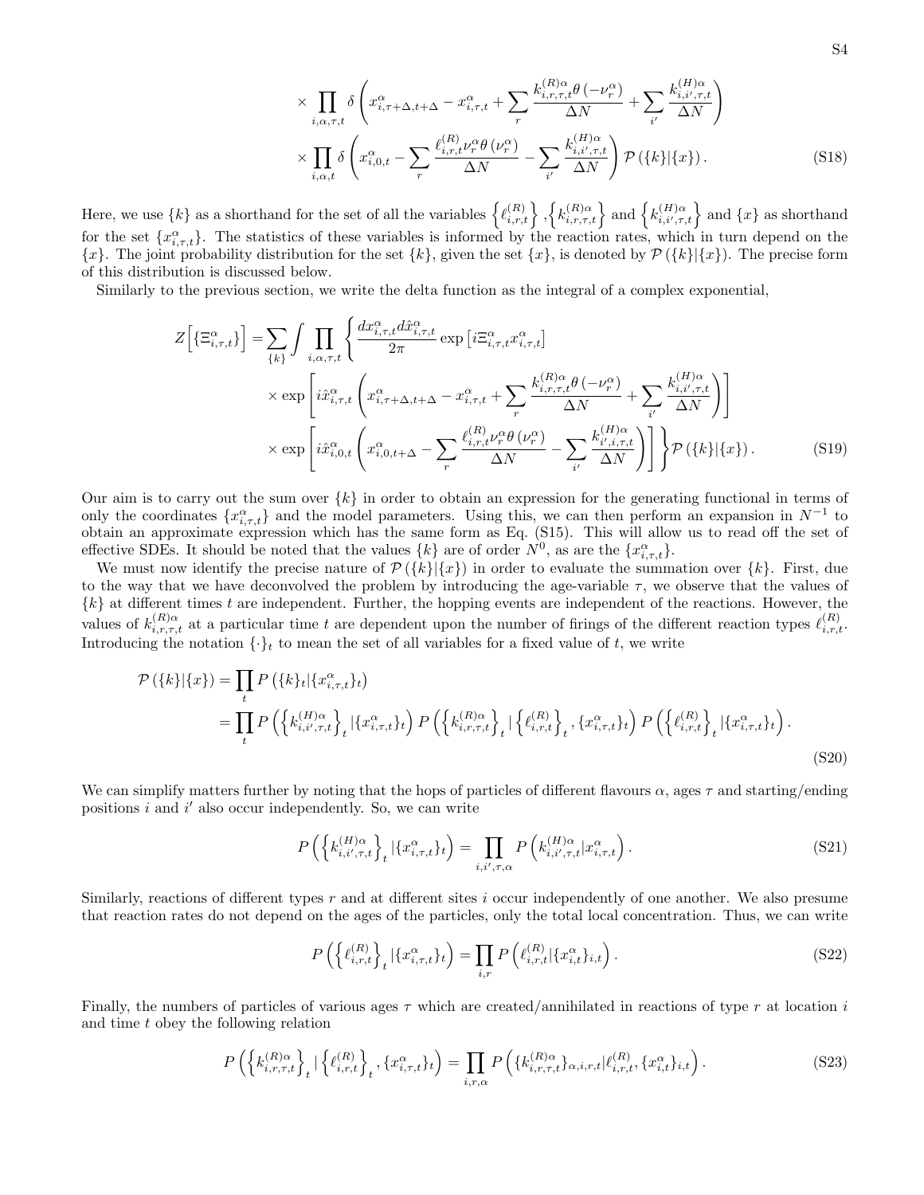$$
\times \prod_{i,\alpha,\tau,t} \delta\left( x^{\alpha}_{i,\tau+\Delta,t+\Delta} - x^{\alpha}_{i,\tau,t} + \sum_r \frac{k^{(R)\alpha}_{i,r,\tau,t}\theta\left(-\nu^{\alpha}_r\right)}{\Delta N} + \sum_{i'} \frac{k^{(H)\alpha}_{i,i',\tau,t}}{\Delta N} \right)
$$

$$
\times \prod_{i,\alpha,t} \delta\left( x^{\alpha}_{i,0,t} - \sum_r \frac{\ell^{(R)}_{i,r,t}\nu^{\alpha}_r\theta\left(\nu^{\alpha}_r\right)}{\Delta N} - \sum_{i'} \frac{k^{(H)\alpha}_{i,i',\tau,t}}{\Delta N} \right) \mathcal{P}\left(\{k\}|\{x\}\right). \tag{S18}
$$

Here, we use $\{k\}$ as a shorthand for the set of all the variables $\left\{\ell^{(R)}_{i,r,t}\right\}$, $\left\{k^{(R)\alpha}_{i,r,\tau,t}\right\}$ and $\left\{k^{(H)\alpha}_{i,i',\tau,t}\right\}$ and $\{x\}$ as shorthand for the set $\{x^{\alpha}_{i,\tau,t}\}$. The statistics of these variables is informed by the reaction rates, which in turn depend on the $\{x\}$. The joint probability distribution for the set $\{k\}$, given the set $\{x\}$, is denoted by $\mathcal{P}\left(\{k\}|\{x\}\right)$. The precise form of this distribution is discussed below.

Similarly to the previous section, we write the delta function as the integral of a complex exponential,

$$
\begin{aligned}
Z\Big[\{\Xi^{\alpha}_{i,\tau,t}\}\Big] = \sum_{\{k\}} \int \prod_{i,\alpha,\tau,t} \Bigg\{ &\frac{dx^{\alpha}_{i,\tau,t} d\hat{x}^{\alpha}_{i,\tau,t}}{2\pi} \exp\left[i\Xi^{\alpha}_{i,\tau,t} x^{\alpha}_{i,\tau,t}\right] \\
&\times \exp\left[ i\hat{x}^{\alpha}_{i,\tau,t} \left( x^{\alpha}_{i,\tau+\Delta,t+\Delta} - x^{\alpha}_{i,\tau,t} + \sum_r \frac{k^{(R)\alpha}_{i,r,\tau,t}\theta\left(-\nu^{\alpha}_r\right)}{\Delta N} + \sum_{i'} \frac{k^{(H)\alpha}_{i,i',\tau,t}}{\Delta N} \right) \right] \\
&\times \exp\left[ i\hat{x}^{\alpha}_{i,0,t} \left( x^{\alpha}_{i,0,t+\Delta} - \sum_r \frac{\ell^{(R)}_{i,r,t}\nu^{\alpha}_r\theta\left(\nu^{\alpha}_r\right)}{\Delta N} - \sum_{i'} \frac{k^{(H)\alpha}_{i',i,\tau,t}}{\Delta N} \right) \right] \Bigg\} \mathcal{P}\left(\{k\}|\{x\}\right).
\end{aligned} \tag{S19}
$$

Our aim is to carry out the sum over $\{k\}$ in order to obtain an expression for the generating functional in terms of only the coordinates $\{x^{\alpha}_{i,\tau,t}\}$ and the model parameters. Using this, we can then perform an expansion in $N^{-1}$ to obtain an approximate expression which has the same form as Eq. (S15). This will allow us to read off the set of effective SDEs. It should be noted that the values $\{k\}$ are of order $N^0$, as are the $\{x^{\alpha}_{i,\tau,t}\}$.

We must now identify the precise nature of $\mathcal{P}\left(\{k\}|\{x\}\right)$ in order to evaluate the summation over $\{k\}$. First, due to the way that we have deconvolved the problem by introducing the age-variable $\tau$, we observe that the values of $\{k\}$ at different times $t$ are independent. Further, the hopping events are independent of the reactions. However, the values of $k^{(R)\alpha}_{i,r,\tau,t}$ at a particular time $t$ are dependent upon the number of firings of the different reaction types $\ell^{(R)}_{i,r,t}$. Introducing the notation $\{\cdot\}_t$ to mean the set of all variables for a fixed value of $t$, we write

$$
\begin{aligned}
\mathcal{P}\left(\{k\}|\{x\}\right) &= \prod_t P\left(\{k\}_t|\{x^{\alpha}_{i,\tau,t}\}_t\right) \\
&= \prod_t P\left(\left\{k^{(H)\alpha}_{i,i',\tau,t}\right\}_t|\{x^{\alpha}_{i,\tau,t}\}_t\right) P\left(\left\{k^{(R)\alpha}_{i,r,\tau,t}\right\}_t|\left\{\ell^{(R)}_{i,r,t}\right\}_t, \{x^{\alpha}_{i,\tau,t}\}_t\right) P\left(\left\{\ell^{(R)}_{i,r,t}\right\}_t|\{x^{\alpha}_{i,\tau,t}\}_t\right).
\end{aligned} \tag{S20}
$$

We can simplify matters further by noting that the hops of particles of different flavours $\alpha$, ages $\tau$ and starting/ending positions $i$ and $i'$ also occur independently. So, we can write

$$
P\left(\left\{k^{(H)\alpha}_{i,i',\tau,t}\right\}_t|\{x^{\alpha}_{i,\tau,t}\}_t\right) = \prod_{i,i',\tau,\alpha} P\left(k^{(H)\alpha}_{i,i',\tau,t}|x^{\alpha}_{i,\tau,t}\right). \tag{S21}
$$

Similarly, reactions of different types $r$ and at different sites $i$ occur independently of one another. We also presume that reaction rates do not depend on the ages of the particles, only the total local concentration. Thus, we can write

$$
P\left(\left\{\ell^{(R)}_{i,r,t}\right\}_t|\{x^{\alpha}_{i,\tau,t}\}_t\right) = \prod_{i,r} P\left(\ell^{(R)}_{i,r,t}|\{x^{\alpha}_{i,t}\}_{i,t}\right). \tag{S22}
$$

Finally, the numbers of particles of various ages $\tau$ which are created/annihilated in reactions of type $r$ at location $i$ and time $t$ obey the following relation

$$
P\left(\left\{k^{(R)\alpha}_{i,r,\tau,t}\right\}_t|\left\{\ell^{(R)}_{i,r,t}\right\}_t, \{x^{\alpha}_{i,\tau,t}\}_t\right) = \prod_{i,r,\alpha} P\left(\{k^{(R)\alpha}_{i,r,\tau,t}\}_{\alpha,i,r,t}|\ell^{(R)}_{i,r,t}, \{x^{\alpha}_{i,t}\}_{i,t}\right). \tag{S23}
$$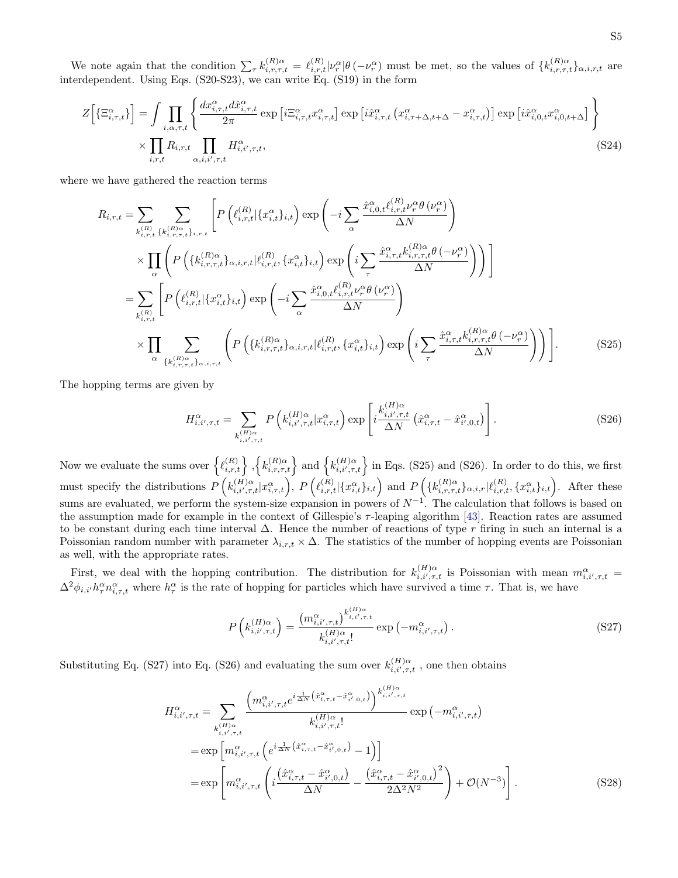We note again that the condition $\sum_\tau k^{(R)\alpha}_{i,r,\tau,t} = \ell^{(R)}_{i,r,t}|\nu^\alpha_r|\theta\left(-\nu^\alpha_r\right)$ must be met, so the values of $\{k^{(R)\alpha}_{i,r,\tau,t}\}_{\alpha,i,r,t}$ are interdependent. Using Eqs. (S20-S23), we can write Eq. (S19) in the form

$$
\begin{aligned}
Z\Big[\{\Xi^\alpha_{i,\tau,t}\}\Big] = \int \prod_{i,\alpha,\tau,t} & \left\{ \frac{dx^\alpha_{i,\tau,t}d\hat{x}^\alpha_{i,\tau,t}}{2\pi} \exp\left[i\Xi^\alpha_{i,\tau,t}x^\alpha_{i,\tau,t}\right] \exp\left[i\hat{x}^\alpha_{i,\tau,t}\left(x^\alpha_{i,\tau+\Delta,t+\Delta} - x^\alpha_{i,\tau,t}\right)\right] \exp\left[i\hat{x}^\alpha_{i,0,t}x^\alpha_{i,0,t+\Delta}\right] \right\} \\
& \times \prod_{i,r,t} R_{i,r,t} \prod_{\alpha,i,i',\tau,t} H^\alpha_{i,i',\tau,t},
\end{aligned} \tag{S24}
$$

where we have gathered the reaction terms

$$
\begin{aligned}
R_{i,r,t} =& \sum_{k^{(R)}_{i,r,t}} \sum_{\{k^{(R)\alpha}_{i,r,\tau,t}\}_{i,r,t}} \Bigg[ P\left(\ell^{(R)}_{i,r,t}|\{x^\alpha_{i,t}\}_{i,t}\right) \exp\left(-i\sum_\alpha \frac{\hat{x}^\alpha_{i,0,t}\ell^{(R)}_{i,r,t}\nu^\alpha_r\theta\left(\nu^\alpha_r\right)}{\Delta N}\right) \\
& \times \prod_\alpha \left( P\left(\{k^{(R)\alpha}_{i,r,\tau,t}\}_{\alpha,i,r,t}|\ell^{(R)}_{i,r,t}, \{x^\alpha_{i,t}\}_{i,t}\right) \exp\left(i\sum_\tau \frac{\hat{x}^\alpha_{i,\tau,t}k^{(R)\alpha}_{i,r,\tau,t}\theta\left(-\nu^\alpha_r\right)}{\Delta N}\right)\right) \Bigg] \\
=& \sum_{k^{(R)}_{i,r,t}} \Bigg[ P\left(\ell^{(R)}_{i,r,t}|\{x^\alpha_{i,t}\}_{i,t}\right) \exp\left(-i\sum_\alpha \frac{\hat{x}^\alpha_{i,0,t}\ell^{(R)}_{i,r,t}\nu^\alpha_r\theta\left(\nu^\alpha_r\right)}{\Delta N}\right) \\
& \times \prod_\alpha \sum_{\{k^{(R)\alpha}_{i,r,\tau,t}\}_{\alpha,i,r,t}} \left( P\left(\{k^{(R)\alpha}_{i,r,\tau,t}\}_{\alpha,i,r,t}|\ell^{(R)}_{i,r,t}, \{x^\alpha_{i,t}\}_{i,t}\right) \exp\left(i\sum_\tau \frac{\hat{x}^\alpha_{i,\tau,t}k^{(R)\alpha}_{i,r,\tau,t}\theta\left(-\nu^\alpha_r\right)}{\Delta N}\right)\right) \Bigg].
\end{aligned} \tag{S25}
$$

The hopping terms are given by

$$
H^\alpha_{i,i',\tau,t} = \sum_{k^{(H)\alpha}_{i,i',\tau,t}} P\left(k^{(H)\alpha}_{i,i',\tau,t}|x^\alpha_{i,\tau,t}\right) \exp\left[i\frac{k^{(H)\alpha}_{i,i',\tau,t}}{\Delta N}\left(\hat{x}^\alpha_{i,\tau,t} - \hat{x}^\alpha_{i',0,t}\right)\right]. \tag{S26}
$$

Now we evaluate the sums over $\left\{\ell^{(R)}_{i,r,t}\right\}$, $\left\{k^{(R)\alpha}_{i,r,\tau,t}\right\}$ and $\left\{k^{(H)\alpha}_{i,i',\tau,t}\right\}$ in Eqs. (S25) and (S26). In order to do this, we first must specify the distributions $P\left(k^{(H)\alpha}_{i,i',\tau,t}|x^\alpha_{i,\tau,t}\right)$, $P\left(\ell^{(R)}_{i,r,t}|\{x^\alpha_{i,t}\}_{i,t}\right)$ and $P\left(\{k^{(R)\alpha}_{i,r,\tau,t}\}_{\alpha,i,r}|\ell^{(R)}_{i,r,t}, \{x^\alpha_{i,t}\}_{i,t}\right)$. After these sums are evaluated, we perform the system-size expansion in powers of $N^{-1}$. The calculation that follows is based on the assumption made for example in the context of Gillespie's $\tau$-leaping algorithm [43]. Reaction rates are assumed to be constant during each time interval $\Delta$. Hence the number of reactions of type $r$ firing in such an internal is a Poissonian random number with parameter $\lambda_{i,r,t} \times \Delta$. The statistics of the number of hopping events are Poissonian as well, with the appropriate rates.

First, we deal with the hopping contribution. The distribution for $k^{(H)\alpha}_{i,i',\tau,t}$ is Poissonian with mean $m^\alpha_{i,i',\tau,t} = \Delta^2\phi_{i,i'}h^\alpha_\tau n^\alpha_{i,\tau,t}$ where $h^\alpha_\tau$ is the rate of hopping for particles which have survived a time $\tau$. That is, we have

$$
P\left(k^{(H)\alpha}_{i,i',\tau,t}\right) = \frac{\left(m^\alpha_{i,i',\tau,t}\right)^{k^{(H)\alpha}_{i,i',\tau,t}}}{k^{(H)\alpha}_{i,i',\tau,t}!} \exp\left(-m^\alpha_{i,i',\tau,t}\right). \tag{S27}
$$

Substituting Eq. (S27) into Eq. (S26) and evaluating the sum over $k^{(H)\alpha}_{i,i',\tau,t}$, one then obtains

$$
\begin{aligned}
H^\alpha_{i,i',\tau,t} =& \sum_{k^{(H)\alpha}_{i,i',\tau,t}} \frac{\left(m^\alpha_{i,i',\tau,t}e^{i\frac{1}{\Delta N}\left(\hat{x}^\alpha_{i,\tau,t} - \hat{x}^\alpha_{i',0,t}\right)}\right)^{k^{(H)\alpha}_{i,i',\tau,t}}}{k^{(H)\alpha}_{i,i',\tau,t}!} \exp\left(-m^\alpha_{i,i',\tau,t}\right) \\
=& \exp\left[m^\alpha_{i,i',\tau,t}\left(e^{i\frac{1}{\Delta N}\left(\hat{x}^\alpha_{i,\tau,t} - \hat{x}^\alpha_{i',0,t}\right)} - 1\right)\right] \\
=& \exp\left[m^\alpha_{i,i',\tau,t}\left(i\frac{\left(\hat{x}^\alpha_{i,\tau,t} - \hat{x}^\alpha_{i',0,t}\right)}{\Delta N} - \frac{\left(\hat{x}^\alpha_{i,\tau,t} - \hat{x}^\alpha_{i',0,t}\right)^2}{2\Delta^2 N^2}\right) + \mathcal{O}(N^{-3})\right].
\end{aligned} \tag{S28}
$$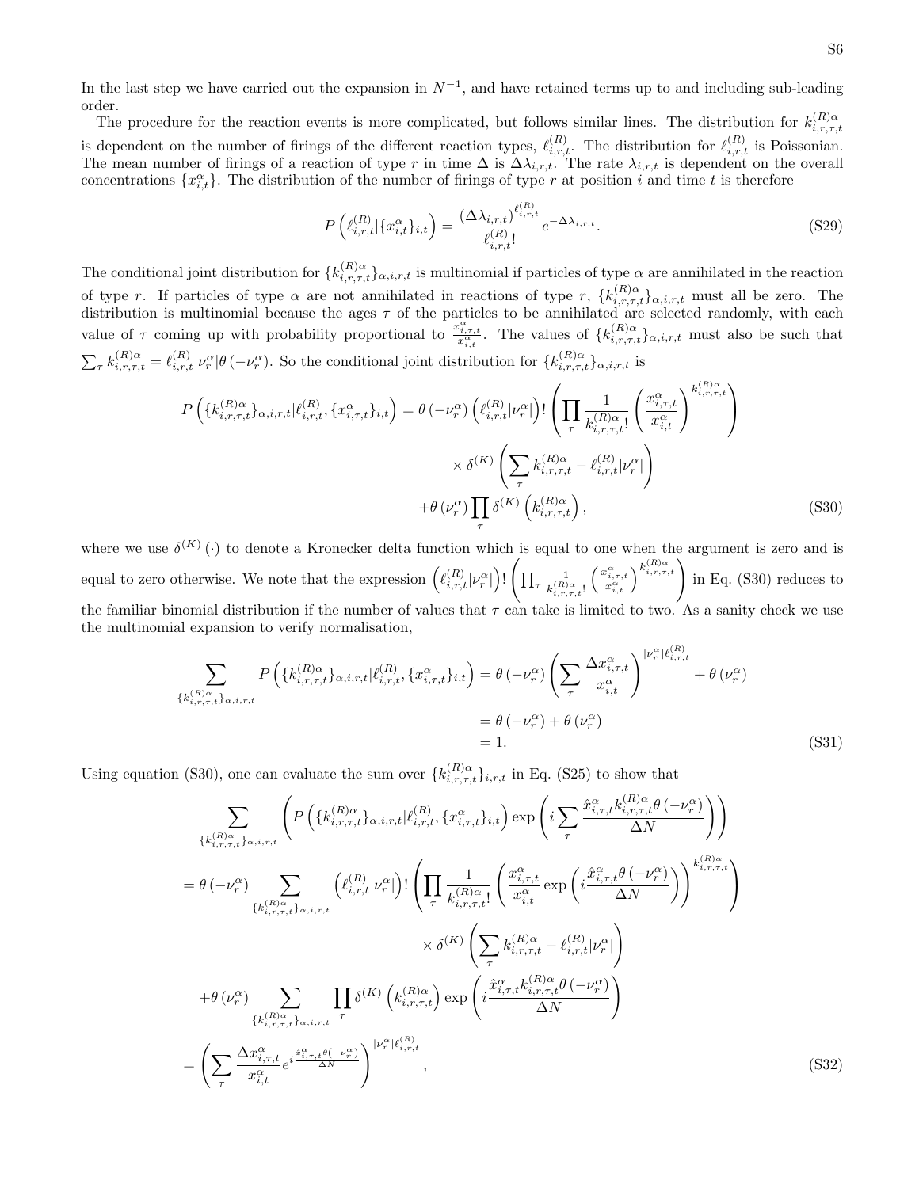In the last step we have carried out the expansion in $N^{-1}$, and have retained terms up to and including sub-leading order.

The procedure for the reaction events is more complicated, but follows similar lines. The distribution for $k^{(R)\alpha}_{i,r,\tau,t}$ is dependent on the number of firings of the different reaction types, $\ell^{(R)}_{i,r,t}$. The distribution for $\ell^{(R)}_{i,r,t}$ is Poissonian. The mean number of firings of a reaction of type $r$ in time $\Delta$ is $\Delta\lambda_{i,r,t}$. The rate $\lambda_{i,r,t}$ is dependent on the overall concentrations $\{x^\alpha_{i,t}\}$. The distribution of the number of firings of type $r$ at position $i$ and time $t$ is therefore

$$P\left(\ell^{(R)}_{i,r,t}|\{x^\alpha_{i,t}\}_{i,t}\right) = \frac{(\Delta\lambda_{i,r,t})^{\ell^{(R)}_{i,r,t}}}{\ell^{(R)}_{i,r,t}!}e^{-\Delta\lambda_{i,r,t}}. \tag{S29}$$

The conditional joint distribution for $\{k^{(R)\alpha}_{i,r,\tau,t}\}_{\alpha,i,r,t}$ is multinomial if particles of type $\alpha$ are annihilated in the reaction of type $r$. If particles of type $\alpha$ are not annihilated in reactions of type $r$, $\{k^{(R)\alpha}_{i,r,\tau,t}\}_{\alpha,i,r,t}$ must all be zero. The distribution is multinomial because the ages $\tau$ of the particles to be annihilated are selected randomly, with each value of $\tau$ coming up with probability proportional to $\frac{x^\alpha_{i,\tau,t}}{x^\alpha_{i,t}}$. The values of $\{k^{(R)\alpha}_{i,r,\tau,t}\}_{\alpha,i,r,t}$ must also be such that $\sum_\tau k^{(R)\alpha}_{i,r,\tau,t} = \ell^{(R)}_{i,r,t}|\nu^\alpha_r|\theta(-\nu^\alpha_r)$. So the conditional joint distribution for $\{k^{(R)\alpha}_{i,r,\tau,t}\}_{\alpha,i,r,t}$ is

$$\begin{aligned}
P\left(\{k^{(R)\alpha}_{i,r,\tau,t}\}_{\alpha,i,r,t}|\ell^{(R)}_{i,r,t},\{x^\alpha_{i,\tau,t}\}_{i,t}\right) = \theta\left(-\nu^\alpha_r\right)\left(\ell^{(R)}_{i,r,t}|\nu^\alpha_r|\right)!&\left(\prod_\tau \frac{1}{k^{(R)\alpha}_{i,r,\tau,t}!}\left(\frac{x^\alpha_{i,\tau,t}}{x^\alpha_{i,t}}\right)^{k^{(R)\alpha}_{i,r,\tau,t}}\right)\\
&\times\delta^{(K)}\left(\sum_\tau k^{(R)\alpha}_{i,r,\tau,t} - \ell^{(R)}_{i,r,t}|\nu^\alpha_r|\right)\\
&+\theta\left(\nu^\alpha_r\right)\prod_\tau \delta^{(K)}\left(k^{(R)\alpha}_{i,r,\tau,t}\right),
\end{aligned} \tag{S30}$$

where we use $\delta^{(K)}(\cdot)$ to denote a Kronecker delta function which is equal to one when the argument is zero and is equal to zero otherwise. We note that the expression $\left(\ell^{(R)}_{i,r,t}|\nu^\alpha_r|\right)!\left(\prod_\tau \frac{1}{k^{(R)\alpha}_{i,r,\tau,t}!}\left(\frac{x^\alpha_{i,\tau,t}}{x^\alpha_{i,t}}\right)^{k^{(R)\alpha}_{i,r,\tau,t}}\right)$ in Eq. (S30) reduces to the familiar binomial distribution if the number of values that $\tau$ can take is limited to two. As a sanity check we use the multinomial expansion to verify normalisation,

$$\begin{aligned}
\sum_{\{k^{(R)\alpha}_{i,r,\tau,t}\}_{\alpha,i,r,t}} P\left(\{k^{(R)\alpha}_{i,r,\tau,t}\}_{\alpha,i,r,t}|\ell^{(R)}_{i,r,t},\{x^\alpha_{i,\tau,t}\}_{i,t}\right) &= \theta\left(-\nu^\alpha_r\right)\left(\sum_\tau \frac{\Delta x^\alpha_{i,\tau,t}}{x^\alpha_{i,t}}\right)^{|\nu^\alpha_r|\ell^{(R)}_{i,r,t}} + \theta\left(\nu^\alpha_r\right)\\
&= \theta\left(-\nu^\alpha_r\right) + \theta\left(\nu^\alpha_r\right)\\
&= 1.
\end{aligned} \tag{S31}$$

Using equation (S30), one can evaluate the sum over $\{k^{(R)\alpha}_{i,r,\tau,t}\}_{i,r,t}$ in Eq. (S25) to show that

$$\begin{aligned}
&\sum_{\{k^{(R)\alpha}_{i,r,\tau,t}\}_{\alpha,i,r,t}}\left(P\left(\{k^{(R)\alpha}_{i,r,\tau,t}\}_{\alpha,i,r,t}|\ell^{(R)}_{i,r,t},\{x^\alpha_{i,\tau,t}\}_{i,t}\right)\exp\left(i\sum_\tau \frac{\hat{x}^\alpha_{i,\tau,t}k^{(R)\alpha}_{i,r,\tau,t}\theta\left(-\nu^\alpha_r\right)}{\Delta N}\right)\right)\\
&= \theta\left(-\nu^\alpha_r\right)\sum_{\{k^{(R)\alpha}_{i,r,\tau,t}\}_{\alpha,i,r,t}}\left(\ell^{(R)}_{i,r,t}|\nu^\alpha_r|\right)!\left(\prod_\tau \frac{1}{k^{(R)\alpha}_{i,r,\tau,t}!}\left(\frac{x^\alpha_{i,\tau,t}}{x^\alpha_{i,t}}\exp\left(i\frac{\hat{x}^\alpha_{i,\tau,t}\theta\left(-\nu^\alpha_r\right)}{\Delta N}\right)\right)^{k^{(R)\alpha}_{i,r,\tau,t}}\right)\\
&\qquad\times\delta^{(K)}\left(\sum_\tau k^{(R)\alpha}_{i,r,\tau,t} - \ell^{(R)}_{i,r,t}|\nu^\alpha_r|\right)\\
&\quad+\theta\left(\nu^\alpha_r\right)\sum_{\{k^{(R)\alpha}_{i,r,\tau,t}\}_{\alpha,i,r,t}}\prod_\tau \delta^{(K)}\left(k^{(R)\alpha}_{i,r,\tau,t}\right)\exp\left(i\frac{\hat{x}^\alpha_{i,\tau,t}k^{(R)\alpha}_{i,r,\tau,t}\theta\left(-\nu^\alpha_r\right)}{\Delta N}\right)\\
&= \left(\sum_\tau \frac{\Delta x^\alpha_{i,\tau,t}}{x^\alpha_{i,t}}e^{i\frac{\hat{x}^\alpha_{i,\tau,t}\theta\left(-\nu^\alpha_r\right)}{\Delta N}}\right)^{|\nu^\alpha_r|\ell^{(R)}_{i,r,t}},
\end{aligned} \tag{S32}$$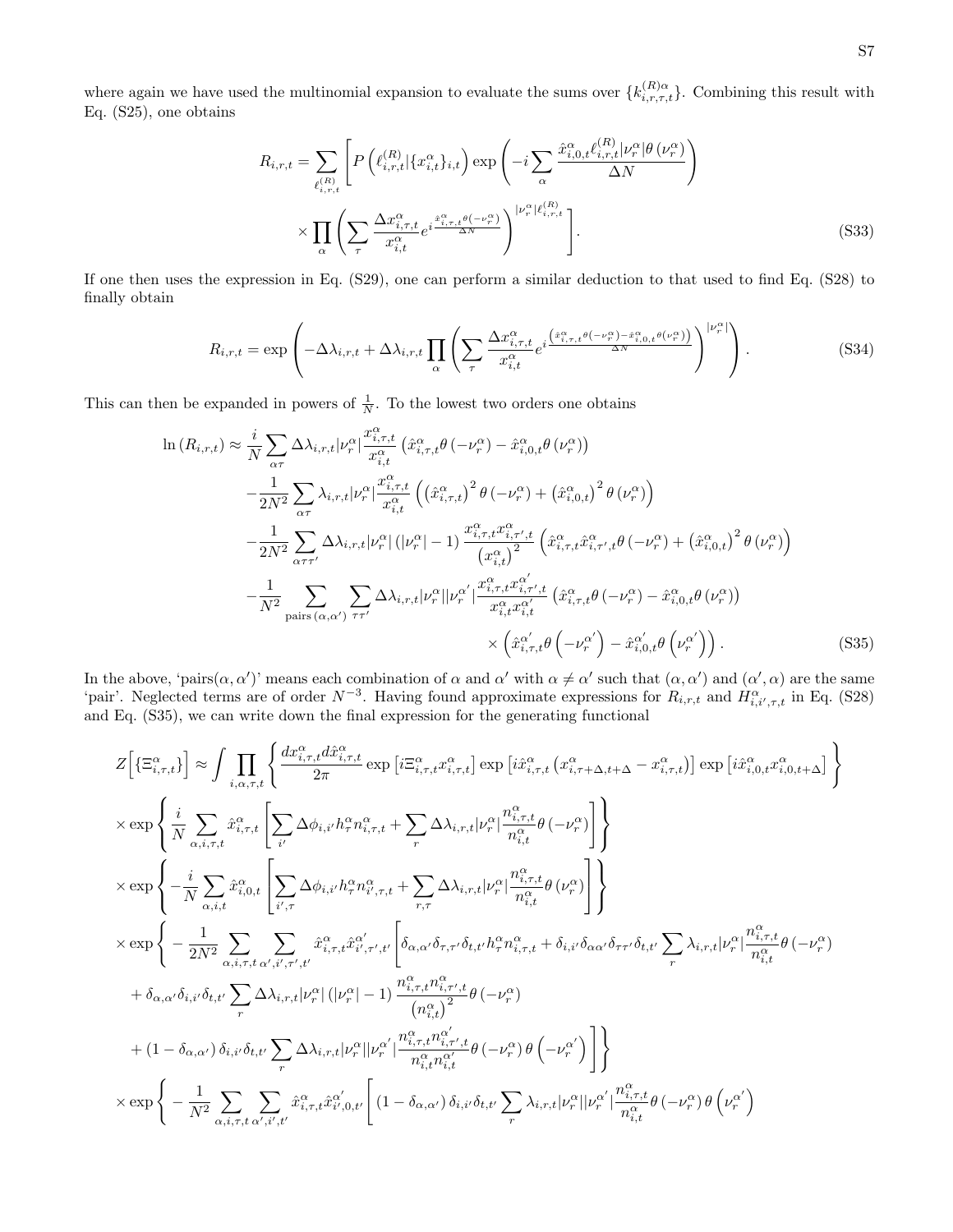where again we have used the multinomial expansion to evaluate the sums over $\{k^{(R)\alpha}_{i,r,\tau,t}\}$. Combining this result with Eq. (S25), one obtains

$$R_{i,r,t} = \sum_{\ell^{(R)}_{i,r,t}} \left[ P\left(\ell^{(R)}_{i,r,t} | \{x^\alpha_{i,t}\}_{i,t}\right) \exp\left(-i \sum_\alpha \frac{\hat{x}^\alpha_{i,0,t} \ell^{(R)}_{i,r,t} |\nu^\alpha_r| \theta\left(\nu^\alpha_r\right)}{\Delta N}\right) \right.$$
$$\left. \times \prod_\alpha \left( \sum_\tau \frac{\Delta x^\alpha_{i,\tau,t}}{x^\alpha_{i,t}} e^{i \frac{\hat{x}^\alpha_{i,\tau,t} \theta(-\nu^\alpha_r)}{\Delta N}} \right)^{|\nu^\alpha_r| \ell^{(R)}_{i,r,t}} \right]. \tag{S33}$$

If one then uses the expression in Eq. (S29), one can perform a similar deduction to that used to find Eq. (S28) to finally obtain

$$R_{i,r,t} = \exp\left( -\Delta\lambda_{i,r,t} + \Delta\lambda_{i,r,t} \prod_\alpha \left( \sum_\tau \frac{\Delta x^\alpha_{i,\tau,t}}{x^\alpha_{i,t}} e^{i \frac{\left(\hat{x}^\alpha_{i,\tau,t}\theta(-\nu^\alpha_r) - \hat{x}^\alpha_{i,0,t}\theta(\nu^\alpha_r)\right)}{\Delta N}} \right)^{|\nu^\alpha_r|} \right). \tag{S34}$$

This can then be expanded in powers of $\frac{1}{N}$. To the lowest two orders one obtains

$$\begin{aligned}
\ln\left(R_{i,r,t}\right) \approx\; & \frac{i}{N} \sum_{\alpha\tau} \Delta\lambda_{i,r,t} |\nu^\alpha_r| \frac{x^\alpha_{i,\tau,t}}{x^\alpha_{i,t}} \left( \hat{x}^\alpha_{i,\tau,t}\theta\left(-\nu^\alpha_r\right) - \hat{x}^\alpha_{i,0,t}\theta\left(\nu^\alpha_r\right) \right) \\
& - \frac{1}{2N^2} \sum_{\alpha\tau} \lambda_{i,r,t} |\nu^\alpha_r| \frac{x^\alpha_{i,\tau,t}}{x^\alpha_{i,t}} \left( \left(\hat{x}^\alpha_{i,\tau,t}\right)^2 \theta\left(-\nu^\alpha_r\right) + \left(\hat{x}^\alpha_{i,0,t}\right)^2 \theta\left(\nu^\alpha_r\right) \right) \\
& - \frac{1}{2N^2} \sum_{\alpha\tau\tau'} \Delta\lambda_{i,r,t} |\nu^\alpha_r| \left(|\nu^\alpha_r| - 1\right) \frac{x^\alpha_{i,\tau,t} x^\alpha_{i,\tau',t}}{\left(x^\alpha_{i,t}\right)^2} \left( \hat{x}^\alpha_{i,\tau,t}\hat{x}^\alpha_{i,\tau',t}\theta\left(-\nu^\alpha_r\right) + \left(\hat{x}^\alpha_{i,0,t}\right)^2 \theta\left(\nu^\alpha_r\right) \right) \\
& - \frac{1}{N^2} \sum_{\text{pairs}\,(\alpha,\alpha')} \sum_{\tau\tau'} \Delta\lambda_{i,r,t} |\nu^\alpha_r| |\nu^{\alpha'}_r| \frac{x^\alpha_{i,\tau,t} x^{\alpha'}_{i,\tau',t}}{x^\alpha_{i,t} x^{\alpha'}_{i,t}} \left( \hat{x}^\alpha_{i,\tau,t}\theta\left(-\nu^\alpha_r\right) - \hat{x}^\alpha_{i,0,t}\theta\left(\nu^\alpha_r\right) \right) \\
& \qquad\qquad\qquad\qquad \times \left( \hat{x}^{\alpha'}_{i,\tau,t}\theta\left(-\nu^{\alpha'}_r\right) - \hat{x}^{\alpha'}_{i,0,t}\theta\left(\nu^{\alpha'}_r\right) \right).
\end{aligned} \tag{S35}$$

In the above, 'pairs$(\alpha, \alpha')$' means each combination of $\alpha$ and $\alpha'$ with $\alpha \neq \alpha'$ such that $(\alpha, \alpha')$ and $(\alpha', \alpha)$ are the same 'pair'. Neglected terms are of order $N^{-3}$. Having found approximate expressions for $R_{i,r,t}$ and $H^\alpha_{i,i',\tau,t}$ in Eq. (S28) and Eq. (S35), we can write down the final expression for the generating functional

$$\begin{aligned}
Z\left[\{\Xi^\alpha_{i,\tau,t}\}\right] \approx & \int \prod_{i,\alpha,\tau,t} \left\{ \frac{dx^\alpha_{i,\tau,t} d\hat{x}^\alpha_{i,\tau,t}}{2\pi} \exp\left[i\Xi^\alpha_{i,\tau,t} x^\alpha_{i,\tau,t}\right] \exp\left[i\hat{x}^\alpha_{i,\tau,t}\left(x^\alpha_{i,\tau+\Delta,t+\Delta} - x^\alpha_{i,\tau,t}\right)\right] \exp\left[i\hat{x}^\alpha_{i,0,t} x^\alpha_{i,0,t+\Delta}\right] \right\} \\
& \times \exp\left\{ \frac{i}{N} \sum_{\alpha,i,\tau,t} \hat{x}^\alpha_{i,\tau,t} \left[ \sum_{i'} \Delta\phi_{i,i'} h^\alpha_\tau n^\alpha_{i,\tau,t} + \sum_r \Delta\lambda_{i,r,t} |\nu^\alpha_r| \frac{n^\alpha_{i,\tau,t}}{n^\alpha_{i,t}} \theta\left(-\nu^\alpha_r\right) \right] \right\} \\
& \times \exp\left\{ -\frac{i}{N} \sum_{\alpha,i,t} \hat{x}^\alpha_{i,0,t} \left[ \sum_{i',\tau} \Delta\phi_{i,i'} h^\alpha_\tau n^\alpha_{i',\tau,t} + \sum_{r,\tau} \Delta\lambda_{i,r,t} |\nu^\alpha_r| \frac{n^\alpha_{i,\tau,t}}{n^\alpha_{i,t}} \theta\left(\nu^\alpha_r\right) \right] \right\} \\
& \times \exp\Bigg\{ -\frac{1}{2N^2} \sum_{\alpha,i,\tau,t} \sum_{\alpha',i',\tau',t'} \hat{x}^\alpha_{i,\tau,t} \hat{x}^{\alpha'}_{i',\tau',t'} \Bigg[ \delta_{\alpha,\alpha'}\delta_{\tau,\tau'}\delta_{t,t'} h^\alpha_\tau n^\alpha_{i,\tau,t} + \delta_{i,i'}\delta_{\alpha\alpha'}\delta_{\tau\tau'}\delta_{t,t'} \sum_r \lambda_{i,r,t} |\nu^\alpha_r| \frac{n^\alpha_{i,\tau,t}}{n^\alpha_{i,t}} \theta\left(-\nu^\alpha_r\right) \\
& \quad + \delta_{\alpha,\alpha'}\delta_{i,i'}\delta_{t,t'} \sum_r \Delta\lambda_{i,r,t} |\nu^\alpha_r| \left(|\nu^\alpha_r| - 1\right) \frac{n^\alpha_{i,\tau,t} n^\alpha_{i,\tau',t}}{\left(n^\alpha_{i,t}\right)^2} \theta\left(-\nu^\alpha_r\right) \\
& \quad + \left(1 - \delta_{\alpha,\alpha'}\right)\delta_{i,i'}\delta_{t,t'} \sum_r \Delta\lambda_{i,r,t} |\nu^\alpha_r| |\nu^{\alpha'}_r| \frac{n^\alpha_{i,\tau,t} n^{\alpha'}_{i,\tau',t}}{n^\alpha_{i,t} n^{\alpha'}_{i,t}} \theta\left(-\nu^\alpha_r\right)\theta\left(-\nu^{\alpha'}_r\right) \Bigg] \Bigg\} \\
& \times \exp\Bigg\{ -\frac{1}{N^2} \sum_{\alpha,i,\tau,t} \sum_{\alpha',i',t'} \hat{x}^\alpha_{i,\tau,t} \hat{x}^{\alpha'}_{i',0,t'} \Bigg[ \left(1 - \delta_{\alpha,\alpha'}\right)\delta_{i,i'}\delta_{t,t'} \sum_r \lambda_{i,r,t} |\nu^\alpha_r| |\nu^{\alpha'}_r| \frac{n^\alpha_{i,\tau,t}}{n^\alpha_{i,t}} \theta\left(-\nu^\alpha_r\right)\theta\left(\nu^{\alpha'}_r\right)
\end{aligned}$$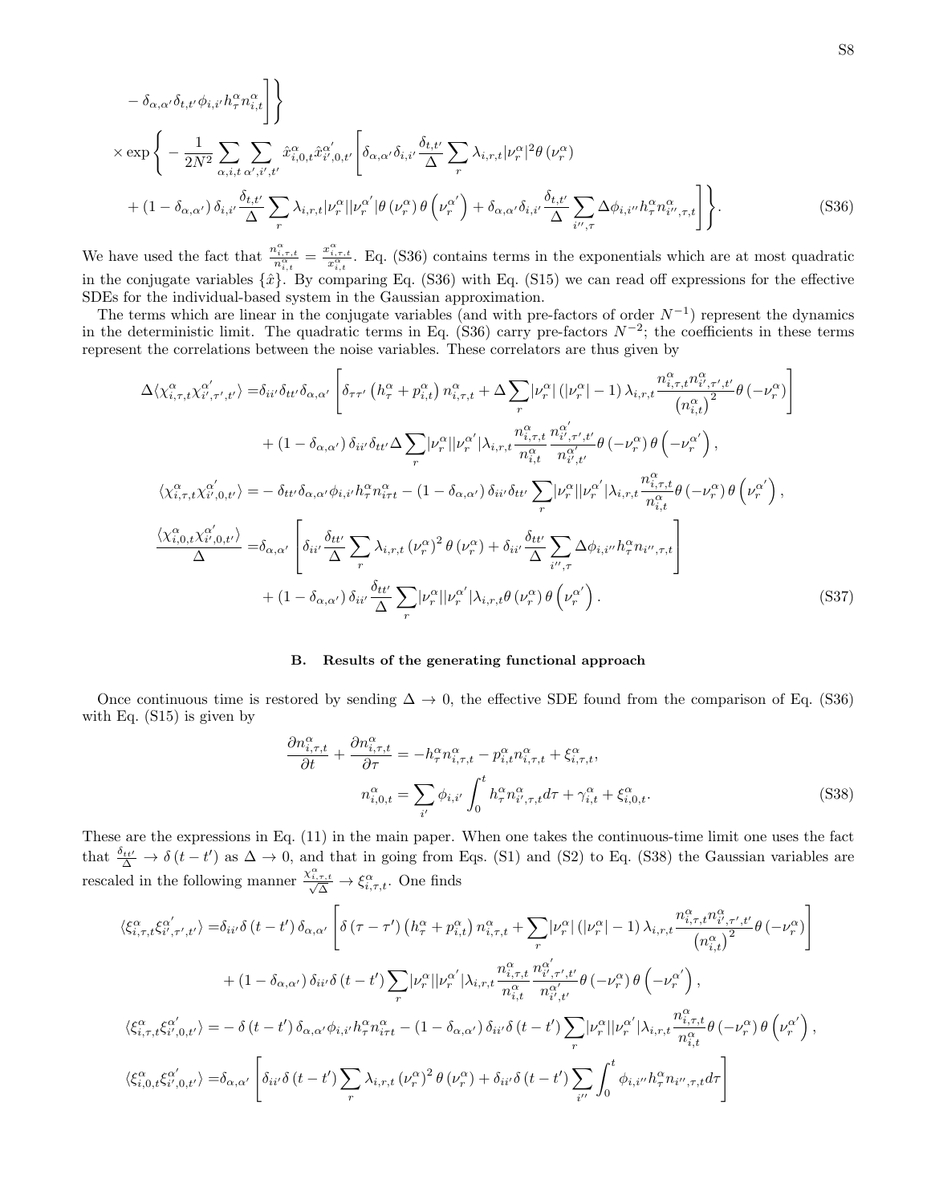$$
\begin{aligned}
&- \delta_{\alpha,\alpha'}\delta_{t,t'}\phi_{i,i'}h^\alpha_\tau n^\alpha_{i,t}\Bigg]\Bigg\} \\
&\times \exp\Bigg\{ -\frac{1}{2N^2}\sum_{\alpha,i,t}\sum_{\alpha',i',t'} \hat{x}^\alpha_{i,0,t}\hat{x}^{\alpha'}_{i',0,t'}\Bigg[\delta_{\alpha,\alpha'}\delta_{i,i'}\frac{\delta_{t,t'}}{\Delta}\sum_r \lambda_{i,r,t}|\nu^\alpha_r|^2\theta\left(\nu^\alpha_r\right) \\
&+ \left(1-\delta_{\alpha,\alpha'}\right)\delta_{i,i'}\frac{\delta_{t,t'}}{\Delta}\sum_r \lambda_{i,r,t}|\nu^\alpha_r||\nu^{\alpha'}_r|\theta\left(\nu^\alpha_r\right)\theta\left(\nu^{\alpha'}_r\right) + \delta_{\alpha,\alpha'}\delta_{i,i'}\frac{\delta_{t,t'}}{\Delta}\sum_{i'',\tau}\Delta\phi_{i,i''}h^\alpha_\tau n^\alpha_{i'',\tau,t}\Bigg]\Bigg\}. \qquad \text{(S36)}
\end{aligned}
$$

We have used the fact that $\frac{n^\alpha_{i,\tau,t}}{n^\alpha_{i,t}} = \frac{x^\alpha_{i,\tau,t}}{x^\alpha_{i,t}}$. Eq. (S36) contains terms in the exponentials which are at most quadratic in the conjugate variables $\{\hat{x}\}$. By comparing Eq. (S36) with Eq. (S15) we can read off expressions for the effective SDEs for the individual-based system in the Gaussian approximation.

The terms which are linear in the conjugate variables (and with pre-factors of order $N^{-1}$) represent the dynamics in the deterministic limit. The quadratic terms in Eq. (S36) carry pre-factors $N^{-2}$; the coefficients in these terms represent the correlations between the noise variables. These correlators are thus given by

$$
\begin{aligned}
\Delta\langle \chi^\alpha_{i,\tau,t}\chi^{\alpha'}_{i',\tau',t'}\rangle =& \delta_{ii'}\delta_{tt'}\delta_{\alpha,\alpha'}\left[\delta_{\tau\tau'}\left(h^\alpha_\tau + p^\alpha_{i,t}\right)n^\alpha_{i,\tau,t} + \Delta\sum_r|\nu^\alpha_r|\left(|\nu^\alpha_r|-1\right)\lambda_{i,r,t}\frac{n^\alpha_{i,\tau,t}n^\alpha_{i',\tau',t'}}{\left(n^\alpha_{i,t}\right)^2}\theta\left(-\nu^\alpha_r\right)\right] \\
&+ \left(1-\delta_{\alpha,\alpha'}\right)\delta_{ii'}\delta_{tt'}\Delta\sum_r|\nu^\alpha_r||\nu^{\alpha'}_r|\lambda_{i,r,t}\frac{n^\alpha_{i,\tau,t}}{n^\alpha_{i,t}}\frac{n^{\alpha'}_{i',\tau',t'}}{n^{\alpha'}_{i',t'}}\theta\left(-\nu^\alpha_r\right)\theta\left(-\nu^{\alpha'}_r\right), \\
\langle \chi^\alpha_{i,\tau,t}\chi^{\alpha'}_{i',0,t'}\rangle =& -\delta_{tt'}\delta_{\alpha,\alpha'}\phi_{i,i'}h^\alpha_\tau n^\alpha_{i\tau t} - \left(1-\delta_{\alpha,\alpha'}\right)\delta_{ii'}\delta_{tt'}\sum_r|\nu^\alpha_r||\nu^{\alpha'}_r|\lambda_{i,r,t}\frac{n^\alpha_{i,\tau,t}}{n^\alpha_{i,t}}\theta\left(-\nu^\alpha_r\right)\theta\left(\nu^{\alpha'}_r\right), \\
\frac{\langle \chi^\alpha_{i,0,t}\chi^{\alpha'}_{i',0,t'}\rangle}{\Delta} =& \delta_{\alpha,\alpha'}\left[\delta_{ii'}\frac{\delta_{tt'}}{\Delta}\sum_r\lambda_{i,r,t}\left(\nu^\alpha_r\right)^2\theta\left(\nu^\alpha_r\right) + \delta_{ii'}\frac{\delta_{tt'}}{\Delta}\sum_{i'',\tau}\Delta\phi_{i,i''}h^\alpha_\tau n_{i'',\tau,t}\right] \\
&+ \left(1-\delta_{\alpha,\alpha'}\right)\delta_{ii'}\frac{\delta_{tt'}}{\Delta}\sum_r|\nu^\alpha_r||\nu^{\alpha'}_r|\lambda_{i,r,t}\theta\left(\nu^\alpha_r\right)\theta\left(\nu^{\alpha'}_r\right). \qquad \text{(S37)}
\end{aligned}
$$

### B. Results of the generating functional approach

Once continuous time is restored by sending $\Delta \to 0$, the effective SDE found from the comparison of Eq. (S36) with Eq. (S15) is given by

$$
\begin{aligned}
\frac{\partial n^\alpha_{i,\tau,t}}{\partial t} + \frac{\partial n^\alpha_{i,\tau,t}}{\partial \tau} &= -h^\alpha_\tau n^\alpha_{i,\tau,t} - p^\alpha_{i,t}n^\alpha_{i,\tau,t} + \xi^\alpha_{i,\tau,t}, \\
n^\alpha_{i,0,t} &= \sum_{i'}\phi_{i,i'}\int_0^t h^\alpha_\tau n^\alpha_{i',\tau,t}d\tau + \gamma^\alpha_{i,t} + \xi^\alpha_{i,0,t}. \qquad \text{(S38)}
\end{aligned}
$$

These are the expressions in Eq. (11) in the main paper. When one takes the continuous-time limit one uses the fact that $\frac{\delta_{tt'}}{\Delta} \to \delta\left(t-t'\right)$ as $\Delta \to 0$, and that in going from Eqs. (S1) and (S2) to Eq. (S38) the Gaussian variables are rescaled in the following manner $\frac{\chi^\alpha_{i,\tau,t}}{\sqrt{\Delta}} \to \xi^\alpha_{i,\tau,t}$. One finds

$$
\begin{aligned}
\langle \xi^\alpha_{i,\tau,t}\xi^{\alpha'}_{i',\tau',t'}\rangle =& \delta_{ii'}\delta\left(t-t'\right)\delta_{\alpha,\alpha'}\left[\delta\left(\tau-\tau'\right)\left(h^\alpha_\tau + p^\alpha_{i,t}\right)n^\alpha_{i,\tau,t} + \sum_r|\nu^\alpha_r|\left(|\nu^\alpha_r|-1\right)\lambda_{i,r,t}\frac{n^\alpha_{i,\tau,t}n^\alpha_{i',\tau',t'}}{\left(n^\alpha_{i,t}\right)^2}\theta\left(-\nu^\alpha_r\right)\right] \\
&+ \left(1-\delta_{\alpha,\alpha'}\right)\delta_{ii'}\delta\left(t-t'\right)\sum_r|\nu^\alpha_r||\nu^{\alpha'}_r|\lambda_{i,r,t}\frac{n^\alpha_{i,\tau,t}}{n^\alpha_{i,t}}\frac{n^{\alpha'}_{i',\tau',t'}}{n^{\alpha'}_{i',t'}}\theta\left(-\nu^\alpha_r\right)\theta\left(-\nu^{\alpha'}_r\right), \\
\langle \xi^\alpha_{i,\tau,t}\xi^{\alpha'}_{i',0,t'}\rangle =& -\delta\left(t-t'\right)\delta_{\alpha,\alpha'}\phi_{i,i'}h^\alpha_\tau n^\alpha_{i\tau t} - \left(1-\delta_{\alpha,\alpha'}\right)\delta_{ii'}\delta\left(t-t'\right)\sum_r|\nu^\alpha_r||\nu^{\alpha'}_r|\lambda_{i,r,t}\frac{n^\alpha_{i,\tau,t}}{n^\alpha_{i,t}}\theta\left(-\nu^\alpha_r\right)\theta\left(\nu^{\alpha'}_r\right), \\
\langle \xi^\alpha_{i,0,t}\xi^{\alpha'}_{i',0,t'}\rangle =& \delta_{\alpha,\alpha'}\left[\delta_{ii'}\delta\left(t-t'\right)\sum_r\lambda_{i,r,t}\left(\nu^\alpha_r\right)^2\theta\left(\nu^\alpha_r\right) + \delta_{ii'}\delta\left(t-t'\right)\sum_{i''}\int_0^t\phi_{i,i''}h^\alpha_\tau n_{i'',\tau,t}d\tau\right]
\end{aligned}
$$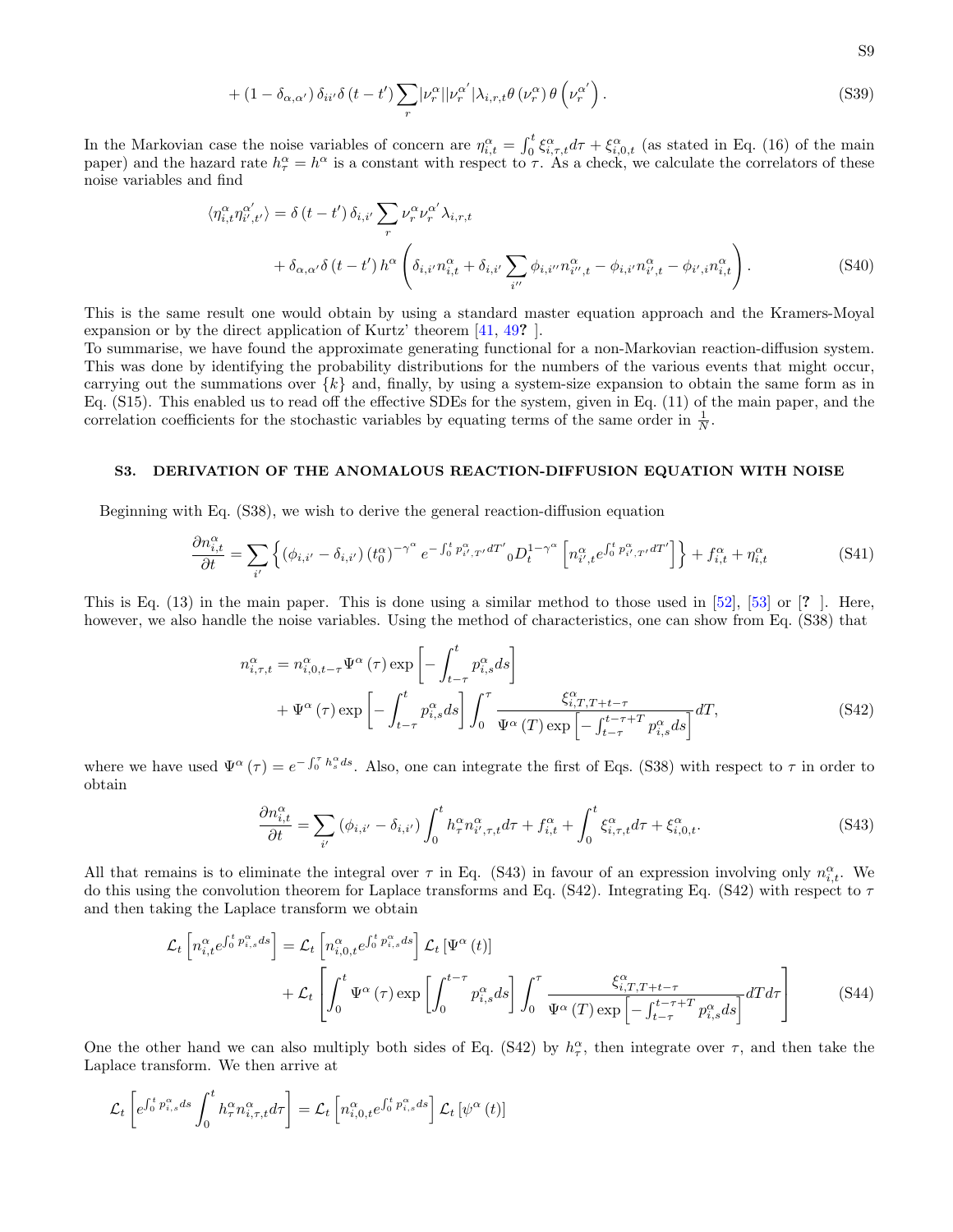$$+\left(1-\delta_{\alpha,\alpha'}\right)\delta_{ii'}\delta\left(t-t'\right)\sum_{r}|\nu_{r}^{\alpha}||\nu_{r}^{\alpha'}|\lambda_{i,r,t}\theta\left(\nu_{r}^{\alpha}\right)\theta\left(\nu_{r}^{\alpha'}\right). \tag{S39}$$

In the Markovian case the noise variables of concern are $\eta_{i,t}^{\alpha}=\int_{0}^{t}\xi_{i,\tau,t}^{\alpha}d\tau+\xi_{i,0,t}^{\alpha}$ (as stated in Eq. (16) of the main paper) and the hazard rate $h_{\tau}^{\alpha}=h^{\alpha}$ is a constant with respect to $\tau$. As a check, we calculate the correlators of these noise variables and find

$$\begin{aligned}\langle\eta_{i,t}^{\alpha}\eta_{i',t'}^{\alpha'}\rangle=&\ \delta\left(t-t'\right)\delta_{i,i'}\sum_{r}\nu_{r}^{\alpha}\nu_{r}^{\alpha'}\lambda_{i,r,t}\\&+\delta_{\alpha,\alpha'}\delta\left(t-t'\right)h^{\alpha}\left(\delta_{i,i'}n_{i,t}^{\alpha}+\delta_{i,i'}\sum_{i''}\phi_{i,i''}n_{i'',t}^{\alpha}-\phi_{i,i'}n_{i',t}^{\alpha}-\phi_{i',i}n_{i,t}^{\alpha}\right).\end{aligned} \tag{S40}$$

This is the same result one would obtain by using a standard master equation approach and the Kramers-Moyal expansion or by the direct application of Kurtz' theorem [41, 49? ].

To summarise, we have found the approximate generating functional for a non-Markovian reaction-diffusion system. This was done by identifying the probability distributions for the numbers of the various events that might occur, carrying out the summations over $\{k\}$ and, finally, by using a system-size expansion to obtain the same form as in Eq. (S15). This enabled us to read off the effective SDEs for the system, given in Eq. (11) of the main paper, and the correlation coefficients for the stochastic variables by equating terms of the same order in $\frac{1}{N}$.

## S3. DERIVATION OF THE ANOMALOUS REACTION-DIFFUSION EQUATION WITH NOISE

Beginning with Eq. (S38), we wish to derive the general reaction-diffusion equation

$$\frac{\partial n_{i,t}^{\alpha}}{\partial t}=\sum_{i'}\left\{\left(\phi_{i,i'}-\delta_{i,i'}\right)\left(t_{0}^{\alpha}\right)^{-\gamma^{\alpha}}e^{-\int_{0}^{t}p_{i',T'}^{\alpha}dT'}{}_{0}D_{t}^{1-\gamma^{\alpha}}\left[n_{i',t}^{\alpha}e^{\int_{0}^{t}p_{i',T'}^{\alpha}dT'}\right]\right\}+f_{i,t}^{\alpha}+\eta_{i,t}^{\alpha} \tag{S41}$$

This is Eq. (13) in the main paper. This is done using a similar method to those used in [52], [53] or [? ]. Here, however, we also handle the noise variables. Using the method of characteristics, one can show from Eq. (S38) that

$$\begin{aligned}n_{i,\tau,t}^{\alpha}=&\ n_{i,0,t-\tau}^{\alpha}\Psi^{\alpha}\left(\tau\right)\exp\left[-\int_{t-\tau}^{t}p_{i,s}^{\alpha}ds\right]\\&+\Psi^{\alpha}\left(\tau\right)\exp\left[-\int_{t-\tau}^{t}p_{i,s}^{\alpha}ds\right]\int_{0}^{\tau}\frac{\xi_{i,T,T+t-\tau}^{\alpha}}{\Psi^{\alpha}\left(T\right)\exp\left[-\int_{t-\tau}^{t-\tau+T}p_{i,s}^{\alpha}ds\right]}dT,\end{aligned} \tag{S42}$$

where we have used $\Psi^{\alpha}\left(\tau\right)=e^{-\int_{0}^{\tau}h_{s}^{\alpha}ds}$. Also, one can integrate the first of Eqs. (S38) with respect to $\tau$ in order to obtain

$$\frac{\partial n_{i,t}^{\alpha}}{\partial t}=\sum_{i'}\left(\phi_{i,i'}-\delta_{i,i'}\right)\int_{0}^{t}h_{\tau}^{\alpha}n_{i',\tau,t}^{\alpha}d\tau+f_{i,t}^{\alpha}+\int_{0}^{t}\xi_{i,\tau,t}^{\alpha}d\tau+\xi_{i,0,t}^{\alpha}. \tag{S43}$$

All that remains is to eliminate the integral over $\tau$ in Eq. (S43) in favour of an expression involving only $n_{i,t}^{\alpha}$. We do this using the convolution theorem for Laplace transforms and Eq. (S42). Integrating Eq. (S42) with respect to $\tau$ and then taking the Laplace transform we obtain

$$\begin{aligned}\mathcal{L}_{t}\left[n_{i,t}^{\alpha}e^{\int_{0}^{t}p_{i,s}^{\alpha}ds}\right]=&\ \mathcal{L}_{t}\left[n_{i,0,t}^{\alpha}e^{\int_{0}^{t}p_{i,s}^{\alpha}ds}\right]\mathcal{L}_{t}\left[\Psi^{\alpha}\left(t\right)\right]\\&+\mathcal{L}_{t}\left[\int_{0}^{t}\Psi^{\alpha}\left(\tau\right)\exp\left[\int_{0}^{t-\tau}p_{i,s}^{\alpha}ds\right]\int_{0}^{\tau}\frac{\xi_{i,T,T+t-\tau}^{\alpha}}{\Psi^{\alpha}\left(T\right)\exp\left[-\int_{t-\tau}^{t-\tau+T}p_{i,s}^{\alpha}ds\right]}dTd\tau\right]\end{aligned} \tag{S44}$$

One the other hand we can also multiply both sides of Eq. (S42) by $h_{\tau}^{\alpha}$, then integrate over $\tau$, and then take the Laplace transform. We then arrive at

$$\mathcal{L}_{t}\left[e^{\int_{0}^{t}p_{i,s}^{\alpha}ds}\int_{0}^{t}h_{\tau}^{\alpha}n_{i,\tau,t}^{\alpha}d\tau\right]=\mathcal{L}_{t}\left[n_{i,0,t}^{\alpha}e^{\int_{0}^{t}p_{i,s}^{\alpha}ds}\right]\mathcal{L}_{t}\left[\psi^{\alpha}\left(t\right)\right]$$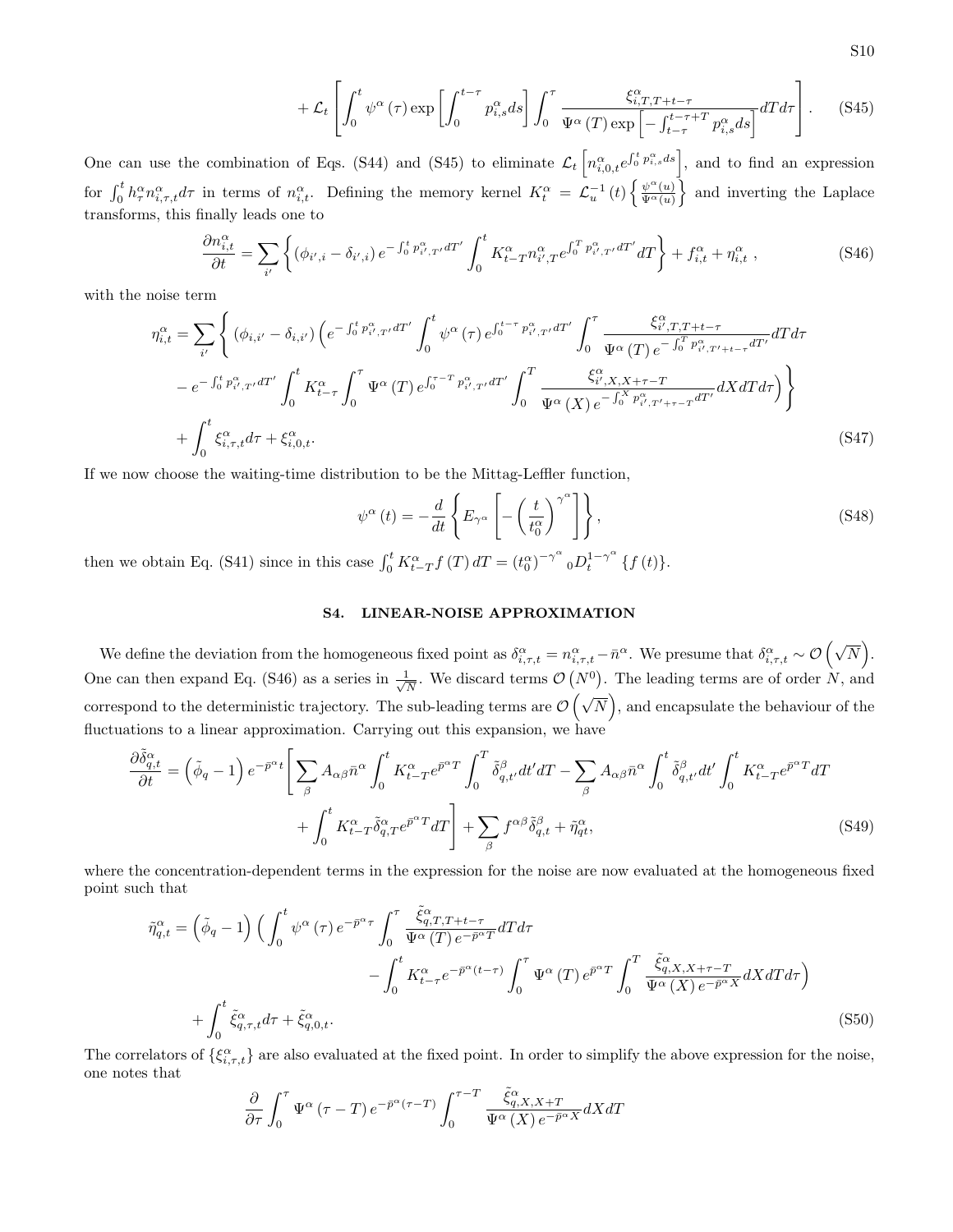$$+ \mathcal{L}_t \left[ \int_0^t \psi^\alpha(\tau) \exp\left[ \int_0^{t-\tau} p^\alpha_{i,s} ds \right] \int_0^\tau \frac{\xi^\alpha_{i,T,T+t-\tau}}{\Psi^\alpha(T) \exp\left[ - \int_{t-\tau}^{t-\tau+T} p^\alpha_{i,s} ds \right]} dT d\tau \right]. \tag{S45}$$

One can use the combination of Eqs. (S44) and (S45) to eliminate $\mathcal{L}_t \left[ n^\alpha_{i,0,t} e^{\int_0^t p^\alpha_{i,s} ds} \right]$, and to find an expression for $\int_0^t h^\alpha_\tau n^\alpha_{i,\tau,t} d\tau$ in terms of $n^\alpha_{i,t}$. Defining the memory kernel $K^\alpha_t = \mathcal{L}^{-1}_u(t) \left\{ \frac{\psi^\alpha(u)}{\Psi^\alpha(u)} \right\}$ and inverting the Laplace transforms, this finally leads one to

$$\frac{\partial n^\alpha_{i,t}}{\partial t} = \sum_{i'} \left\{ (\phi_{i',i} - \delta_{i',i}) e^{-\int_0^t p^\alpha_{i',T'} dT'} \int_0^t K^\alpha_{t-T} n^\alpha_{i',T} e^{\int_0^T p^\alpha_{i',T'} dT'} dT \right\} + f^\alpha_{i,t} + \eta^\alpha_{i,t} \,, \tag{S46}$$

with the noise term

$$\begin{aligned}
\eta^\alpha_{i,t} = \sum_{i'} \Bigg\{ & (\phi_{i,i'} - \delta_{i,i'}) \Big( e^{-\int_0^t p^\alpha_{i',T'} dT'} \int_0^t \psi^\alpha(\tau) e^{\int_0^{t-\tau} p^\alpha_{i',T'} dT'} \int_0^\tau \frac{\xi^\alpha_{i',T,T+t-\tau}}{\Psi^\alpha(T) e^{-\int_0^T p^\alpha_{i',T'+t-\tau} dT'}} dT d\tau \\
& - e^{-\int_0^t p^\alpha_{i',T'} dT'} \int_0^t K^\alpha_{t-\tau} \int_0^\tau \Psi^\alpha(T) e^{\int_0^{\tau-T} p^\alpha_{i',T'} dT'} \int_0^T \frac{\xi^\alpha_{i',X,X+\tau-T}}{\Psi^\alpha(X) e^{-\int_0^X p^\alpha_{i',T'+\tau-T} dT'}} dX dT d\tau \Big) \Bigg\} \\
& + \int_0^t \xi^\alpha_{i,\tau,t} d\tau + \xi^\alpha_{i,0,t}.
\end{aligned} \tag{S47}$$

If we now choose the waiting-time distribution to be the Mittag-Leffler function,

$$\psi^\alpha(t) = -\frac{d}{dt} \left\{ E_{\gamma^\alpha} \left[ - \left( \frac{t}{t^\alpha_0} \right)^{\gamma^\alpha} \right] \right\}, \tag{S48}$$

then we obtain Eq. (S41) since in this case $\int_0^t K^\alpha_{t-T} f(T) dT = (t^\alpha_0)^{-\gamma^\alpha} {}_0D_t^{1-\gamma^\alpha} \{f(t)\}$.

## S4. LINEAR-NOISE APPROXIMATION

We define the deviation from the homogeneous fixed point as $\delta^\alpha_{i,\tau,t} = n^\alpha_{i,\tau,t} - \bar{n}^\alpha$. We presume that $\delta^\alpha_{i,\tau,t} \sim \mathcal{O}\left(\sqrt{N}\right)$. One can then expand Eq. (S46) as a series in $\frac{1}{\sqrt{N}}$. We discard terms $\mathcal{O}(N^0)$. The leading terms are of order $N$, and correspond to the deterministic trajectory. The sub-leading terms are $\mathcal{O}\left(\sqrt{N}\right)$, and encapsulate the behaviour of the fluctuations to a linear approximation. Carrying out this expansion, we have

$$\begin{aligned}
\frac{\partial \tilde{\delta}^\alpha_{q,t}}{\partial t} = \left( \tilde{\phi}_q - 1 \right) e^{-\bar{p}^\alpha t} \Bigg[ & \sum_\beta A_{\alpha\beta} \bar{n}^\alpha \int_0^t K^\alpha_{t-T} e^{\bar{p}^\alpha T} \int_0^T \tilde{\delta}^\beta_{q,t'} dt' dT - \sum_\beta A_{\alpha\beta} \bar{n}^\alpha \int_0^t \tilde{\delta}^\beta_{q,t'} dt' \int_0^t K^\alpha_{t-T} e^{\bar{p}^\alpha T} dT \\
& + \int_0^t K^\alpha_{t-T} \tilde{\delta}^\alpha_{q,T} e^{\bar{p}^\alpha T} dT \Bigg] + \sum_\beta f^{\alpha\beta} \tilde{\delta}^\beta_{q,t} + \tilde{\eta}^\alpha_{qt},
\end{aligned} \tag{S49}$$

where the concentration-dependent terms in the expression for the noise are now evaluated at the homogeneous fixed point such that

$$\begin{aligned}
\tilde{\eta}^\alpha_{q,t} = \left( \tilde{\phi}_q - 1 \right) \Big( & \int_0^t \psi^\alpha(\tau) e^{-\bar{p}^\alpha \tau} \int_0^\tau \frac{\tilde{\xi}^\alpha_{q,T,T+t-\tau}}{\Psi^\alpha(T) e^{-\bar{p}^\alpha T}} dT d\tau \\
& - \int_0^t K^\alpha_{t-\tau} e^{-\bar{p}^\alpha (t-\tau)} \int_0^\tau \Psi^\alpha(T) e^{\bar{p}^\alpha T} \int_0^T \frac{\tilde{\xi}^\alpha_{q,X,X+\tau-T}}{\Psi^\alpha(X) e^{-\bar{p}^\alpha X}} dX dT d\tau \Big) \\
& + \int_0^t \tilde{\xi}^\alpha_{q,\tau,t} d\tau + \tilde{\xi}^\alpha_{q,0,t}.
\end{aligned} \tag{S50}$$

The correlators of $\{\xi^\alpha_{i,\tau,t}\}$ are also evaluated at the fixed point. In order to simplify the above expression for the noise, one notes that

$$\frac{\partial}{\partial \tau} \int_0^\tau \Psi^\alpha(\tau - T) e^{-\bar{p}^\alpha (\tau - T)} \int_0^{\tau - T} \frac{\tilde{\xi}^\alpha_{q,X,X+T}}{\Psi^\alpha(X) e^{-\bar{p}^\alpha X}} dX dT$$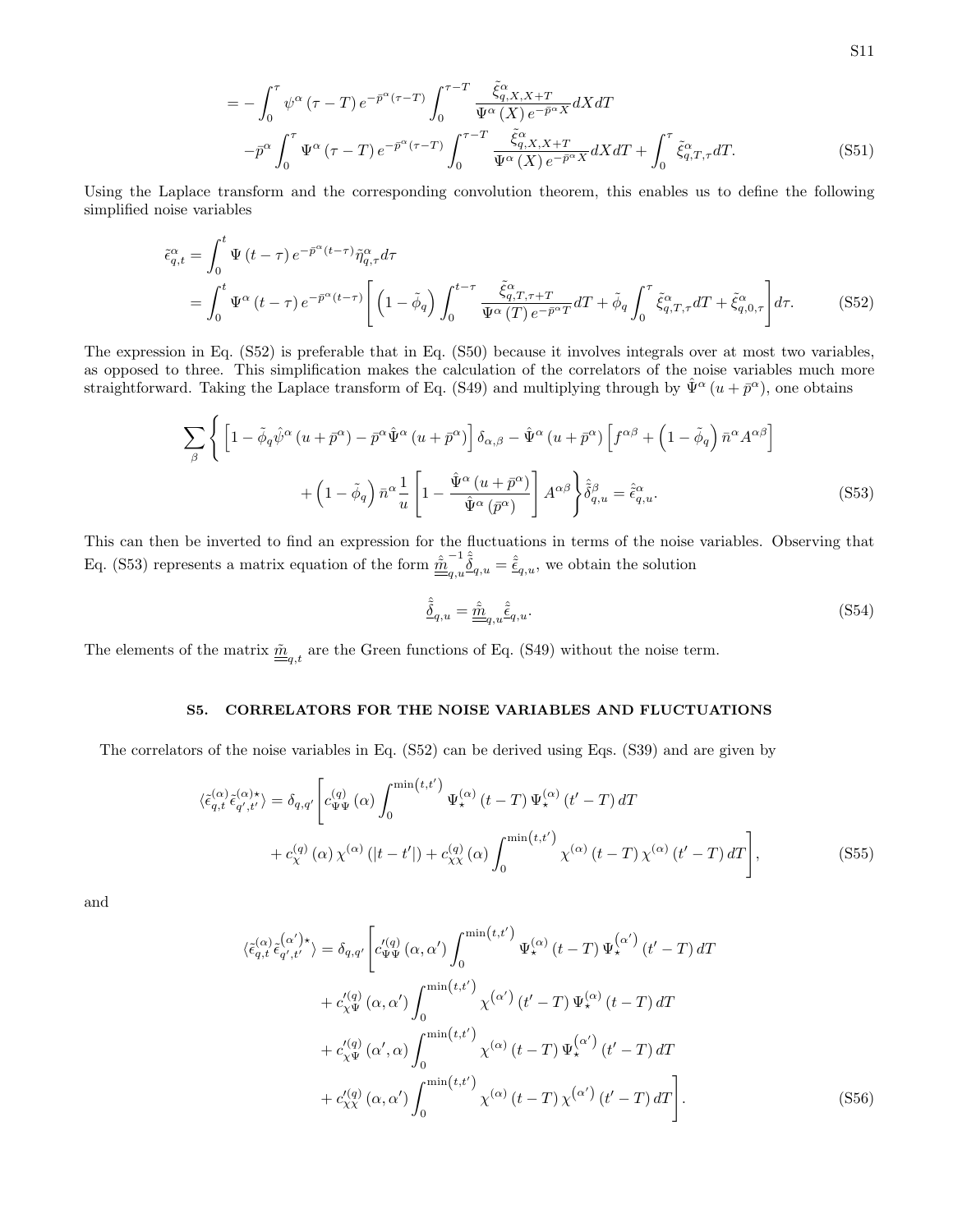$$
= -\int_0^\tau \psi^\alpha(\tau - T) e^{-\bar{p}^\alpha(\tau - T)} \int_0^{\tau - T} \frac{\tilde{\xi}^\alpha_{q,X,X+T}}{\Psi^\alpha(X) e^{-\bar{p}^\alpha X}} dX dT
$$

$$
-\bar{p}^\alpha \int_0^\tau \Psi^\alpha(\tau - T) e^{-\bar{p}^\alpha(\tau - T)} \int_0^{\tau - T} \frac{\tilde{\xi}^\alpha_{q,X,X+T}}{\Psi^\alpha(X) e^{-\bar{p}^\alpha X}} dX dT + \int_0^\tau \tilde{\xi}^\alpha_{q,T,\tau} dT. \tag{S51}
$$

Using the Laplace transform and the corresponding convolution theorem, this enables us to define the following simplified noise variables

$$
\tilde{\epsilon}^\alpha_{q,t} = \int_0^t \Psi(t - \tau) e^{-\bar{p}^\alpha(t - \tau)} \tilde{\eta}^\alpha_{q,\tau} d\tau
$$

$$
= \int_0^t \Psi^\alpha(t - \tau) e^{-\bar{p}^\alpha(t - \tau)} \left[ \left(1 - \tilde{\phi}_q\right) \int_0^{t - \tau} \frac{\tilde{\xi}^\alpha_{q,T,\tau+T}}{\Psi^\alpha(T) e^{-\bar{p}^\alpha T}} dT + \tilde{\phi}_q \int_0^\tau \tilde{\xi}^\alpha_{q,T,\tau} dT + \tilde{\xi}^\alpha_{q,0,\tau} \right] d\tau. \tag{S52}
$$

The expression in Eq. (S52) is preferable that in Eq. (S50) because it involves integrals over at most two variables, as opposed to three. This simplification makes the calculation of the correlators of the noise variables much more straightforward. Taking the Laplace transform of Eq. (S49) and multiplying through by $\hat{\Psi}^\alpha(u + \bar{p}^\alpha)$, one obtains

$$
\sum_\beta \left\{ \left[ 1 - \tilde{\phi}_q \hat{\psi}^\alpha(u + \bar{p}^\alpha) - \bar{p}^\alpha \hat{\Psi}^\alpha(u + \bar{p}^\alpha) \right] \delta_{\alpha,\beta} - \hat{\Psi}^\alpha(u + \bar{p}^\alpha) \left[ f^{\alpha\beta} + \left(1 - \tilde{\phi}_q\right) \bar{n}^\alpha A^{\alpha\beta} \right] \right.
$$

$$
\left. + \left(1 - \tilde{\phi}_q\right) \bar{n}^\alpha \frac{1}{u} \left[ 1 - \frac{\hat{\Psi}^\alpha(u + \bar{p}^\alpha)}{\hat{\Psi}^\alpha(\bar{p}^\alpha)} \right] A^{\alpha\beta} \right\} \hat{\tilde{\delta}}^\beta_{q,u} = \hat{\tilde{\epsilon}}^\alpha_{q,u}. \tag{S53}
$$

This can then be inverted to find an expression for the fluctuations in terms of the noise variables. Observing that Eq. (S53) represents a matrix equation of the form $\underline{\underline{\hat{\tilde{m}}}}^{-1}_{q,u} \underline{\hat{\tilde{\delta}}}_{q,u} = \underline{\hat{\tilde{\epsilon}}}_{q,u}$, we obtain the solution

$$
\underline{\hat{\tilde{\delta}}}_{q,u} = \underline{\underline{\hat{\tilde{m}}}}_{q,u} \underline{\hat{\tilde{\epsilon}}}_{q,u}. \tag{S54}
$$

The elements of the matrix $\underline{\underline{\tilde{m}}}_{q,t}$ are the Green functions of Eq. (S49) without the noise term.

## S5. CORRELATORS FOR THE NOISE VARIABLES AND FLUCTUATIONS

The correlators of the noise variables in Eq. (S52) can be derived using Eqs. (S39) and are given by

$$
\langle \tilde{\epsilon}^{(\alpha)}_{q,t} \tilde{\epsilon}^{(\alpha)\star}_{q',t'} \rangle = \delta_{q,q'} \left[ c^{(q)}_{\Psi\Psi}(\alpha) \int_0^{\min(t,t')} \Psi^{(\alpha)}_\star(t - T) \Psi^{(\alpha)}_\star(t' - T) dT \right.
$$

$$
\left. + c^{(q)}_\chi(\alpha) \chi^{(\alpha)}(|t - t'|) + c^{(q)}_{\chi\chi}(\alpha) \int_0^{\min(t,t')} \chi^{(\alpha)}(t - T) \chi^{(\alpha)}(t' - T) dT \right], \tag{S55}
$$

and

$$
\langle \tilde{\epsilon}^{(\alpha)}_{q,t} \tilde{\epsilon}^{(\alpha')\star}_{q',t'} \rangle = \delta_{q,q'} \left[ c'^{(q)}_{\Psi\Psi}(\alpha, \alpha') \int_0^{\min(t,t')} \Psi^{(\alpha)}_\star(t - T) \Psi^{(\alpha')}_\star(t' - T) dT \right.
$$

$$
+ c'^{(q)}_{\chi\Psi}(\alpha, \alpha') \int_0^{\min(t,t')} \chi^{(\alpha')}(t' - T) \Psi^{(\alpha)}_\star(t - T) dT
$$

$$
+ c'^{(q)}_{\chi\Psi}(\alpha', \alpha) \int_0^{\min(t,t')} \chi^{(\alpha)}(t - T) \Psi^{(\alpha')}_\star(t' - T) dT
$$

$$
\left. + c'^{(q)}_{\chi\chi}(\alpha, \alpha') \int_0^{\min(t,t')} \chi^{(\alpha)}(t - T) \chi^{(\alpha')}(t' - T) dT \right]. \tag{S56}
$$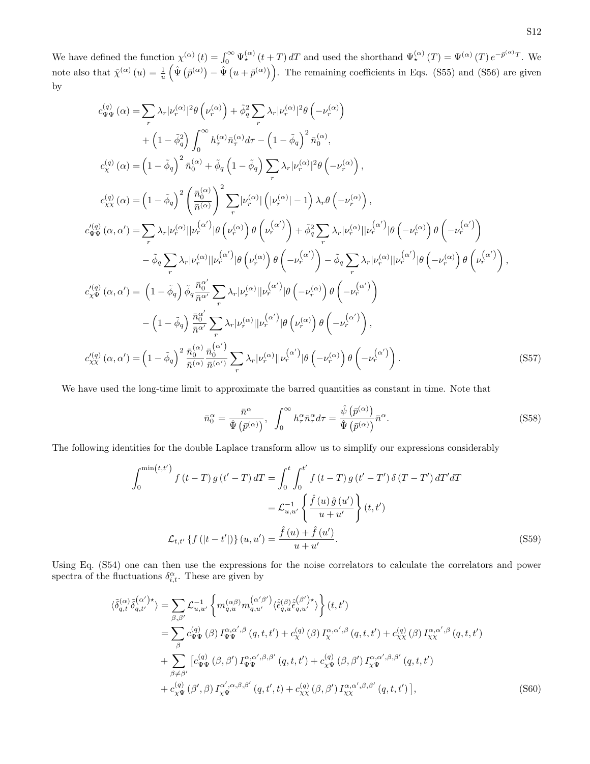We have defined the function $\chi^{(\alpha)}(t) = \int_0^\infty \Psi_\star^{(\alpha)}(t+T)\,dT$ and used the shorthand $\Psi_\star^{(\alpha)}(T) = \Psi^{(\alpha)}(T)\,e^{-\bar{p}^{(\alpha)}T}$. We note also that $\hat{\chi}^{(\alpha)}(u) = \frac{1}{u}\left(\hat{\Psi}\left(\bar{p}^{(\alpha)}\right) - \hat{\Psi}\left(u+\bar{p}^{(\alpha)}\right)\right)$. The remaining coefficients in Eqs. (S55) and (S56) are given by

$$
\begin{aligned}
c_{\Psi\Psi}^{(q)}(\alpha) &= \sum_r \lambda_r |\nu_r^{(\alpha)}|^2 \theta\left(\nu_r^{(\alpha)}\right) + \tilde{\phi}_q^2 \sum_r \lambda_r |\nu_r^{(\alpha)}|^2 \theta\left(-\nu_r^{(\alpha)}\right) \\
&\quad + \left(1-\tilde{\phi}_q^2\right)\int_0^\infty h_\tau^{(\alpha)} \bar{n}_\tau^{(\alpha)} d\tau - \left(1-\tilde{\phi}_q\right)^2 \bar{n}_0^{(\alpha)}, \\
c_{\chi}^{(q)}(\alpha) &= \left(1-\tilde{\phi}_q\right)^2 \bar{n}_0^{(\alpha)} + \tilde{\phi}_q\left(1-\tilde{\phi}_q\right)\sum_r \lambda_r |\nu_r^{(\alpha)}|^2 \theta\left(-\nu_r^{(\alpha)}\right), \\
c_{\chi\chi}^{(q)}(\alpha) &= \left(1-\tilde{\phi}_q\right)^2 \left(\frac{\bar{n}_0^{(\alpha)}}{\bar{n}^{(\alpha)}}\right)^2 \sum_r |\nu_r^{(\alpha)}|\left(|\nu_r^{(\alpha)}|-1\right)\lambda_r \theta\left(-\nu_r^{(\alpha)}\right), \\
c_{\Psi\Psi}^{\prime(q)}(\alpha,\alpha') &= \sum_r \lambda_r |\nu_r^{(\alpha)}||\nu_r^{(\alpha')}| \theta\left(\nu_r^{(\alpha)}\right)\theta\left(\nu_r^{(\alpha')}\right) + \tilde{\phi}_q^2 \sum_r \lambda_r |\nu_r^{(\alpha)}||\nu_r^{(\alpha')}| \theta\left(-\nu_r^{(\alpha)}\right)\theta\left(-\nu_r^{(\alpha')}\right) \\
&\quad - \tilde{\phi}_q \sum_r \lambda_r |\nu_r^{(\alpha)}||\nu_r^{(\alpha')}| \theta\left(\nu_r^{(\alpha)}\right)\theta\left(-\nu_r^{(\alpha')}\right) - \tilde{\phi}_q \sum_r \lambda_r |\nu_r^{(\alpha)}||\nu_r^{(\alpha')}| \theta\left(-\nu_r^{(\alpha)}\right)\theta\left(\nu_r^{(\alpha')}\right), \\
c_{\chi\Psi}^{\prime(q)}(\alpha,\alpha') &= \left(1-\tilde{\phi}_q\right)\tilde{\phi}_q \frac{\bar{n}_0^{\alpha'}}{\bar{n}^{\alpha'}} \sum_r \lambda_r |\nu_r^{(\alpha)}||\nu_r^{(\alpha')}| \theta\left(-\nu_r^{(\alpha)}\right)\theta\left(-\nu_r^{(\alpha')}\right) \\
&\quad - \left(1-\tilde{\phi}_q\right)\frac{\bar{n}_0^{\alpha'}}{\bar{n}^{\alpha'}} \sum_r \lambda_r |\nu_r^{(\alpha)}||\nu_r^{(\alpha')}| \theta\left(\nu_r^{(\alpha)}\right)\theta\left(-\nu_r^{(\alpha')}\right), \\
c_{\chi\chi}^{\prime(q)}(\alpha,\alpha') &= \left(1-\tilde{\phi}_q\right)^2 \frac{\bar{n}_0^{(\alpha)}}{\bar{n}^{(\alpha)}} \frac{\bar{n}_0^{(\alpha')}}{\bar{n}^{(\alpha')}} \sum_r \lambda_r |\nu_r^{(\alpha)}||\nu_r^{(\alpha')}| \theta\left(-\nu_r^{(\alpha)}\right)\theta\left(-\nu_r^{(\alpha')}\right).
\end{aligned}
\tag{S57}
$$

We have used the long-time limit to approximate the barred quantities as constant in time. Note that

$$
\bar{n}_0^\alpha = \frac{\bar{n}^\alpha}{\hat{\Psi}\left(\bar{p}^{(\alpha)}\right)}, \quad \int_0^\infty h_\tau^\alpha \bar{n}_\tau^\alpha d\tau = \frac{\hat{\psi}\left(\bar{p}^{(\alpha)}\right)}{\hat{\Psi}\left(\bar{p}^{(\alpha)}\right)}\bar{n}^\alpha.
\tag{S58}
$$

The following identities for the double Laplace transform allow us to simplify our expressions considerably

$$
\begin{aligned}
\int_0^{\min(t,t')} f(t-T)\,g(t'-T)\,dT &= \int_0^t \int_0^{t'} f(t-T)\,g(t'-T')\,\delta(T-T')\,dT'dT \\
&= \mathcal{L}_{u,u'}^{-1}\left\{\frac{\hat{f}(u)\,\hat{g}(u')}{u+u'}\right\}(t,t') \\
\mathcal{L}_{t,t'}\left\{f(|t-t'|)\right\}(u,u') &= \frac{\hat{f}(u)+\hat{f}(u')}{u+u'}.
\end{aligned}
\tag{S59}
$$

Using Eq. (S54) one can then use the expressions for the noise correlators to calculate the correlators and power spectra of the fluctuations $\delta_{i,t}^\alpha$. These are given by

$$
\begin{aligned}
\langle \tilde{\delta}_{q,t}^{(\alpha)} \tilde{\delta}_{q,t'}^{(\alpha')\star} \rangle &= \sum_{\beta,\beta'} \mathcal{L}_{u,u'}^{-1}\left\{ m_{q,u}^{(\alpha\beta)} m_{q,u'}^{(\alpha'\beta')} \langle \hat{\tilde{\epsilon}}_{q,u}^{(\beta)} \hat{\tilde{\epsilon}}_{q,u'}^{(\beta')\star} \rangle \right\}(t,t') \\
&= \sum_\beta c_{\Psi\Psi}^{(q)}(\beta)\, I_{\Psi\Psi}^{\alpha,\alpha',\beta}(q,t,t') + c_{\chi}^{(q)}(\beta)\, I_{\chi}^{\alpha,\alpha',\beta}(q,t,t') + c_{\chi\chi}^{(q)}(\beta)\, I_{\chi\chi}^{\alpha,\alpha',\beta}(q,t,t') \\
&\quad + \sum_{\beta\neq\beta'} \left[ c_{\Psi\Psi}^{(q)}(\beta,\beta')\, I_{\Psi\Psi}^{\alpha,\alpha',\beta,\beta'}(q,t,t') + c_{\chi\Psi}^{(q)}(\beta,\beta')\, I_{\chi\Psi}^{\alpha,\alpha',\beta,\beta'}(q,t,t') \right. \\
&\quad \left. + c_{\chi\Psi}^{(q)}(\beta',\beta)\, I_{\chi\Psi}^{\alpha',\alpha,\beta,\beta'}(q,t',t) + c_{\chi\chi}^{(q)}(\beta,\beta')\, I_{\chi\chi}^{\alpha,\alpha',\beta,\beta'}(q,t,t') \right],
\end{aligned}
\tag{S60}
$$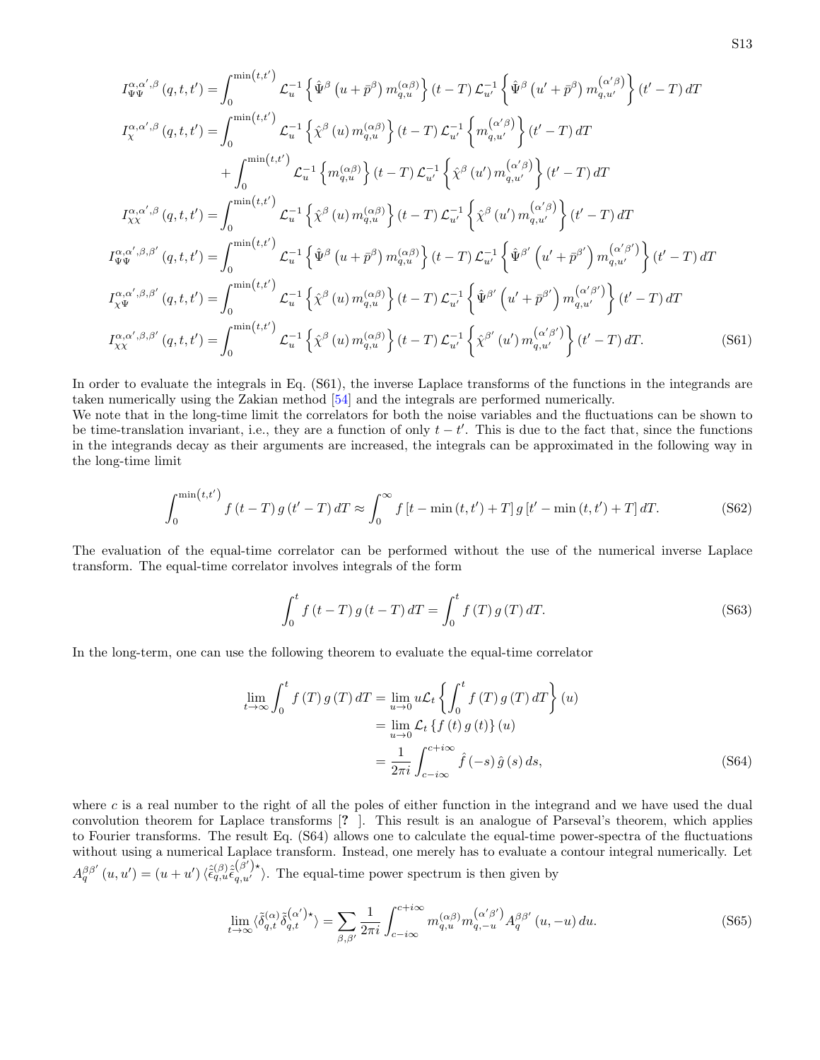$$
\begin{aligned}
I_{\Psi\Psi}^{\alpha,\alpha',\beta}\left(q,t,t'\right) &= \int_0^{\min\left(t,t'\right)} \mathcal{L}_u^{-1}\left\{\hat{\Psi}^{\beta}\left(u+\bar{p}^{\beta}\right) m_{q,u}^{(\alpha\beta)}\right\}(t-T)\, \mathcal{L}_{u'}^{-1}\left\{\hat{\Psi}^{\beta}\left(u'+\bar{p}^{\beta}\right) m_{q,u'}^{\left(\alpha'\beta\right)}\right\}(t'-T)\, dT \\
I_{\chi}^{\alpha,\alpha',\beta}\left(q,t,t'\right) &= \int_0^{\min\left(t,t'\right)} \mathcal{L}_u^{-1}\left\{\hat{\chi}^{\beta}\left(u\right) m_{q,u}^{(\alpha\beta)}\right\}(t-T)\, \mathcal{L}_{u'}^{-1}\left\{m_{q,u'}^{\left(\alpha'\beta\right)}\right\}(t'-T)\, dT \\
&\quad + \int_0^{\min\left(t,t'\right)} \mathcal{L}_u^{-1}\left\{m_{q,u}^{(\alpha\beta)}\right\}(t-T)\, \mathcal{L}_{u'}^{-1}\left\{\hat{\chi}^{\beta}\left(u'\right) m_{q,u'}^{\left(\alpha'\beta\right)}\right\}(t'-T)\, dT \\
I_{\chi\chi}^{\alpha,\alpha',\beta}\left(q,t,t'\right) &= \int_0^{\min\left(t,t'\right)} \mathcal{L}_u^{-1}\left\{\hat{\chi}^{\beta}\left(u\right) m_{q,u}^{(\alpha\beta)}\right\}(t-T)\, \mathcal{L}_{u'}^{-1}\left\{\hat{\chi}^{\beta}\left(u'\right) m_{q,u'}^{\left(\alpha'\beta\right)}\right\}(t'-T)\, dT \\
I_{\Psi\Psi}^{\alpha,\alpha',\beta,\beta'}\left(q,t,t'\right) &= \int_0^{\min\left(t,t'\right)} \mathcal{L}_u^{-1}\left\{\hat{\Psi}^{\beta}\left(u+\bar{p}^{\beta}\right) m_{q,u}^{(\alpha\beta)}\right\}(t-T)\, \mathcal{L}_{u'}^{-1}\left\{\hat{\Psi}^{\beta'}\left(u'+\bar{p}^{\beta'}\right) m_{q,u'}^{\left(\alpha'\beta'\right)}\right\}(t'-T)\, dT \\
I_{\chi\Psi}^{\alpha,\alpha',\beta,\beta'}\left(q,t,t'\right) &= \int_0^{\min\left(t,t'\right)} \mathcal{L}_u^{-1}\left\{\hat{\chi}^{\beta}\left(u\right) m_{q,u}^{(\alpha\beta)}\right\}(t-T)\, \mathcal{L}_{u'}^{-1}\left\{\hat{\Psi}^{\beta'}\left(u'+\bar{p}^{\beta'}\right) m_{q,u'}^{\left(\alpha'\beta'\right)}\right\}(t'-T)\, dT \\
I_{\chi\chi}^{\alpha,\alpha',\beta,\beta'}\left(q,t,t'\right) &= \int_0^{\min\left(t,t'\right)} \mathcal{L}_u^{-1}\left\{\hat{\chi}^{\beta}\left(u\right) m_{q,u}^{(\alpha\beta)}\right\}(t-T)\, \mathcal{L}_{u'}^{-1}\left\{\hat{\chi}^{\beta'}\left(u'\right) m_{q,u'}^{\left(\alpha'\beta'\right)}\right\}(t'-T)\, dT. \qquad \text{(S61)}
\end{aligned}
$$

In order to evaluate the integrals in Eq. (S61), the inverse Laplace transforms of the functions in the integrands are taken numerically using the Zakian method [54] and the integrals are performed numerically.

We note that in the long-time limit the correlators for both the noise variables and the fluctuations can be shown to be time-translation invariant, i.e., they are a function of only $t-t'$. This is due to the fact that, since the functions in the integrands decay as their arguments are increased, the integrals can be approximated in the following way in the long-time limit

$$
\int_0^{\min\left(t,t'\right)} f\left(t-T\right) g\left(t'-T\right) dT \approx \int_0^{\infty} f\left[t-\min\left(t,t'\right)+T\right] g\left[t'-\min\left(t,t'\right)+T\right] dT. \qquad \text{(S62)}
$$

The evaluation of the equal-time correlator can be performed without the use of the numerical inverse Laplace transform. The equal-time correlator involves integrals of the form

$$
\int_0^{t} f\left(t-T\right) g\left(t-T\right) dT = \int_0^{t} f\left(T\right) g\left(T\right) dT. \qquad \text{(S63)}
$$

In the long-term, one can use the following theorem to evaluate the equal-time correlator

$$
\begin{aligned}
\lim_{t\to\infty} \int_0^{t} f\left(T\right) g\left(T\right) dT &= \lim_{u\to 0} u\mathcal{L}_t\left\{\int_0^{t} f\left(T\right) g\left(T\right) dT\right\}(u) \\
&= \lim_{u\to 0} \mathcal{L}_t\left\{f\left(t\right) g\left(t\right)\right\}(u) \\
&= \frac{1}{2\pi i}\int_{c-i\infty}^{c+i\infty} \hat{f}\left(-s\right) \hat{g}\left(s\right) ds, \qquad \text{(S64)}
\end{aligned}
$$

where $c$ is a real number to the right of all the poles of either function in the integrand and we have used the dual convolution theorem for Laplace transforms [? ]. This result is an analogue of Parseval's theorem, which applies to Fourier transforms. The result Eq. (S64) allows one to calculate the equal-time power-spectra of the fluctuations without using a numerical Laplace transform. Instead, one merely has to evaluate a contour integral numerically. Let $A_q^{\beta\beta'}\left(u,u'\right) = \left(u+u'\right)\langle \hat{\tilde{\epsilon}}_{q,u}^{(\beta)} \hat{\tilde{\epsilon}}_{q,u'}^{\left(\beta'\right)\star}\rangle$. The equal-time power spectrum is then given by

$$
\lim_{t\to\infty} \langle \tilde{\delta}_{q,t}^{(\alpha)} \tilde{\delta}_{q,t}^{\left(\alpha'\right)\star}\rangle = \sum_{\beta,\beta'} \frac{1}{2\pi i}\int_{c-i\infty}^{c+i\infty} m_{q,u}^{(\alpha\beta)} m_{q,-u}^{\left(\alpha'\beta'\right)} A_q^{\beta\beta'}\left(u,-u\right) du. \qquad \text{(S65)}
$$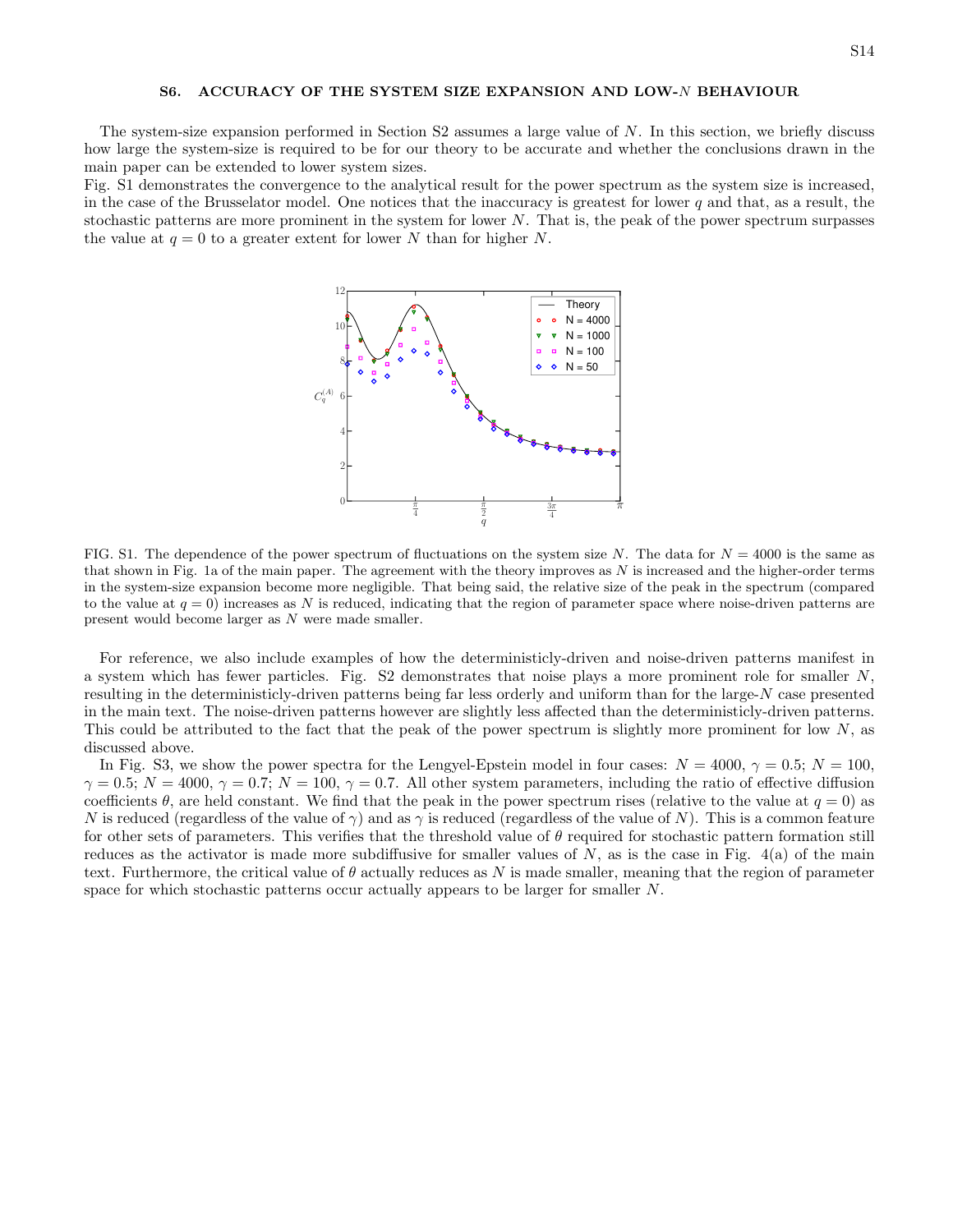## S6. ACCURACY OF THE SYSTEM SIZE EXPANSION AND LOW-$N$ BEHAVIOUR

The system-size expansion performed in Section S2 assumes a large value of $N$. In this section, we briefly discuss how large the system-size is required to be for our theory to be accurate and whether the conclusions drawn in the main paper can be extended to lower system sizes.

Fig. S1 demonstrates the convergence to the analytical result for the power spectrum as the system size is increased, in the case of the Brusselator model. One notices that the inaccuracy is greatest for lower $q$ and that, as a result, the stochastic patterns are more prominent in the system for lower $N$. That is, the peak of the power spectrum surpasses the value at $q = 0$ to a greater extent for lower $N$ than for higher $N$.

FIG. S1. The dependence of the power spectrum of fluctuations on the system size $N$. The data for $N = 4000$ is the same as that shown in Fig. 1a of the main paper. The agreement with the theory improves as $N$ is increased and the higher-order terms in the system-size expansion become more negligible. That being said, the relative size of the peak in the spectrum (compared to the value at $q = 0$) increases as $N$ is reduced, indicating that the region of parameter space where noise-driven patterns are present would become larger as $N$ were made smaller.

For reference, we also include examples of how the deterministicly-driven and noise-driven patterns manifest in a system which has fewer particles. Fig. S2 demonstrates that noise plays a more prominent role for smaller $N$, resulting in the deterministicly-driven patterns being far less orderly and uniform than for the large-$N$ case presented in the main text. The noise-driven patterns however are slightly less affected than the deterministicly-driven patterns. This could be attributed to the fact that the peak of the power spectrum is slightly more prominent for low $N$, as discussed above.

In Fig. S3, we show the power spectra for the Lengyel-Epstein model in four cases: $N = 4000$, $\gamma = 0.5$; $N = 100$, $\gamma = 0.5$; $N = 4000$, $\gamma = 0.7$; $N = 100$, $\gamma = 0.7$. All other system parameters, including the ratio of effective diffusion coefficients $\theta$, are held constant. We find that the peak in the power spectrum rises (relative to the value at $q = 0$) as $N$ is reduced (regardless of the value of $\gamma$) and as $\gamma$ is reduced (regardless of the value of $N$). This is a common feature for other sets of parameters. This verifies that the threshold value of $\theta$ required for stochastic pattern formation still reduces as the activator is made more subdiffusive for smaller values of $N$, as is the case in Fig. 4(a) of the main text. Furthermore, the critical value of $\theta$ actually reduces as $N$ is made smaller, meaning that the region of parameter space for which stochastic patterns occur actually appears to be larger for smaller $N$.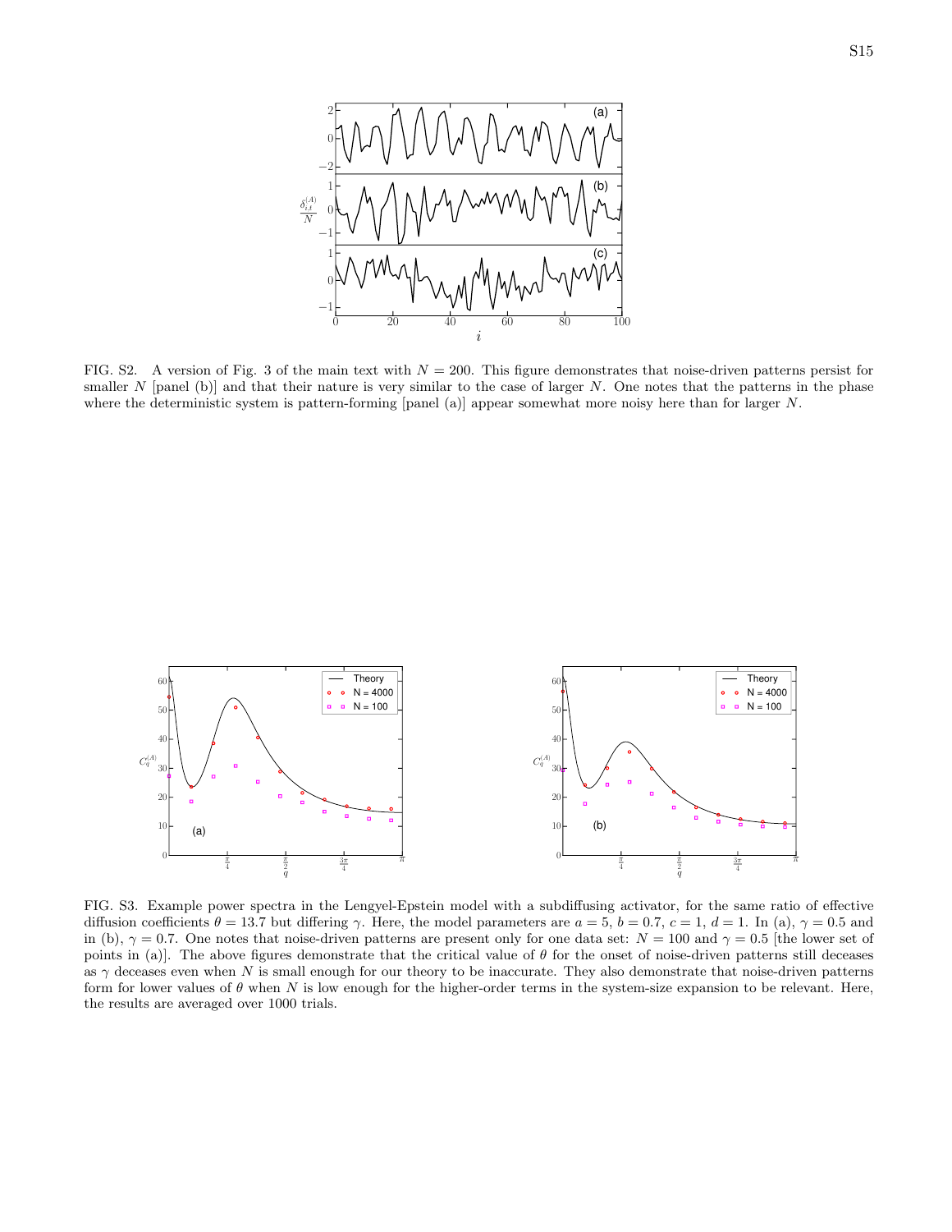2
0
−2
(a)
1
0
−1
(b)
$\frac{\delta_{i,t}^{(A)}}{N}$
1
0
−1
(c)
0
20
40
60
80
100
$i$

FIG. S2. A version of Fig. 3 of the main text with $N = 200$. This figure demonstrates that noise-driven patterns persist for smaller $N$ [panel (b)] and that their nature is very similar to the case of larger $N$. One notes that the patterns in the phase where the deterministic system is pattern-forming [panel (a)] appear somewhat more noisy here than for larger $N$.

Theory
N = 4000
N = 100
$C_q^{(A)}$
60
50
40
30
20
10
0
(a)
$\frac{\pi}{4}$
$\frac{\pi}{2}$
$\frac{3\pi}{4}$
$\pi$
$q$

Theory
N = 4000
N = 100
$C_q^{(A)}$
60
50
40
30
20
10
0
(b)
$\frac{\pi}{4}$
$\frac{\pi}{2}$
$\frac{3\pi}{4}$
$\pi$
$q$

FIG. S3. Example power spectra in the Lengyel-Epstein model with a subdiffusing activator, for the same ratio of effective diffusion coefficients $\theta = 13.7$ but differing $\gamma$. Here, the model parameters are $a = 5$, $b = 0.7$, $c = 1$, $d = 1$. In (a), $\gamma = 0.5$ and in (b), $\gamma = 0.7$. One notes that noise-driven patterns are present only for one data set: $N = 100$ and $\gamma = 0.5$ [the lower set of points in (a)]. The above figures demonstrate that the critical value of $\theta$ for the onset of noise-driven patterns still deceases as $\gamma$ deceases even when $N$ is small enough for our theory to be inaccurate. They also demonstrate that noise-driven patterns form for lower values of $\theta$ when $N$ is low enough for the higher-order terms in the system-size expansion to be relevant. Here, the results are averaged over 1000 trials.